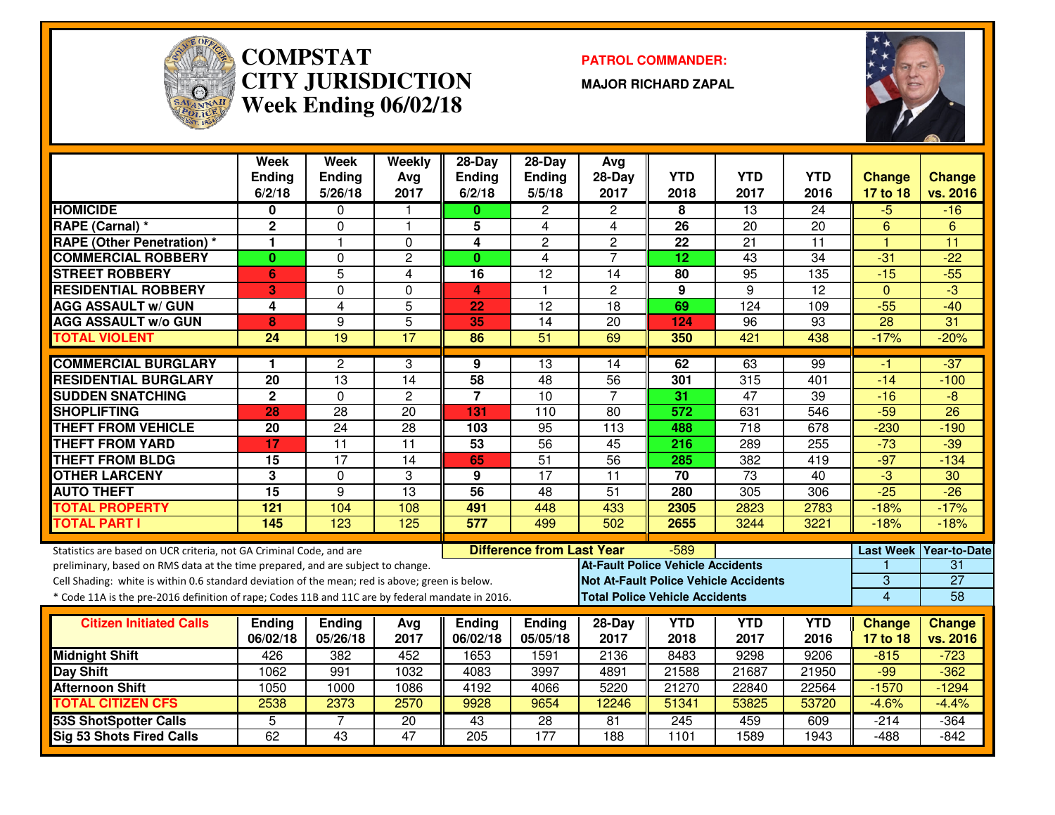# COMPSTAT CITY JURISDICTION Week Ending 06/02/18

**PATROL COMMANDER:**

**MAJOR RICHARD ZAPAL**

| | Week Ending 6/2/18 | Week Ending 5/26/18 | Weekly Avg 2017 | 28-Day Ending 6/2/18 | 28-Day Ending 5/5/18 | Avg 28-Day 2017 | YTD 2018 | YTD 2017 | YTD 2016 | Change 17 to 18 | Change vs. 2016 |
|---|---|---|---|---|---|---|---|---|---|---|---|
| HOMICIDE | 0 | 0 | 1 | 0 | 2 | 2 | 8 | 13 | 24 | -5 | -16 |
| RAPE (Carnal) * | 2 | 0 | 1 | 5 | 4 | 4 | 26 | 20 | 20 | 6 | 6 |
| RAPE (Other Penetration) * | 1 | 1 | 0 | 4 | 2 | 2 | 22 | 21 | 11 | 1 | 11 |
| COMMERCIAL ROBBERY | 0 | 0 | 2 | 0 | 4 | 7 | 12 | 43 | 34 | -31 | -22 |
| STREET ROBBERY | 6 | 5 | 4 | 16 | 12 | 14 | 80 | 95 | 135 | -15 | -55 |
| RESIDENTIAL ROBBERY | 3 | 0 | 0 | 4 | 1 | 2 | 9 | 9 | 12 | 0 | -3 |
| AGG ASSAULT w/ GUN | 4 | 4 | 5 | 22 | 12 | 18 | 69 | 124 | 109 | -55 | -40 |
| AGG ASSAULT w/o GUN | 8 | 9 | 5 | 35 | 14 | 20 | 124 | 96 | 93 | 28 | 31 |
| TOTAL VIOLENT | 24 | 19 | 17 | 86 | 51 | 69 | 350 | 421 | 438 | -17% | -20% |
| COMMERCIAL BURGLARY | 1 | 2 | 3 | 9 | 13 | 14 | 62 | 63 | 99 | -1 | -37 |
| RESIDENTIAL BURGLARY | 20 | 13 | 14 | 58 | 48 | 56 | 301 | 315 | 401 | -14 | -100 |
| SUDDEN SNATCHING | 2 | 0 | 2 | 7 | 10 | 7 | 31 | 47 | 39 | -16 | -8 |
| SHOPLIFTING | 28 | 28 | 20 | 131 | 110 | 80 | 572 | 631 | 546 | -59 | 26 |
| THEFT FROM VEHICLE | 20 | 24 | 28 | 103 | 95 | 113 | 488 | 718 | 678 | -230 | -190 |
| THEFT FROM YARD | 17 | 11 | 11 | 53 | 56 | 45 | 216 | 289 | 255 | -73 | -39 |
| THEFT FROM BLDG | 15 | 17 | 14 | 65 | 51 | 56 | 285 | 382 | 419 | -97 | -134 |
| OTHER LARCENY | 3 | 0 | 3 | 9 | 17 | 11 | 70 | 73 | 40 | -3 | 30 |
| AUTO THEFT | 15 | 9 | 13 | 56 | 48 | 51 | 280 | 305 | 306 | -25 | -26 |
| TOTAL PROPERTY | 121 | 104 | 108 | 491 | 448 | 433 | 2305 | 2823 | 2783 | -18% | -17% |
| TOTAL PART I | 145 | 123 | 125 | 577 | 499 | 502 | 2655 | 3244 | 3221 | -18% | -18% |

**Difference from Last Year:** -589

Statistics are based on UCR criteria, not GA Criminal Code, and are preliminary, based on RMS data at the time prepared, and are subject to change.
Cell Shading: white is within 0.6 standard deviation of the mean; red is above; green is below.
* Code 11A is the pre-2016 definition of rape; Codes 11B and 11C are by federal mandate in 2016.

| | Last Week | Year-to-Date |
|---|---|---|
| At-Fault Police Vehicle Accidents | 1 | 31 |
| Not At-Fault Police Vehicle Accidents | 3 | 27 |
| Total Police Vehicle Accidents | 4 | 58 |

| Citizen Initiated Calls | Ending 06/02/18 | Ending 05/26/18 | Avg 2017 | Ending 06/02/18 | Ending 05/05/18 | 28-Day 2017 | YTD 2018 | YTD 2017 | YTD 2016 | Change 17 to 18 | Change vs. 2016 |
|---|---|---|---|---|---|---|---|---|---|---|---|
| Midnight Shift | 426 | 382 | 452 | 1653 | 1591 | 2136 | 8483 | 9298 | 9206 | -815 | -723 |
| Day Shift | 1062 | 991 | 1032 | 4083 | 3997 | 4891 | 21588 | 21687 | 21950 | -99 | -362 |
| Afternoon Shift | 1050 | 1000 | 1086 | 4192 | 4066 | 5220 | 21270 | 22840 | 22564 | -1570 | -1294 |
| TOTAL CITIZEN CFS | 2538 | 2373 | 2570 | 9928 | 9654 | 12246 | 51341 | 53825 | 53720 | -4.6% | -4.4% |
| 53S ShotSpotter Calls | 5 | 7 | 20 | 43 | 28 | 81 | 245 | 459 | 609 | -214 | -364 |
| Sig 53 Shots Fired Calls | 62 | 43 | 47 | 205 | 177 | 188 | 1101 | 1589 | 1943 | -488 | -842 |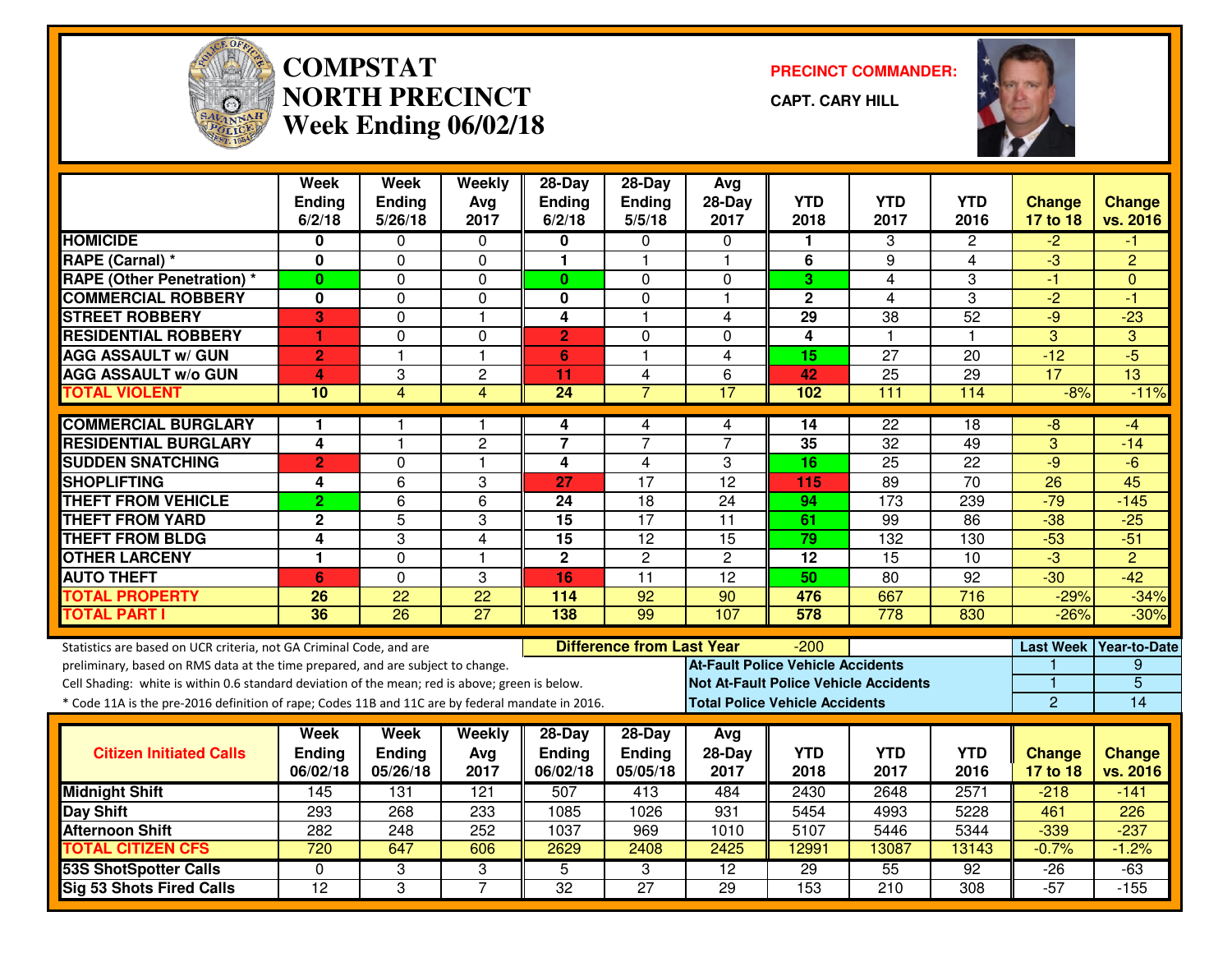# COMPSTAT
# NORTH PRECINCT
## Week Ending 06/02/18

**PRECINCT COMMANDER:**

**CAPT. CARY HILL**

| | Week Ending 6/2/18 | Week Ending 5/26/18 | Weekly Avg 2017 | 28-Day Ending 6/2/18 | 28-Day Ending 5/5/18 | Avg 28-Day 2017 | YTD 2018 | YTD 2017 | YTD 2016 | Change 17 to 18 | Change vs. 2016 |
|---|---|---|---|---|---|---|---|---|---|---|---|
| **HOMICIDE** | 0 | 0 | 0 | 0 | 0 | 0 | 1 | 3 | 2 | -2 | -1 |
| **RAPE (Carnal) *** | 0 | 0 | 0 | 1 | 1 | 1 | 6 | 9 | 4 | -3 | 2 |
| **RAPE (Other Penetration) *** | 0 | 0 | 0 | 0 | 0 | 0 | 3 | 4 | 3 | -1 | 0 |
| **COMMERCIAL ROBBERY** | 0 | 0 | 0 | 0 | 0 | 1 | 2 | 4 | 3 | -2 | -1 |
| **STREET ROBBERY** | 3 | 0 | 1 | 4 | 1 | 4 | 29 | 38 | 52 | -9 | -23 |
| **RESIDENTIAL ROBBERY** | 1 | 0 | 0 | 2 | 0 | 0 | 4 | 1 | 1 | 3 | 3 |
| **AGG ASSAULT w/ GUN** | 2 | 1 | 1 | 6 | 1 | 4 | 15 | 27 | 20 | -12 | -5 |
| **AGG ASSAULT w/o GUN** | 4 | 3 | 2 | 11 | 4 | 6 | 42 | 25 | 29 | 17 | 13 |
| **TOTAL VIOLENT** | 10 | 4 | 4 | 24 | 7 | 17 | 102 | 111 | 114 | -8% | -11% |
| **COMMERCIAL BURGLARY** | 1 | 1 | 1 | 4 | 4 | 4 | 14 | 22 | 18 | -8 | -4 |
| **RESIDENTIAL BURGLARY** | 4 | 1 | 2 | 7 | 7 | 7 | 35 | 32 | 49 | 3 | -14 |
| **SUDDEN SNATCHING** | 2 | 0 | 1 | 4 | 4 | 3 | 16 | 25 | 22 | -9 | -6 |
| **SHOPLIFTING** | 4 | 6 | 3 | 27 | 17 | 12 | 115 | 89 | 70 | 26 | 45 |
| **THEFT FROM VEHICLE** | 2 | 6 | 6 | 24 | 18 | 24 | 94 | 173 | 239 | -79 | -145 |
| **THEFT FROM YARD** | 2 | 5 | 3 | 15 | 17 | 11 | 61 | 99 | 86 | -38 | -25 |
| **THEFT FROM BLDG** | 4 | 3 | 4 | 15 | 12 | 15 | 79 | 132 | 130 | -53 | -51 |
| **OTHER LARCENY** | 1 | 0 | 1 | 2 | 2 | 2 | 12 | 15 | 10 | -3 | 2 |
| **AUTO THEFT** | 6 | 0 | 3 | 16 | 11 | 12 | 50 | 80 | 92 | -30 | -42 |
| **TOTAL PROPERTY** | 26 | 22 | 22 | 114 | 92 | 90 | 476 | 667 | 716 | -29% | -34% |
| **TOTAL PART I** | 36 | 26 | 27 | 138 | 99 | 107 | 578 | 778 | 830 | -26% | -30% |

Statistics are based on UCR criteria, not GA Criminal Code, and are preliminary, based on RMS data at the time prepared, and are subject to change.

Cell Shading: white is within 0.6 standard deviation of the mean; red is above; green is below.

* Code 11A is the pre-2016 definition of rape; Codes 11B and 11C are by federal mandate in 2016.

**Difference from Last Year:** -200

| | Last Week | Year-to-Date |
|---|---|---|
| At-Fault Police Vehicle Accidents | 1 | 9 |
| Not At-Fault Police Vehicle Accidents | 1 | 5 |
| Total Police Vehicle Accidents | 2 | 14 |

| Citizen Initiated Calls | Week Ending 06/02/18 | Week Ending 05/26/18 | Weekly Avg 2017 | 28-Day Ending 06/02/18 | 28-Day Ending 05/05/18 | Avg 28-Day 2017 | YTD 2018 | YTD 2017 | YTD 2016 | Change 17 to 18 | Change vs. 2016 |
|---|---|---|---|---|---|---|---|---|---|---|---|
| **Midnight Shift** | 145 | 131 | 121 | 507 | 413 | 484 | 2430 | 2648 | 2571 | -218 | -141 |
| **Day Shift** | 293 | 268 | 233 | 1085 | 1026 | 931 | 5454 | 4993 | 5228 | 461 | 226 |
| **Afternoon Shift** | 282 | 248 | 252 | 1037 | 969 | 1010 | 5107 | 5446 | 5344 | -339 | -237 |
| **TOTAL CITIZEN CFS** | 720 | 647 | 606 | 2629 | 2408 | 2425 | 12991 | 13087 | 13143 | -0.7% | -1.2% |
| **53S ShotSpotter Calls** | 0 | 3 | 3 | 5 | 3 | 12 | 29 | 55 | 92 | -26 | -63 |
| **Sig 53 Shots Fired Calls** | 12 | 3 | 7 | 32 | 27 | 29 | 153 | 210 | 308 | -57 | -155 |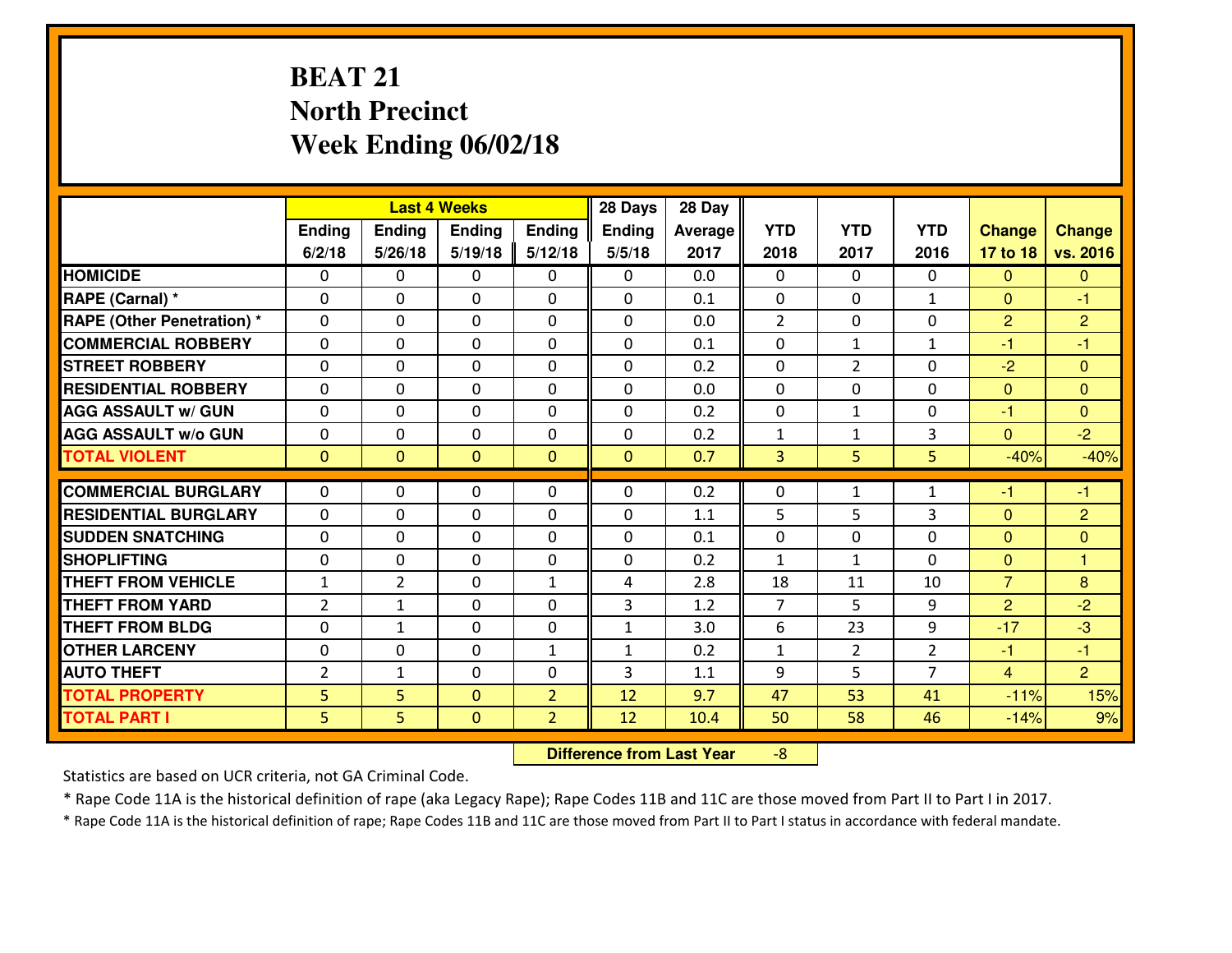# BEAT 21
## North Precinct
## Week Ending 06/02/18

| | Last 4 Weeks | | | | 28 Days | 28 Day | | | | | |
|---|---|---|---|---|---|---|---|---|---|---|---|
| | Ending 6/2/18 | Ending 5/26/18 | Ending 5/19/18 | Ending 5/12/18 | Ending 5/5/18 | Average 2017 | YTD 2018 | YTD 2017 | YTD 2016 | Change 17 to 18 | Change vs. 2016 |
| HOMICIDE | 0 | 0 | 0 | 0 | 0 | 0.0 | 0 | 0 | 0 | 0 | 0 |
| RAPE (Carnal) * | 0 | 0 | 0 | 0 | 0 | 0.1 | 0 | 0 | 1 | 0 | -1 |
| RAPE (Other Penetration) * | 0 | 0 | 0 | 0 | 0 | 0.0 | 2 | 0 | 0 | 2 | 2 |
| COMMERCIAL ROBBERY | 0 | 0 | 0 | 0 | 0 | 0.1 | 0 | 1 | 1 | -1 | -1 |
| STREET ROBBERY | 0 | 0 | 0 | 0 | 0 | 0.2 | 0 | 2 | 0 | -2 | 0 |
| RESIDENTIAL ROBBERY | 0 | 0 | 0 | 0 | 0 | 0.0 | 0 | 0 | 0 | 0 | 0 |
| AGG ASSAULT w/ GUN | 0 | 0 | 0 | 0 | 0 | 0.2 | 0 | 1 | 0 | -1 | 0 |
| AGG ASSAULT w/o GUN | 0 | 0 | 0 | 0 | 0 | 0.2 | 1 | 1 | 3 | 0 | -2 |
| TOTAL VIOLENT | 0 | 0 | 0 | 0 | 0 | 0.7 | 3 | 5 | 5 | -40% | -40% |
| COMMERCIAL BURGLARY | 0 | 0 | 0 | 0 | 0 | 0.2 | 0 | 1 | 1 | -1 | -1 |
| RESIDENTIAL BURGLARY | 0 | 0 | 0 | 0 | 0 | 1.1 | 5 | 5 | 3 | 0 | 2 |
| SUDDEN SNATCHING | 0 | 0 | 0 | 0 | 0 | 0.1 | 0 | 0 | 0 | 0 | 0 |
| SHOPLIFTING | 0 | 0 | 0 | 0 | 0 | 0.2 | 1 | 1 | 0 | 0 | 1 |
| THEFT FROM VEHICLE | 1 | 2 | 0 | 1 | 4 | 2.8 | 18 | 11 | 10 | 7 | 8 |
| THEFT FROM YARD | 2 | 1 | 0 | 0 | 3 | 1.2 | 7 | 5 | 9 | 2 | -2 |
| THEFT FROM BLDG | 0 | 1 | 0 | 0 | 1 | 3.0 | 6 | 23 | 9 | -17 | -3 |
| OTHER LARCENY | 0 | 0 | 0 | 1 | 1 | 0.2 | 1 | 2 | 2 | -1 | -1 |
| AUTO THEFT | 2 | 1 | 0 | 0 | 3 | 1.1 | 9 | 5 | 7 | 4 | 2 |
| TOTAL PROPERTY | 5 | 5 | 0 | 2 | 12 | 9.7 | 47 | 53 | 41 | -11% | 15% |
| TOTAL PART I | 5 | 5 | 0 | 2 | 12 | 10.4 | 50 | 58 | 46 | -14% | 9% |

**Difference from Last Year** -8

Statistics are based on UCR criteria, not GA Criminal Code.

* Rape Code 11A is the historical definition of rape (aka Legacy Rape); Rape Codes 11B and 11C are those moved from Part II to Part I in 2017.

* Rape Code 11A is the historical definition of rape; Rape Codes 11B and 11C are those moved from Part II to Part I status in accordance with federal mandate.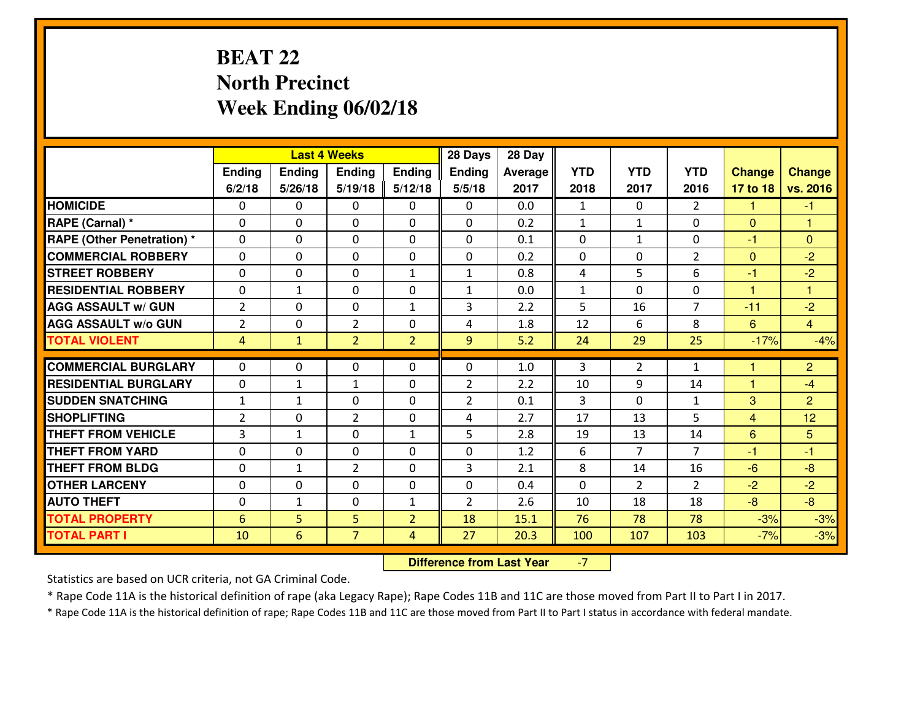# BEAT 22
# North Precinct
# Week Ending 06/02/18

| | Last 4 Weeks | | | | 28 Days | 28 Day | | | | | |
|---|---|---|---|---|---|---|---|---|---|---|---|
| | Ending 6/2/18 | Ending 5/26/18 | Ending 5/19/18 | Ending 5/12/18 | Ending 5/5/18 | Average 2017 | YTD 2018 | YTD 2017 | YTD 2016 | Change 17 to 18 | Change vs. 2016 |
| **HOMICIDE** | 0 | 0 | 0 | 0 | 0 | 0.0 | 1 | 0 | 2 | 1 | -1 |
| **RAPE (Carnal) *** | 0 | 0 | 0 | 0 | 0 | 0.2 | 1 | 1 | 0 | 0 | 1 |
| **RAPE (Other Penetration) *** | 0 | 0 | 0 | 0 | 0 | 0.1 | 0 | 1 | 0 | -1 | 0 |
| **COMMERCIAL ROBBERY** | 0 | 0 | 0 | 0 | 0 | 0.2 | 0 | 0 | 2 | 0 | -2 |
| **STREET ROBBERY** | 0 | 0 | 0 | 1 | 1 | 0.8 | 4 | 5 | 6 | -1 | -2 |
| **RESIDENTIAL ROBBERY** | 0 | 1 | 0 | 0 | 1 | 0.0 | 1 | 0 | 0 | 1 | 1 |
| **AGG ASSAULT w/ GUN** | 2 | 0 | 0 | 1 | 3 | 2.2 | 5 | 16 | 7 | -11 | -2 |
| **AGG ASSAULT w/o GUN** | 2 | 0 | 2 | 0 | 4 | 1.8 | 12 | 6 | 8 | 6 | 4 |
| **TOTAL VIOLENT** | 4 | 1 | 2 | 2 | 9 | 5.2 | 24 | 29 | 25 | -17% | -4% |
| **COMMERCIAL BURGLARY** | 0 | 0 | 0 | 0 | 0 | 1.0 | 3 | 2 | 1 | 1 | 2 |
| **RESIDENTIAL BURGLARY** | 0 | 1 | 1 | 0 | 2 | 2.2 | 10 | 9 | 14 | 1 | -4 |
| **SUDDEN SNATCHING** | 1 | 1 | 0 | 0 | 2 | 0.1 | 3 | 0 | 1 | 3 | 2 |
| **SHOPLIFTING** | 2 | 0 | 2 | 0 | 4 | 2.7 | 17 | 13 | 5 | 4 | 12 |
| **THEFT FROM VEHICLE** | 3 | 1 | 0 | 1 | 5 | 2.8 | 19 | 13 | 14 | 6 | 5 |
| **THEFT FROM YARD** | 0 | 0 | 0 | 0 | 0 | 1.2 | 6 | 7 | 7 | -1 | -1 |
| **THEFT FROM BLDG** | 0 | 1 | 2 | 0 | 3 | 2.1 | 8 | 14 | 16 | -6 | -8 |
| **OTHER LARCENY** | 0 | 0 | 0 | 0 | 0 | 0.4 | 0 | 2 | 2 | -2 | -2 |
| **AUTO THEFT** | 0 | 1 | 0 | 1 | 2 | 2.6 | 10 | 18 | 18 | -8 | -8 |
| **TOTAL PROPERTY** | 6 | 5 | 5 | 2 | 18 | 15.1 | 76 | 78 | 78 | -3% | -3% |
| **TOTAL PART I** | 10 | 6 | 7 | 4 | 27 | 20.3 | 100 | 107 | 103 | -7% | -3% |

**Difference from Last Year** -7

Statistics are based on UCR criteria, not GA Criminal Code.

* Rape Code 11A is the historical definition of rape (aka Legacy Rape); Rape Codes 11B and 11C are those moved from Part II to Part I in 2017.

* Rape Code 11A is the historical definition of rape; Rape Codes 11B and 11C are those moved from Part II to Part I status in accordance with federal mandate.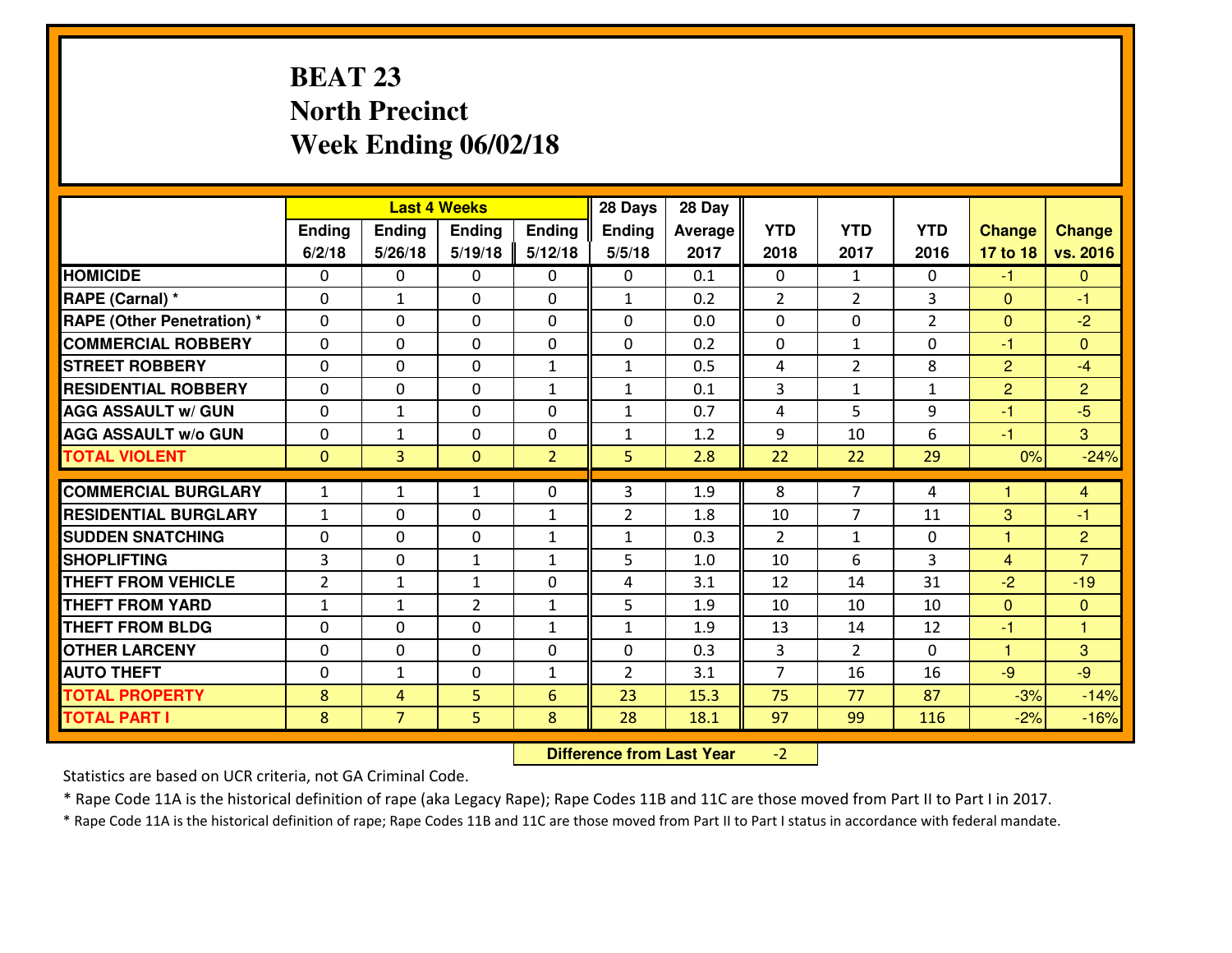# BEAT 23
# North Precinct
# Week Ending 06/02/18

| | Last 4 Weeks | | | | 28 Days | 28 Day | | | | | |
|---|---|---|---|---|---|---|---|---|---|---|---|
| | Ending 6/2/18 | Ending 5/26/18 | Ending 5/19/18 | Ending 5/12/18 | Ending 5/5/18 | Average 2017 | YTD 2018 | YTD 2017 | YTD 2016 | Change 17 to 18 | Change vs. 2016 |
| **HOMICIDE** | 0 | 0 | 0 | 0 | 0 | 0.1 | 0 | 1 | 0 | -1 | 0 |
| **RAPE (Carnal) *** | 0 | 1 | 0 | 0 | 1 | 0.2 | 2 | 2 | 3 | 0 | -1 |
| **RAPE (Other Penetration) *** | 0 | 0 | 0 | 0 | 0 | 0.0 | 0 | 0 | 2 | 0 | -2 |
| **COMMERCIAL ROBBERY** | 0 | 0 | 0 | 0 | 0 | 0.2 | 0 | 1 | 0 | -1 | 0 |
| **STREET ROBBERY** | 0 | 0 | 0 | 1 | 1 | 0.5 | 4 | 2 | 8 | 2 | -4 |
| **RESIDENTIAL ROBBERY** | 0 | 0 | 0 | 1 | 1 | 0.1 | 3 | 1 | 1 | 2 | 2 |
| **AGG ASSAULT w/ GUN** | 0 | 1 | 0 | 0 | 1 | 0.7 | 4 | 5 | 9 | -1 | -5 |
| **AGG ASSAULT w/o GUN** | 0 | 1 | 0 | 0 | 1 | 1.2 | 9 | 10 | 6 | -1 | 3 |
| **TOTAL VIOLENT** | 0 | 3 | 0 | 2 | 5 | 2.8 | 22 | 22 | 29 | 0% | -24% |
| **COMMERCIAL BURGLARY** | 1 | 1 | 1 | 0 | 3 | 1.9 | 8 | 7 | 4 | 1 | 4 |
| **RESIDENTIAL BURGLARY** | 1 | 0 | 0 | 1 | 2 | 1.8 | 10 | 7 | 11 | 3 | -1 |
| **SUDDEN SNATCHING** | 0 | 0 | 0 | 1 | 1 | 0.3 | 2 | 1 | 0 | 1 | 2 |
| **SHOPLIFTING** | 3 | 0 | 1 | 1 | 5 | 1.0 | 10 | 6 | 3 | 4 | 7 |
| **THEFT FROM VEHICLE** | 2 | 1 | 1 | 0 | 4 | 3.1 | 12 | 14 | 31 | -2 | -19 |
| **THEFT FROM YARD** | 1 | 1 | 2 | 1 | 5 | 1.9 | 10 | 10 | 10 | 0 | 0 |
| **THEFT FROM BLDG** | 0 | 0 | 0 | 1 | 1 | 1.9 | 13 | 14 | 12 | -1 | 1 |
| **OTHER LARCENY** | 0 | 0 | 0 | 0 | 0 | 0.3 | 3 | 2 | 0 | 1 | 3 |
| **AUTO THEFT** | 0 | 1 | 0 | 1 | 2 | 3.1 | 7 | 16 | 16 | -9 | -9 |
| **TOTAL PROPERTY** | 8 | 4 | 5 | 6 | 23 | 15.3 | 75 | 77 | 87 | -3% | -14% |
| **TOTAL PART I** | 8 | 7 | 5 | 8 | 28 | 18.1 | 97 | 99 | 116 | -2% | -16% |

**Difference from Last Year** -2

Statistics are based on UCR criteria, not GA Criminal Code.

* Rape Code 11A is the historical definition of rape (aka Legacy Rape); Rape Codes 11B and 11C are those moved from Part II to Part I in 2017.

* Rape Code 11A is the historical definition of rape; Rape Codes 11B and 11C are those moved from Part II to Part I status in accordance with federal mandate.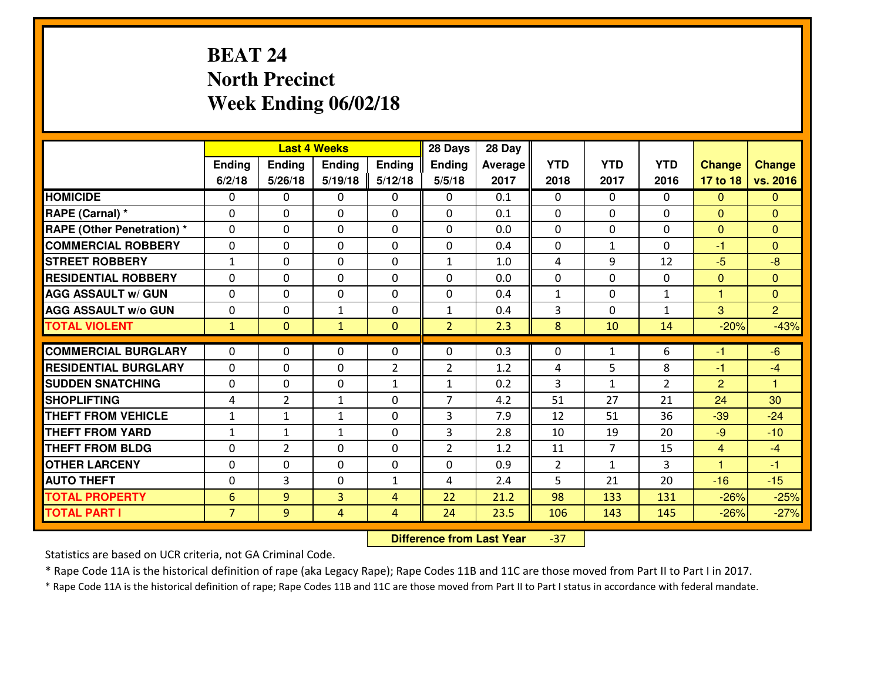# BEAT 24
## North Precinct
## Week Ending 06/02/18

| | Last 4 Weeks | | | | 28 Days | 28 Day | | | | | |
|---|---|---|---|---|---|---|---|---|---|---|---|
| | Ending 6/2/18 | Ending 5/26/18 | Ending 5/19/18 | Ending 5/12/18 | Ending 5/5/18 | Average 2017 | YTD 2018 | YTD 2017 | YTD 2016 | Change 17 to 18 | Change vs. 2016 |
| **HOMICIDE** | 0 | 0 | 0 | 0 | 0 | 0.1 | 0 | 0 | 0 | 0 | 0 |
| **RAPE (Carnal) *** | 0 | 0 | 0 | 0 | 0 | 0.1 | 0 | 0 | 0 | 0 | 0 |
| **RAPE (Other Penetration) *** | 0 | 0 | 0 | 0 | 0 | 0.0 | 0 | 0 | 0 | 0 | 0 |
| **COMMERCIAL ROBBERY** | 0 | 0 | 0 | 0 | 0 | 0.4 | 0 | 1 | 0 | -1 | 0 |
| **STREET ROBBERY** | 1 | 0 | 0 | 0 | 1 | 1.0 | 4 | 9 | 12 | -5 | -8 |
| **RESIDENTIAL ROBBERY** | 0 | 0 | 0 | 0 | 0 | 0.0 | 0 | 0 | 0 | 0 | 0 |
| **AGG ASSAULT w/ GUN** | 0 | 0 | 0 | 0 | 0 | 0.4 | 1 | 0 | 1 | 1 | 0 |
| **AGG ASSAULT w/o GUN** | 0 | 0 | 1 | 0 | 1 | 0.4 | 3 | 0 | 1 | 3 | 2 |
| **TOTAL VIOLENT** | 1 | 0 | 1 | 0 | 2 | 2.3 | 8 | 10 | 14 | -20% | -43% |
| **COMMERCIAL BURGLARY** | 0 | 0 | 0 | 0 | 0 | 0.3 | 0 | 1 | 6 | -1 | -6 |
| **RESIDENTIAL BURGLARY** | 0 | 0 | 0 | 2 | 2 | 1.2 | 4 | 5 | 8 | -1 | -4 |
| **SUDDEN SNATCHING** | 0 | 0 | 0 | 1 | 1 | 0.2 | 3 | 1 | 2 | 2 | 1 |
| **SHOPLIFTING** | 4 | 2 | 1 | 0 | 7 | 4.2 | 51 | 27 | 21 | 24 | 30 |
| **THEFT FROM VEHICLE** | 1 | 1 | 1 | 0 | 3 | 7.9 | 12 | 51 | 36 | -39 | -24 |
| **THEFT FROM YARD** | 1 | 1 | 1 | 0 | 3 | 2.8 | 10 | 19 | 20 | -9 | -10 |
| **THEFT FROM BLDG** | 0 | 2 | 0 | 0 | 2 | 1.2 | 11 | 7 | 15 | 4 | -4 |
| **OTHER LARCENY** | 0 | 0 | 0 | 0 | 0 | 0.9 | 2 | 1 | 3 | 1 | -1 |
| **AUTO THEFT** | 0 | 3 | 0 | 1 | 4 | 2.4 | 5 | 21 | 20 | -16 | -15 |
| **TOTAL PROPERTY** | 6 | 9 | 3 | 4 | 22 | 21.2 | 98 | 133 | 131 | -26% | -25% |
| **TOTAL PART I** | 7 | 9 | 4 | 4 | 24 | 23.5 | 106 | 143 | 145 | -26% | -27% |

**Difference from Last Year** -37

Statistics are based on UCR criteria, not GA Criminal Code.

* Rape Code 11A is the historical definition of rape (aka Legacy Rape); Rape Codes 11B and 11C are those moved from Part II to Part I in 2017.

* Rape Code 11A is the historical definition of rape; Rape Codes 11B and 11C are those moved from Part II to Part I status in accordance with federal mandate.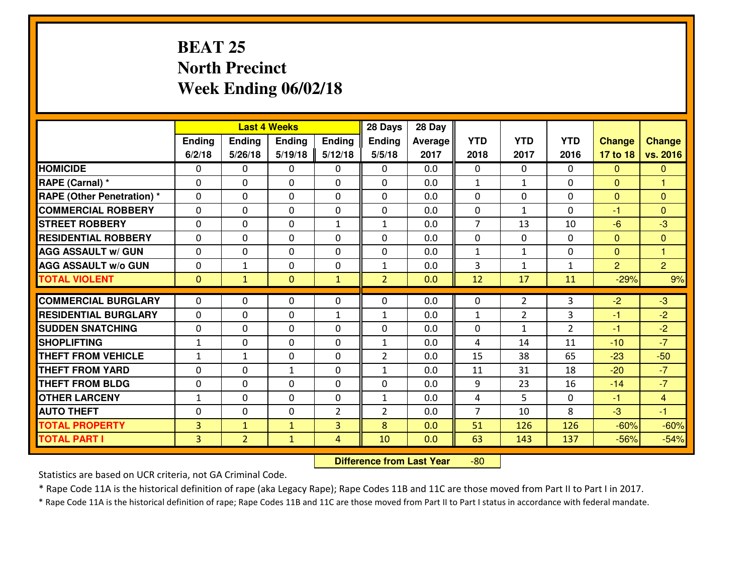# BEAT 25
## North Precinct
## Week Ending 06/02/18

| | Last 4 Weeks | | | | 28 Days | 28 Day | | | | | |
|---|---|---|---|---|---|---|---|---|---|---|---|
| | Ending 6/2/18 | Ending 5/26/18 | Ending 5/19/18 | Ending 5/12/18 | Ending 5/5/18 | Average 2017 | YTD 2018 | YTD 2017 | YTD 2016 | Change 17 to 18 | Change vs. 2016 |
| HOMICIDE | 0 | 0 | 0 | 0 | 0 | 0.0 | 0 | 0 | 0 | 0 | 0 |
| RAPE (Carnal) * | 0 | 0 | 0 | 0 | 0 | 0.0 | 1 | 1 | 0 | 0 | 1 |
| RAPE (Other Penetration) * | 0 | 0 | 0 | 0 | 0 | 0.0 | 0 | 0 | 0 | 0 | 0 |
| COMMERCIAL ROBBERY | 0 | 0 | 0 | 0 | 0 | 0.0 | 0 | 1 | 0 | -1 | 0 |
| STREET ROBBERY | 0 | 0 | 0 | 1 | 1 | 0.0 | 7 | 13 | 10 | -6 | -3 |
| RESIDENTIAL ROBBERY | 0 | 0 | 0 | 0 | 0 | 0.0 | 0 | 0 | 0 | 0 | 0 |
| AGG ASSAULT w/ GUN | 0 | 0 | 0 | 0 | 0 | 0.0 | 1 | 1 | 0 | 0 | 1 |
| AGG ASSAULT w/o GUN | 0 | 1 | 0 | 0 | 1 | 0.0 | 3 | 1 | 1 | 2 | 2 |
| TOTAL VIOLENT | 0 | 1 | 0 | 1 | 2 | 0.0 | 12 | 17 | 11 | -29% | 9% |
| COMMERCIAL BURGLARY | 0 | 0 | 0 | 0 | 0 | 0.0 | 0 | 2 | 3 | -2 | -3 |
| RESIDENTIAL BURGLARY | 0 | 0 | 0 | 1 | 1 | 0.0 | 1 | 2 | 3 | -1 | -2 |
| SUDDEN SNATCHING | 0 | 0 | 0 | 0 | 0 | 0.0 | 0 | 1 | 2 | -1 | -2 |
| SHOPLIFTING | 1 | 0 | 0 | 0 | 1 | 0.0 | 4 | 14 | 11 | -10 | -7 |
| THEFT FROM VEHICLE | 1 | 1 | 0 | 0 | 2 | 0.0 | 15 | 38 | 65 | -23 | -50 |
| THEFT FROM YARD | 0 | 0 | 1 | 0 | 1 | 0.0 | 11 | 31 | 18 | -20 | -7 |
| THEFT FROM BLDG | 0 | 0 | 0 | 0 | 0 | 0.0 | 9 | 23 | 16 | -14 | -7 |
| OTHER LARCENY | 1 | 0 | 0 | 0 | 1 | 0.0 | 4 | 5 | 0 | -1 | 4 |
| AUTO THEFT | 0 | 0 | 0 | 2 | 2 | 0.0 | 7 | 10 | 8 | -3 | -1 |
| TOTAL PROPERTY | 3 | 1 | 1 | 3 | 8 | 0.0 | 51 | 126 | 126 | -60% | -60% |
| TOTAL PART I | 3 | 2 | 1 | 4 | 10 | 0.0 | 63 | 143 | 137 | -56% | -54% |

**Difference from Last Year** -80

Statistics are based on UCR criteria, not GA Criminal Code.

* Rape Code 11A is the historical definition of rape (aka Legacy Rape); Rape Codes 11B and 11C are those moved from Part II to Part I in 2017.

* Rape Code 11A is the historical definition of rape; Rape Codes 11B and 11C are those moved from Part II to Part I status in accordance with federal mandate.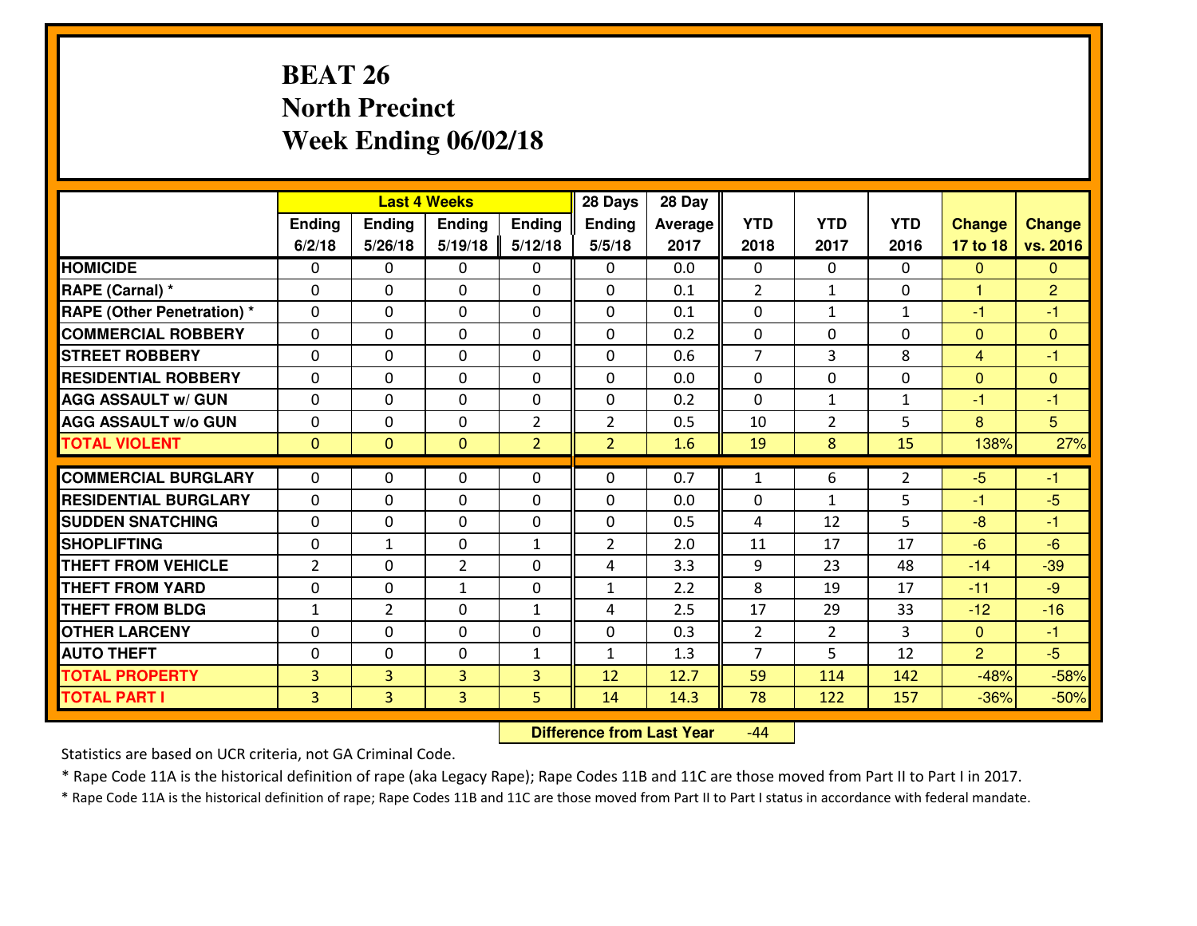# BEAT 26
# North Precinct
# Week Ending 06/02/18

| | Last 4 Weeks | | | | 28 Days | 28 Day | | | | | |
|---|---|---|---|---|---|---|---|---|---|---|---|
| | Ending 6/2/18 | Ending 5/26/18 | Ending 5/19/18 | Ending 5/12/18 | Ending 5/5/18 | Average 2017 | YTD 2018 | YTD 2017 | YTD 2016 | Change 17 to 18 | Change vs. 2016 |
| **HOMICIDE** | 0 | 0 | 0 | 0 | 0 | 0.0 | 0 | 0 | 0 | 0 | 0 |
| **RAPE (Carnal) *** | 0 | 0 | 0 | 0 | 0 | 0.1 | 2 | 1 | 0 | 1 | 2 |
| **RAPE (Other Penetration) *** | 0 | 0 | 0 | 0 | 0 | 0.1 | 0 | 1 | 1 | -1 | -1 |
| **COMMERCIAL ROBBERY** | 0 | 0 | 0 | 0 | 0 | 0.2 | 0 | 0 | 0 | 0 | 0 |
| **STREET ROBBERY** | 0 | 0 | 0 | 0 | 0 | 0.6 | 7 | 3 | 8 | 4 | -1 |
| **RESIDENTIAL ROBBERY** | 0 | 0 | 0 | 0 | 0 | 0.0 | 0 | 0 | 0 | 0 | 0 |
| **AGG ASSAULT w/ GUN** | 0 | 0 | 0 | 0 | 0 | 0.2 | 0 | 1 | 1 | -1 | -1 |
| **AGG ASSAULT w/o GUN** | 0 | 0 | 0 | 2 | 2 | 0.5 | 10 | 2 | 5 | 8 | 5 |
| **TOTAL VIOLENT** | 0 | 0 | 0 | 2 | 2 | 1.6 | 19 | 8 | 15 | 138% | 27% |
| **COMMERCIAL BURGLARY** | 0 | 0 | 0 | 0 | 0 | 0.7 | 1 | 6 | 2 | -5 | -1 |
| **RESIDENTIAL BURGLARY** | 0 | 0 | 0 | 0 | 0 | 0.0 | 0 | 1 | 5 | -1 | -5 |
| **SUDDEN SNATCHING** | 0 | 0 | 0 | 0 | 0 | 0.5 | 4 | 12 | 5 | -8 | -1 |
| **SHOPLIFTING** | 0 | 1 | 0 | 1 | 2 | 2.0 | 11 | 17 | 17 | -6 | -6 |
| **THEFT FROM VEHICLE** | 2 | 0 | 2 | 0 | 4 | 3.3 | 9 | 23 | 48 | -14 | -39 |
| **THEFT FROM YARD** | 0 | 0 | 1 | 0 | 1 | 2.2 | 8 | 19 | 17 | -11 | -9 |
| **THEFT FROM BLDG** | 1 | 2 | 0 | 1 | 4 | 2.5 | 17 | 29 | 33 | -12 | -16 |
| **OTHER LARCENY** | 0 | 0 | 0 | 0 | 0 | 0.3 | 2 | 2 | 3 | 0 | -1 |
| **AUTO THEFT** | 0 | 0 | 0 | 1 | 1 | 1.3 | 7 | 5 | 12 | 2 | -5 |
| **TOTAL PROPERTY** | 3 | 3 | 3 | 3 | 12 | 12.7 | 59 | 114 | 142 | -48% | -58% |
| **TOTAL PART I** | 3 | 3 | 3 | 5 | 14 | 14.3 | 78 | 122 | 157 | -36% | -50% |

**Difference from Last Year** -44

Statistics are based on UCR criteria, not GA Criminal Code.

* Rape Code 11A is the historical definition of rape (aka Legacy Rape); Rape Codes 11B and 11C are those moved from Part II to Part I in 2017.

* Rape Code 11A is the historical definition of rape; Rape Codes 11B and 11C are those moved from Part II to Part I status in accordance with federal mandate.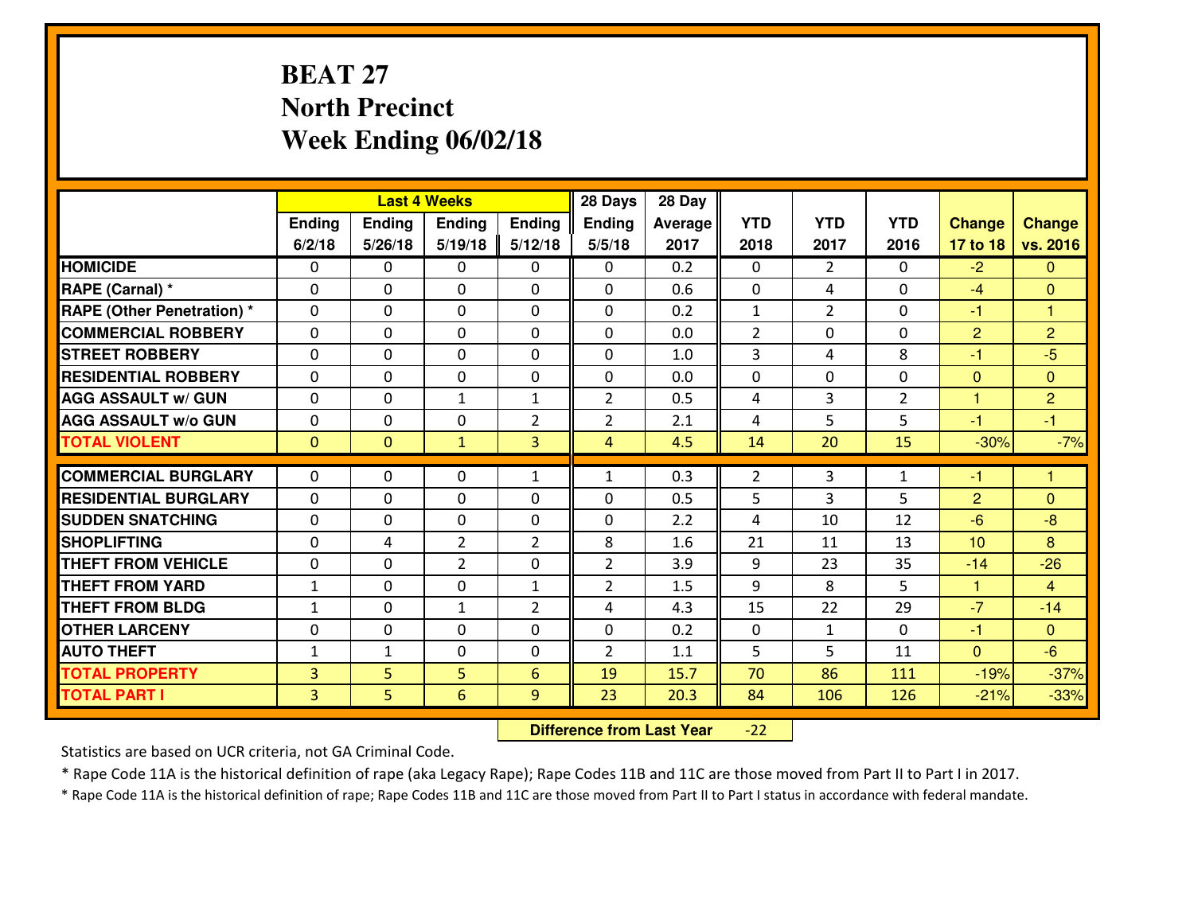# BEAT 27
# North Precinct
# Week Ending 06/02/18

| | Last 4 Weeks | | | | 28 Days | 28 Day | | | | | |
|---|---|---|---|---|---|---|---|---|---|---|---|
| | Ending 6/2/18 | Ending 5/26/18 | Ending 5/19/18 | Ending 5/12/18 | Ending 5/5/18 | Average 2017 | YTD 2018 | YTD 2017 | YTD 2016 | Change 17 to 18 | Change vs. 2016 |
| HOMICIDE | 0 | 0 | 0 | 0 | 0 | 0.2 | 0 | 2 | 0 | -2 | 0 |
| RAPE (Carnal) * | 0 | 0 | 0 | 0 | 0 | 0.6 | 0 | 4 | 0 | -4 | 0 |
| RAPE (Other Penetration) * | 0 | 0 | 0 | 0 | 0 | 0.2 | 1 | 2 | 0 | -1 | 1 |
| COMMERCIAL ROBBERY | 0 | 0 | 0 | 0 | 0 | 0.0 | 2 | 0 | 0 | 2 | 2 |
| STREET ROBBERY | 0 | 0 | 0 | 0 | 0 | 1.0 | 3 | 4 | 8 | -1 | -5 |
| RESIDENTIAL ROBBERY | 0 | 0 | 0 | 0 | 0 | 0.0 | 0 | 0 | 0 | 0 | 0 |
| AGG ASSAULT w/ GUN | 0 | 0 | 1 | 1 | 2 | 0.5 | 4 | 3 | 2 | 1 | 2 |
| AGG ASSAULT w/o GUN | 0 | 0 | 0 | 2 | 2 | 2.1 | 4 | 5 | 5 | -1 | -1 |
| TOTAL VIOLENT | 0 | 0 | 1 | 3 | 4 | 4.5 | 14 | 20 | 15 | -30% | -7% |
| COMMERCIAL BURGLARY | 0 | 0 | 0 | 1 | 1 | 0.3 | 2 | 3 | 1 | -1 | 1 |
| RESIDENTIAL BURGLARY | 0 | 0 | 0 | 0 | 0 | 0.5 | 5 | 3 | 5 | 2 | 0 |
| SUDDEN SNATCHING | 0 | 0 | 0 | 0 | 0 | 2.2 | 4 | 10 | 12 | -6 | -8 |
| SHOPLIFTING | 0 | 4 | 2 | 2 | 8 | 1.6 | 21 | 11 | 13 | 10 | 8 |
| THEFT FROM VEHICLE | 0 | 0 | 2 | 0 | 2 | 3.9 | 9 | 23 | 35 | -14 | -26 |
| THEFT FROM YARD | 1 | 0 | 0 | 1 | 2 | 1.5 | 9 | 8 | 5 | 1 | 4 |
| THEFT FROM BLDG | 1 | 0 | 1 | 2 | 4 | 4.3 | 15 | 22 | 29 | -7 | -14 |
| OTHER LARCENY | 0 | 0 | 0 | 0 | 0 | 0.2 | 0 | 1 | 0 | -1 | 0 |
| AUTO THEFT | 1 | 1 | 0 | 0 | 2 | 1.1 | 5 | 5 | 11 | 0 | -6 |
| TOTAL PROPERTY | 3 | 5 | 5 | 6 | 19 | 15.7 | 70 | 86 | 111 | -19% | -37% |
| TOTAL PART I | 3 | 5 | 6 | 9 | 23 | 20.3 | 84 | 106 | 126 | -21% | -33% |

**Difference from Last Year** -22

Statistics are based on UCR criteria, not GA Criminal Code.

* Rape Code 11A is the historical definition of rape (aka Legacy Rape); Rape Codes 11B and 11C are those moved from Part II to Part I in 2017.

* Rape Code 11A is the historical definition of rape; Rape Codes 11B and 11C are those moved from Part II to Part I status in accordance with federal mandate.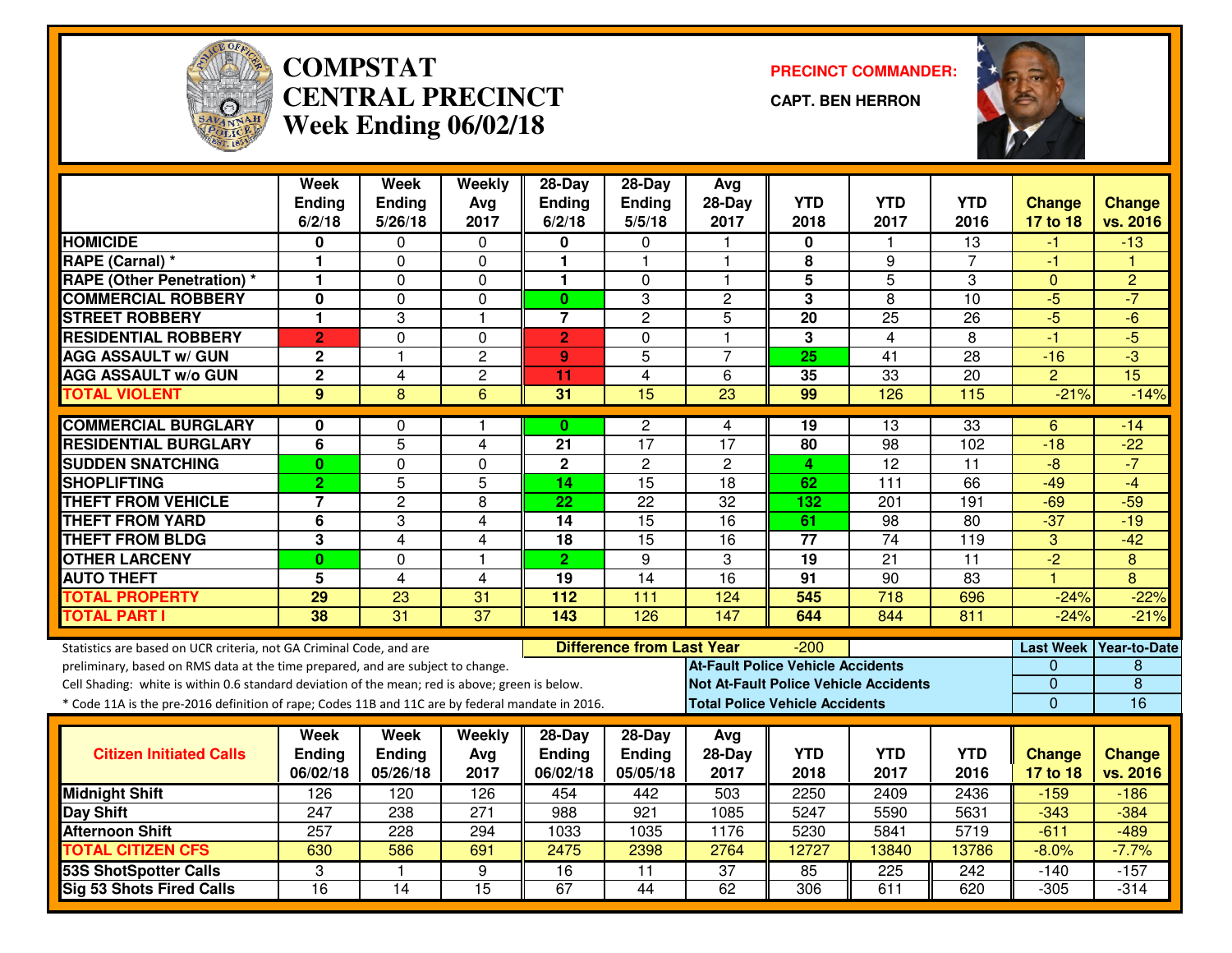# COMPSTAT
# CENTRAL PRECINCT
## Week Ending 06/02/18

**PRECINCT COMMANDER:**

**CAPT. BEN HERRON**

| | Week Ending 6/2/18 | Week Ending 5/26/18 | Weekly Avg 2017 | 28-Day Ending 6/2/18 | 28-Day Ending 5/5/18 | Avg 28-Day 2017 | YTD 2018 | YTD 2017 | YTD 2016 | Change 17 to 18 | Change vs. 2016 |
|---|---|---|---|---|---|---|---|---|---|---|---|
| HOMICIDE | 0 | 0 | 0 | 0 | 0 | 1 | 0 | 1 | 13 | -1 | -13 |
| RAPE (Carnal) * | 1 | 0 | 0 | 1 | 1 | 1 | 8 | 9 | 7 | -1 | 1 |
| RAPE (Other Penetration) * | 1 | 0 | 0 | 1 | 0 | 1 | 5 | 5 | 3 | 0 | 2 |
| COMMERCIAL ROBBERY | 0 | 0 | 0 | 0 | 3 | 2 | 3 | 8 | 10 | -5 | -7 |
| STREET ROBBERY | 1 | 3 | 1 | 7 | 2 | 5 | 20 | 25 | 26 | -5 | -6 |
| RESIDENTIAL ROBBERY | 2 | 0 | 0 | 2 | 0 | 1 | 3 | 4 | 8 | -1 | -5 |
| AGG ASSAULT w/ GUN | 2 | 1 | 2 | 9 | 5 | 7 | 25 | 41 | 28 | -16 | -3 |
| AGG ASSAULT w/o GUN | 2 | 4 | 2 | 11 | 4 | 6 | 35 | 33 | 20 | 2 | 15 |
| TOTAL VIOLENT | 9 | 8 | 6 | 31 | 15 | 23 | 99 | 126 | 115 | -21% | -14% |
| COMMERCIAL BURGLARY | 0 | 0 | 1 | 0 | 2 | 4 | 19 | 13 | 33 | 6 | -14 |
| RESIDENTIAL BURGLARY | 6 | 5 | 4 | 21 | 17 | 17 | 80 | 98 | 102 | -18 | -22 |
| SUDDEN SNATCHING | 0 | 0 | 0 | 2 | 2 | 2 | 4 | 12 | 11 | -8 | -7 |
| SHOPLIFTING | 2 | 5 | 5 | 14 | 15 | 18 | 62 | 111 | 66 | -49 | -4 |
| THEFT FROM VEHICLE | 7 | 2 | 8 | 22 | 22 | 32 | 132 | 201 | 191 | -69 | -59 |
| THEFT FROM YARD | 6 | 3 | 4 | 14 | 15 | 16 | 61 | 98 | 80 | -37 | -19 |
| THEFT FROM BLDG | 3 | 4 | 4 | 18 | 15 | 16 | 77 | 74 | 119 | 3 | -42 |
| OTHER LARCENY | 0 | 0 | 1 | 2 | 9 | 3 | 19 | 21 | 11 | -2 | 8 |
| AUTO THEFT | 5 | 4 | 4 | 19 | 14 | 16 | 91 | 90 | 83 | 1 | 8 |
| TOTAL PROPERTY | 29 | 23 | 31 | 112 | 111 | 124 | 545 | 718 | 696 | -24% | -22% |
| TOTAL PART I | 38 | 31 | 37 | 143 | 126 | 147 | 644 | 844 | 811 | -24% | -21% |

Statistics are based on UCR criteria, not GA Criminal Code, and are preliminary, based on RMS data at the time prepared, and are subject to change.

Cell Shading: white is within 0.6 standard deviation of the mean; red is above; green is below.

* Code 11A is the pre-2016 definition of rape; Codes 11B and 11C are by federal mandate in 2016.

**Difference from Last Year:** -200

| | Last Week | Year-to-Date |
|---|---|---|
| At-Fault Police Vehicle Accidents | 0 | 8 |
| Not At-Fault Police Vehicle Accidents | 0 | 8 |
| Total Police Vehicle Accidents | 0 | 16 |

| Citizen Initiated Calls | Week Ending 06/02/18 | Week Ending 05/26/18 | Weekly Avg 2017 | 28-Day Ending 06/02/18 | 28-Day Ending 05/05/18 | Avg 28-Day 2017 | YTD 2018 | YTD 2017 | YTD 2016 | Change 17 to 18 | Change vs. 2016 |
|---|---|---|---|---|---|---|---|---|---|---|---|
| Midnight Shift | 126 | 120 | 126 | 454 | 442 | 503 | 2250 | 2409 | 2436 | -159 | -186 |
| Day Shift | 247 | 238 | 271 | 988 | 921 | 1085 | 5247 | 5590 | 5631 | -343 | -384 |
| Afternoon Shift | 257 | 228 | 294 | 1033 | 1035 | 1176 | 5230 | 5841 | 5719 | -611 | -489 |
| TOTAL CITIZEN CFS | 630 | 586 | 691 | 2475 | 2398 | 2764 | 12727 | 13840 | 13786 | -8.0% | -7.7% |
| 53S ShotSpotter Calls | 3 | 1 | 9 | 16 | 11 | 37 | 85 | 225 | 242 | -140 | -157 |
| Sig 53 Shots Fired Calls | 16 | 14 | 15 | 67 | 44 | 62 | 306 | 611 | 620 | -305 | -314 |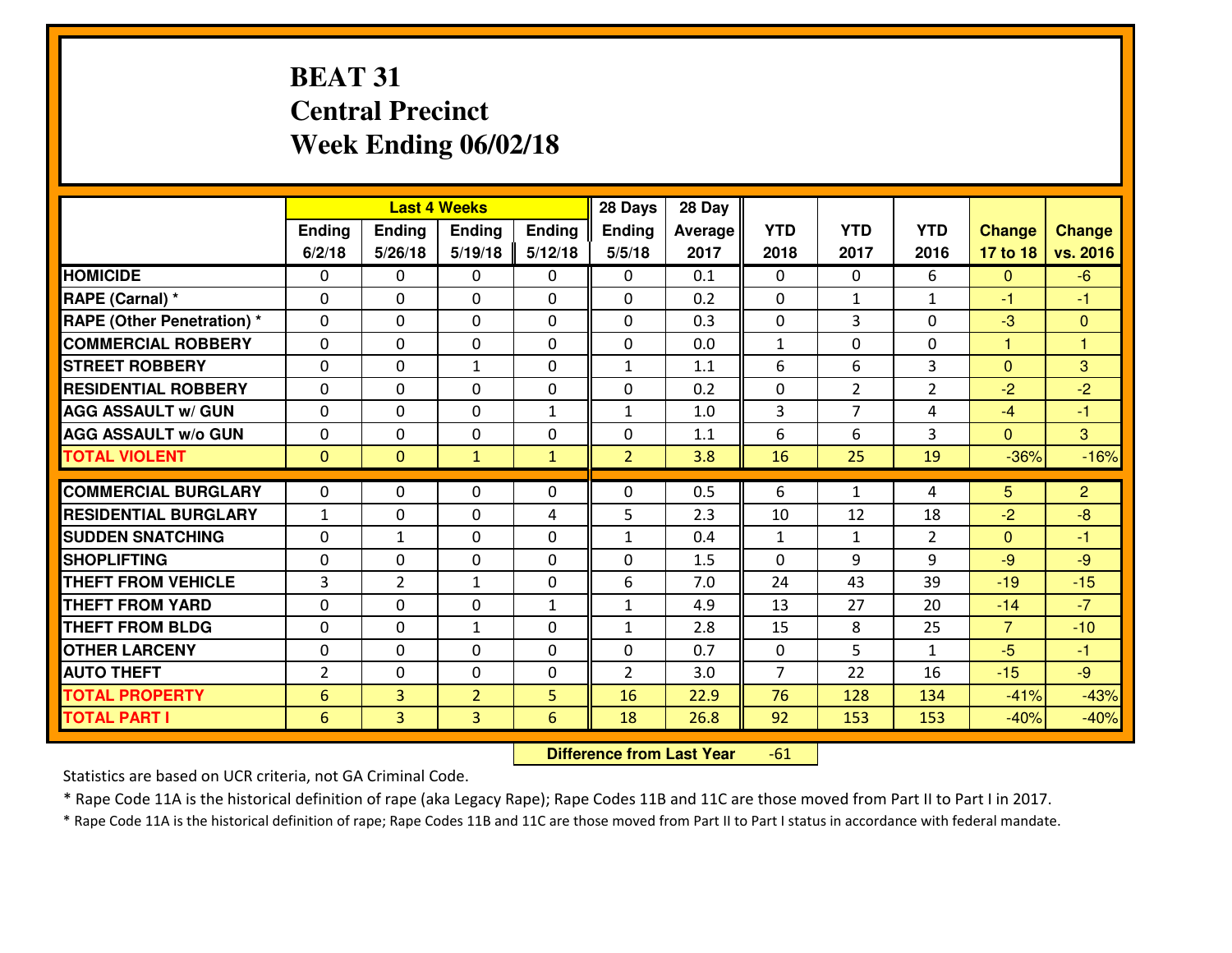# BEAT 31
## Central Precinct
## Week Ending 06/02/18

| | Last 4 Weeks | | | | 28 Days | 28 Day | | | | | |
|---|---|---|---|---|---|---|---|---|---|---|---|
| | Ending 6/2/18 | Ending 5/26/18 | Ending 5/19/18 | Ending 5/12/18 | Ending 5/5/18 | Average 2017 | YTD 2018 | YTD 2017 | YTD 2016 | Change 17 to 18 | Change vs. 2016 |
| HOMICIDE | 0 | 0 | 0 | 0 | 0 | 0.1 | 0 | 0 | 6 | 0 | -6 |
| RAPE (Carnal) * | 0 | 0 | 0 | 0 | 0 | 0.2 | 0 | 1 | 1 | -1 | -1 |
| RAPE (Other Penetration) * | 0 | 0 | 0 | 0 | 0 | 0.3 | 0 | 3 | 0 | -3 | 0 |
| COMMERCIAL ROBBERY | 0 | 0 | 0 | 0 | 0 | 0.0 | 1 | 0 | 0 | 1 | 1 |
| STREET ROBBERY | 0 | 0 | 1 | 0 | 1 | 1.1 | 6 | 6 | 3 | 0 | 3 |
| RESIDENTIAL ROBBERY | 0 | 0 | 0 | 0 | 0 | 0.2 | 0 | 2 | 2 | -2 | -2 |
| AGG ASSAULT w/ GUN | 0 | 0 | 0 | 1 | 1 | 1.0 | 3 | 7 | 4 | -4 | -1 |
| AGG ASSAULT w/o GUN | 0 | 0 | 0 | 0 | 0 | 1.1 | 6 | 6 | 3 | 0 | 3 |
| TOTAL VIOLENT | 0 | 0 | 1 | 1 | 2 | 3.8 | 16 | 25 | 19 | -36% | -16% |
| COMMERCIAL BURGLARY | 0 | 0 | 0 | 0 | 0 | 0.5 | 6 | 1 | 4 | 5 | 2 |
| RESIDENTIAL BURGLARY | 1 | 0 | 0 | 4 | 5 | 2.3 | 10 | 12 | 18 | -2 | -8 |
| SUDDEN SNATCHING | 0 | 1 | 0 | 0 | 1 | 0.4 | 1 | 1 | 2 | 0 | -1 |
| SHOPLIFTING | 0 | 0 | 0 | 0 | 0 | 1.5 | 0 | 9 | 9 | -9 | -9 |
| THEFT FROM VEHICLE | 3 | 2 | 1 | 0 | 6 | 7.0 | 24 | 43 | 39 | -19 | -15 |
| THEFT FROM YARD | 0 | 0 | 0 | 1 | 1 | 4.9 | 13 | 27 | 20 | -14 | -7 |
| THEFT FROM BLDG | 0 | 0 | 1 | 0 | 1 | 2.8 | 15 | 8 | 25 | 7 | -10 |
| OTHER LARCENY | 0 | 0 | 0 | 0 | 0 | 0.7 | 0 | 5 | 1 | -5 | -1 |
| AUTO THEFT | 2 | 0 | 0 | 0 | 2 | 3.0 | 7 | 22 | 16 | -15 | -9 |
| TOTAL PROPERTY | 6 | 3 | 2 | 5 | 16 | 22.9 | 76 | 128 | 134 | -41% | -43% |
| TOTAL PART I | 6 | 3 | 3 | 6 | 18 | 26.8 | 92 | 153 | 153 | -40% | -40% |

**Difference from Last Year** -61

Statistics are based on UCR criteria, not GA Criminal Code.

* Rape Code 11A is the historical definition of rape (aka Legacy Rape); Rape Codes 11B and 11C are those moved from Part II to Part I in 2017.

* Rape Code 11A is the historical definition of rape; Rape Codes 11B and 11C are those moved from Part II to Part I status in accordance with federal mandate.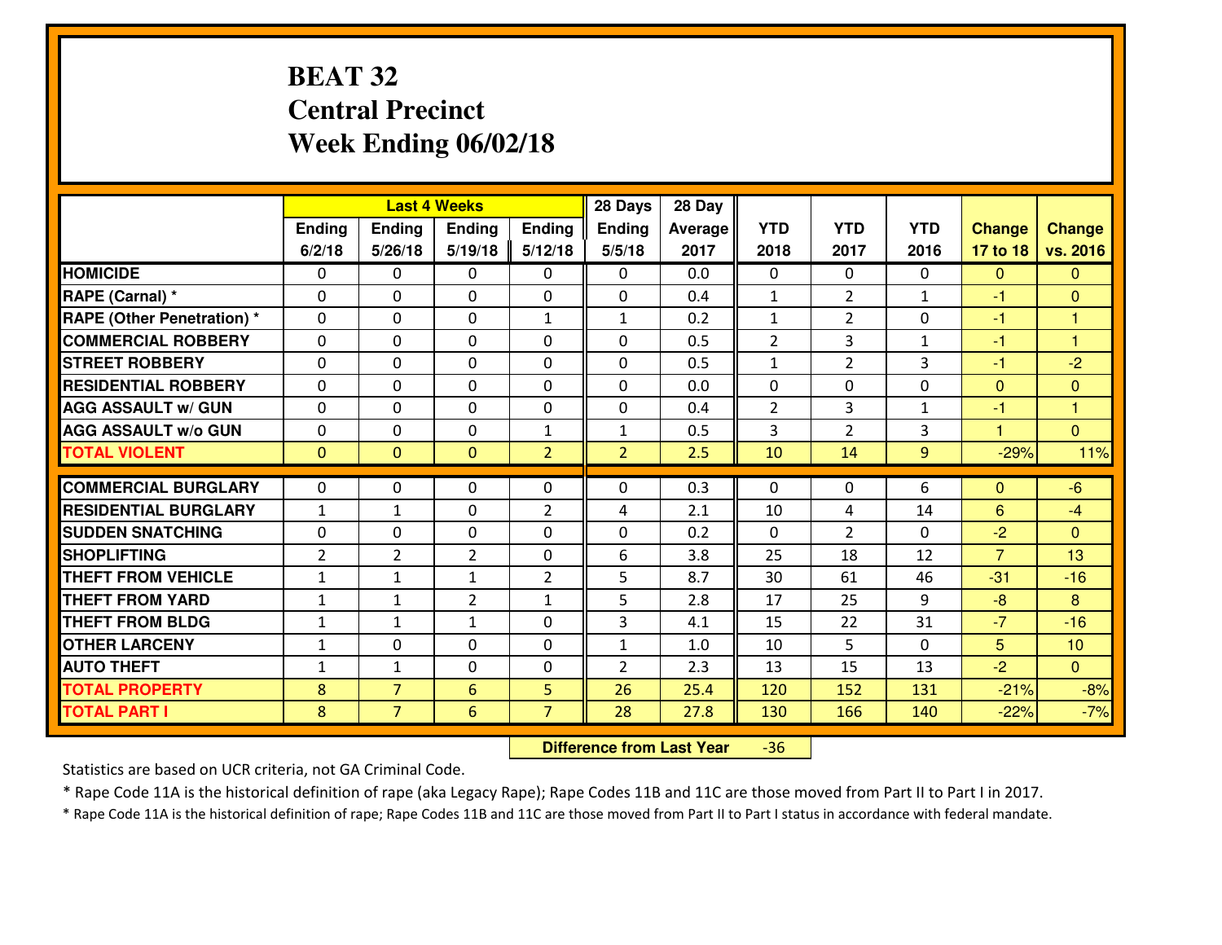# BEAT 32
# Central Precinct
# Week Ending 06/02/18

| | Last 4 Weeks | | | | 28 Days | 28 Day | | | | | |
|---|---|---|---|---|---|---|---|---|---|---|---|
| | Ending 6/2/18 | Ending 5/26/18 | Ending 5/19/18 | Ending 5/12/18 | Ending 5/5/18 | Average 2017 | YTD 2018 | YTD 2017 | YTD 2016 | Change 17 to 18 | Change vs. 2016 |
| HOMICIDE | 0 | 0 | 0 | 0 | 0 | 0.0 | 0 | 0 | 0 | 0 | 0 |
| RAPE (Carnal) * | 0 | 0 | 0 | 0 | 0 | 0.4 | 1 | 2 | 1 | -1 | 0 |
| RAPE (Other Penetration) * | 0 | 0 | 0 | 1 | 1 | 0.2 | 1 | 2 | 0 | -1 | 1 |
| COMMERCIAL ROBBERY | 0 | 0 | 0 | 0 | 0 | 0.5 | 2 | 3 | 1 | -1 | 1 |
| STREET ROBBERY | 0 | 0 | 0 | 0 | 0 | 0.5 | 1 | 2 | 3 | -1 | -2 |
| RESIDENTIAL ROBBERY | 0 | 0 | 0 | 0 | 0 | 0.0 | 0 | 0 | 0 | 0 | 0 |
| AGG ASSAULT w/ GUN | 0 | 0 | 0 | 0 | 0 | 0.4 | 2 | 3 | 1 | -1 | 1 |
| AGG ASSAULT w/o GUN | 0 | 0 | 0 | 1 | 1 | 0.5 | 3 | 2 | 3 | 1 | 0 |
| TOTAL VIOLENT | 0 | 0 | 0 | 2 | 2 | 2.5 | 10 | 14 | 9 | -29% | 11% |
| COMMERCIAL BURGLARY | 0 | 0 | 0 | 0 | 0 | 0.3 | 0 | 0 | 6 | 0 | -6 |
| RESIDENTIAL BURGLARY | 1 | 1 | 0 | 2 | 4 | 2.1 | 10 | 4 | 14 | 6 | -4 |
| SUDDEN SNATCHING | 0 | 0 | 0 | 0 | 0 | 0.2 | 0 | 2 | 0 | -2 | 0 |
| SHOPLIFTING | 2 | 2 | 2 | 0 | 6 | 3.8 | 25 | 18 | 12 | 7 | 13 |
| THEFT FROM VEHICLE | 1 | 1 | 1 | 2 | 5 | 8.7 | 30 | 61 | 46 | -31 | -16 |
| THEFT FROM YARD | 1 | 1 | 2 | 1 | 5 | 2.8 | 17 | 25 | 9 | -8 | 8 |
| THEFT FROM BLDG | 1 | 1 | 1 | 0 | 3 | 4.1 | 15 | 22 | 31 | -7 | -16 |
| OTHER LARCENY | 1 | 0 | 0 | 0 | 1 | 1.0 | 10 | 5 | 0 | 5 | 10 |
| AUTO THEFT | 1 | 1 | 0 | 0 | 2 | 2.3 | 13 | 15 | 13 | -2 | 0 |
| TOTAL PROPERTY | 8 | 7 | 6 | 5 | 26 | 25.4 | 120 | 152 | 131 | -21% | -8% |
| TOTAL PART I | 8 | 7 | 6 | 7 | 28 | 27.8 | 130 | 166 | 140 | -22% | -7% |

**Difference from Last Year** -36

Statistics are based on UCR criteria, not GA Criminal Code.

* Rape Code 11A is the historical definition of rape (aka Legacy Rape); Rape Codes 11B and 11C are those moved from Part II to Part I in 2017.

* Rape Code 11A is the historical definition of rape; Rape Codes 11B and 11C are those moved from Part II to Part I status in accordance with federal mandate.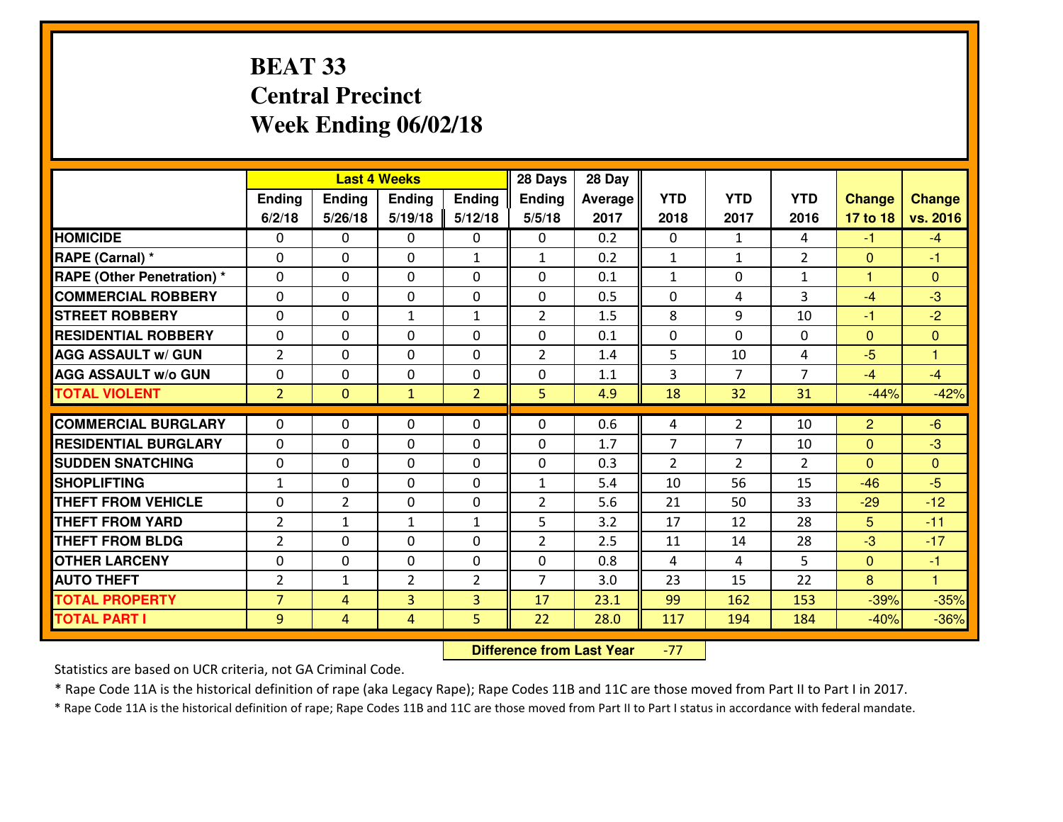# BEAT 33
## Central Precinct
## Week Ending 06/02/18

| | Last 4 Weeks | | | | 28 Days | 28 Day | | | | | |
|---|---|---|---|---|---|---|---|---|---|---|---|
| | Ending 6/2/18 | Ending 5/26/18 | Ending 5/19/18 | Ending 5/12/18 | Ending 5/5/18 | Average 2017 | YTD 2018 | YTD 2017 | YTD 2016 | Change 17 to 18 | Change vs. 2016 |
| HOMICIDE | 0 | 0 | 0 | 0 | 0 | 0.2 | 0 | 1 | 4 | -1 | -4 |
| RAPE (Carnal) * | 0 | 0 | 0 | 1 | 1 | 0.2 | 1 | 1 | 2 | 0 | -1 |
| RAPE (Other Penetration) * | 0 | 0 | 0 | 0 | 0 | 0.1 | 1 | 0 | 1 | 1 | 0 |
| COMMERCIAL ROBBERY | 0 | 0 | 0 | 0 | 0 | 0.5 | 0 | 4 | 3 | -4 | -3 |
| STREET ROBBERY | 0 | 0 | 1 | 1 | 2 | 1.5 | 8 | 9 | 10 | -1 | -2 |
| RESIDENTIAL ROBBERY | 0 | 0 | 0 | 0 | 0 | 0.1 | 0 | 0 | 0 | 0 | 0 |
| AGG ASSAULT w/ GUN | 2 | 0 | 0 | 0 | 2 | 1.4 | 5 | 10 | 4 | -5 | 1 |
| AGG ASSAULT w/o GUN | 0 | 0 | 0 | 0 | 0 | 1.1 | 3 | 7 | 7 | -4 | -4 |
| TOTAL VIOLENT | 2 | 0 | 1 | 2 | 5 | 4.9 | 18 | 32 | 31 | -44% | -42% |
| COMMERCIAL BURGLARY | 0 | 0 | 0 | 0 | 0 | 0.6 | 4 | 2 | 10 | 2 | -6 |
| RESIDENTIAL BURGLARY | 0 | 0 | 0 | 0 | 0 | 1.7 | 7 | 7 | 10 | 0 | -3 |
| SUDDEN SNATCHING | 0 | 0 | 0 | 0 | 0 | 0.3 | 2 | 2 | 2 | 0 | 0 |
| SHOPLIFTING | 1 | 0 | 0 | 0 | 1 | 5.4 | 10 | 56 | 15 | -46 | -5 |
| THEFT FROM VEHICLE | 0 | 2 | 0 | 0 | 2 | 5.6 | 21 | 50 | 33 | -29 | -12 |
| THEFT FROM YARD | 2 | 1 | 1 | 1 | 5 | 3.2 | 17 | 12 | 28 | 5 | -11 |
| THEFT FROM BLDG | 2 | 0 | 0 | 0 | 2 | 2.5 | 11 | 14 | 28 | -3 | -17 |
| OTHER LARCENY | 0 | 0 | 0 | 0 | 0 | 0.8 | 4 | 4 | 5 | 0 | -1 |
| AUTO THEFT | 2 | 1 | 2 | 2 | 7 | 3.0 | 23 | 15 | 22 | 8 | 1 |
| TOTAL PROPERTY | 7 | 4 | 3 | 3 | 17 | 23.1 | 99 | 162 | 153 | -39% | -35% |
| TOTAL PART I | 9 | 4 | 4 | 5 | 22 | 28.0 | 117 | 194 | 184 | -40% | -36% |

**Difference from Last Year** -77

Statistics are based on UCR criteria, not GA Criminal Code.

* Rape Code 11A is the historical definition of rape (aka Legacy Rape); Rape Codes 11B and 11C are those moved from Part II to Part I in 2017.

* Rape Code 11A is the historical definition of rape; Rape Codes 11B and 11C are those moved from Part II to Part I status in accordance with federal mandate.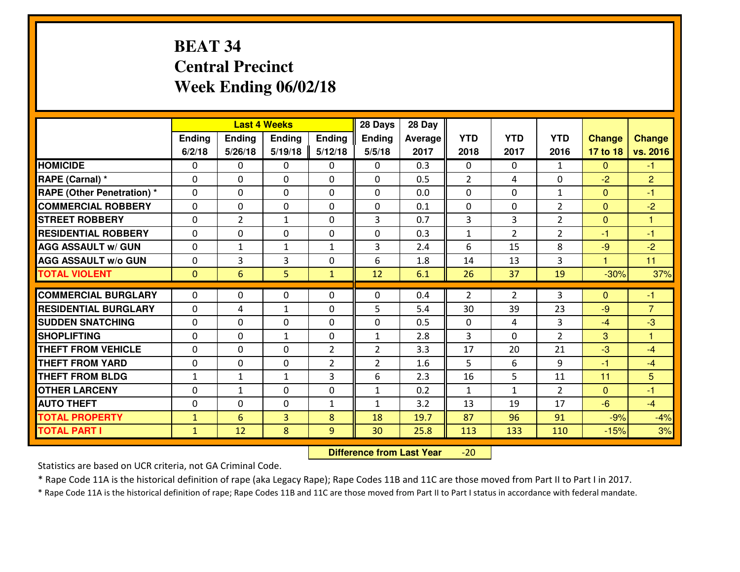# BEAT 34
## Central Precinct
## Week Ending 06/02/18

| | Last 4 Weeks | | | | 28 Days | 28 Day | | | | | |
|---|---|---|---|---|---|---|---|---|---|---|---|
| | Ending 6/2/18 | Ending 5/26/18 | Ending 5/19/18 | Ending 5/12/18 | Ending 5/5/18 | Average 2017 | YTD 2018 | YTD 2017 | YTD 2016 | Change 17 to 18 | Change vs. 2016 |
| HOMICIDE | 0 | 0 | 0 | 0 | 0 | 0.3 | 0 | 0 | 1 | 0 | -1 |
| RAPE (Carnal) * | 0 | 0 | 0 | 0 | 0 | 0.5 | 2 | 4 | 0 | -2 | 2 |
| RAPE (Other Penetration) * | 0 | 0 | 0 | 0 | 0 | 0.0 | 0 | 0 | 1 | 0 | -1 |
| COMMERCIAL ROBBERY | 0 | 0 | 0 | 0 | 0 | 0.1 | 0 | 0 | 2 | 0 | -2 |
| STREET ROBBERY | 0 | 2 | 1 | 0 | 3 | 0.7 | 3 | 3 | 2 | 0 | 1 |
| RESIDENTIAL ROBBERY | 0 | 0 | 0 | 0 | 0 | 0.3 | 1 | 2 | 2 | -1 | -1 |
| AGG ASSAULT w/ GUN | 0 | 1 | 1 | 1 | 3 | 2.4 | 6 | 15 | 8 | -9 | -2 |
| AGG ASSAULT w/o GUN | 0 | 3 | 3 | 0 | 6 | 1.8 | 14 | 13 | 3 | 1 | 11 |
| TOTAL VIOLENT | 0 | 6 | 5 | 1 | 12 | 6.1 | 26 | 37 | 19 | -30% | 37% |
| COMMERCIAL BURGLARY | 0 | 0 | 0 | 0 | 0 | 0.4 | 2 | 2 | 3 | 0 | -1 |
| RESIDENTIAL BURGLARY | 0 | 4 | 1 | 0 | 5 | 5.4 | 30 | 39 | 23 | -9 | 7 |
| SUDDEN SNATCHING | 0 | 0 | 0 | 0 | 0 | 0.5 | 0 | 4 | 3 | -4 | -3 |
| SHOPLIFTING | 0 | 0 | 1 | 0 | 1 | 2.8 | 3 | 0 | 2 | 3 | 1 |
| THEFT FROM VEHICLE | 0 | 0 | 0 | 2 | 2 | 3.3 | 17 | 20 | 21 | -3 | -4 |
| THEFT FROM YARD | 0 | 0 | 0 | 2 | 2 | 1.6 | 5 | 6 | 9 | -1 | -4 |
| THEFT FROM BLDG | 1 | 1 | 1 | 3 | 6 | 2.3 | 16 | 5 | 11 | 11 | 5 |
| OTHER LARCENY | 0 | 1 | 0 | 0 | 1 | 0.2 | 1 | 1 | 2 | 0 | -1 |
| AUTO THEFT | 0 | 0 | 0 | 1 | 1 | 3.2 | 13 | 19 | 17 | -6 | -4 |
| TOTAL PROPERTY | 1 | 6 | 3 | 8 | 18 | 19.7 | 87 | 96 | 91 | -9% | -4% |
| TOTAL PART I | 1 | 12 | 8 | 9 | 30 | 25.8 | 113 | 133 | 110 | -15% | 3% |

**Difference from Last Year** -20

Statistics are based on UCR criteria, not GA Criminal Code.

* Rape Code 11A is the historical definition of rape (aka Legacy Rape); Rape Codes 11B and 11C are those moved from Part II to Part I in 2017.

* Rape Code 11A is the historical definition of rape; Rape Codes 11B and 11C are those moved from Part II to Part I status in accordance with federal mandate.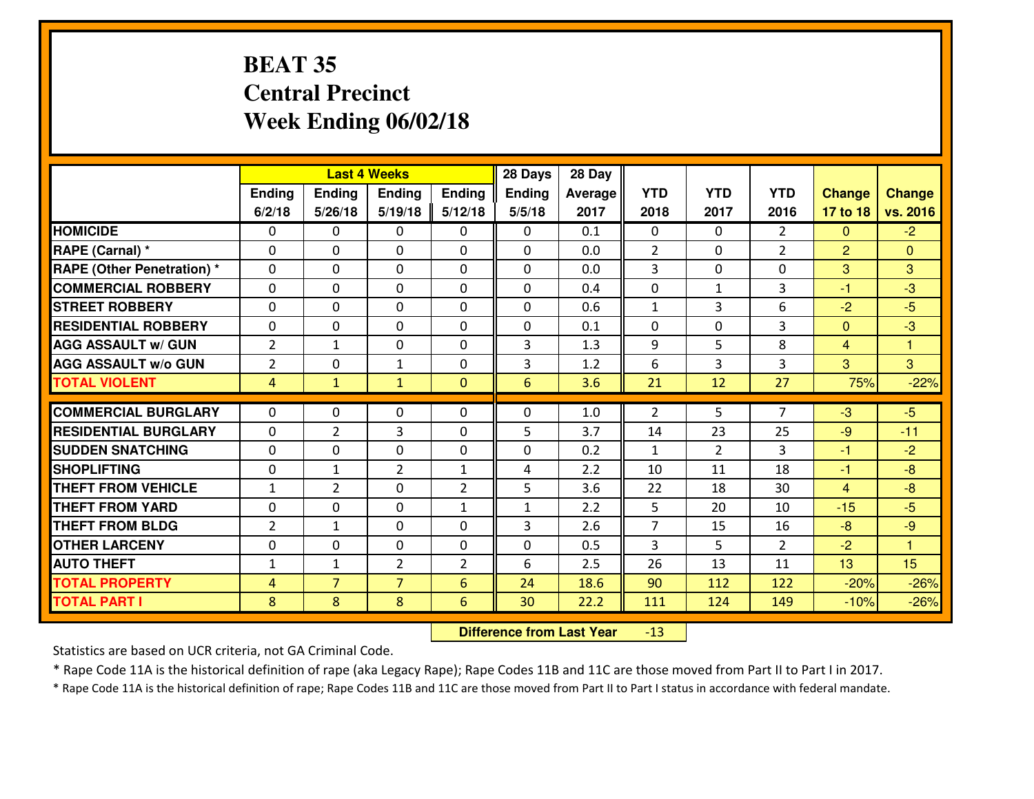# BEAT 35
## Central Precinct
## Week Ending 06/02/18

| | Last 4 Weeks | | | | 28 Days | 28 Day | | | | | |
|---|---|---|---|---|---|---|---|---|---|---|---|
| | Ending 6/2/18 | Ending 5/26/18 | Ending 5/19/18 | Ending 5/12/18 | Ending 5/5/18 | Average 2017 | YTD 2018 | YTD 2017 | YTD 2016 | Change 17 to 18 | Change vs. 2016 |
| HOMICIDE | 0 | 0 | 0 | 0 | 0 | 0.1 | 0 | 0 | 2 | 0 | -2 |
| RAPE (Carnal) * | 0 | 0 | 0 | 0 | 0 | 0.0 | 2 | 0 | 2 | 2 | 0 |
| RAPE (Other Penetration) * | 0 | 0 | 0 | 0 | 0 | 0.0 | 3 | 0 | 0 | 3 | 3 |
| COMMERCIAL ROBBERY | 0 | 0 | 0 | 0 | 0 | 0.4 | 0 | 1 | 3 | -1 | -3 |
| STREET ROBBERY | 0 | 0 | 0 | 0 | 0 | 0.6 | 1 | 3 | 6 | -2 | -5 |
| RESIDENTIAL ROBBERY | 0 | 0 | 0 | 0 | 0 | 0.1 | 0 | 0 | 3 | 0 | -3 |
| AGG ASSAULT w/ GUN | 2 | 1 | 0 | 0 | 3 | 1.3 | 9 | 5 | 8 | 4 | 1 |
| AGG ASSAULT w/o GUN | 2 | 0 | 1 | 0 | 3 | 1.2 | 6 | 3 | 3 | 3 | 3 |
| TOTAL VIOLENT | 4 | 1 | 1 | 0 | 6 | 3.6 | 21 | 12 | 27 | 75% | -22% |
| COMMERCIAL BURGLARY | 0 | 0 | 0 | 0 | 0 | 1.0 | 2 | 5 | 7 | -3 | -5 |
| RESIDENTIAL BURGLARY | 0 | 2 | 3 | 0 | 5 | 3.7 | 14 | 23 | 25 | -9 | -11 |
| SUDDEN SNATCHING | 0 | 0 | 0 | 0 | 0 | 0.2 | 1 | 2 | 3 | -1 | -2 |
| SHOPLIFTING | 0 | 1 | 2 | 1 | 4 | 2.2 | 10 | 11 | 18 | -1 | -8 |
| THEFT FROM VEHICLE | 1 | 2 | 0 | 2 | 5 | 3.6 | 22 | 18 | 30 | 4 | -8 |
| THEFT FROM YARD | 0 | 0 | 0 | 1 | 1 | 2.2 | 5 | 20 | 10 | -15 | -5 |
| THEFT FROM BLDG | 2 | 1 | 0 | 0 | 3 | 2.6 | 7 | 15 | 16 | -8 | -9 |
| OTHER LARCENY | 0 | 0 | 0 | 0 | 0 | 0.5 | 3 | 5 | 2 | -2 | 1 |
| AUTO THEFT | 1 | 1 | 2 | 2 | 6 | 2.5 | 26 | 13 | 11 | 13 | 15 |
| TOTAL PROPERTY | 4 | 7 | 7 | 6 | 24 | 18.6 | 90 | 112 | 122 | -20% | -26% |
| TOTAL PART I | 8 | 8 | 8 | 6 | 30 | 22.2 | 111 | 124 | 149 | -10% | -26% |

**Difference from Last Year** -13

Statistics are based on UCR criteria, not GA Criminal Code.

* Rape Code 11A is the historical definition of rape (aka Legacy Rape); Rape Codes 11B and 11C are those moved from Part II to Part I in 2017.

* Rape Code 11A is the historical definition of rape; Rape Codes 11B and 11C are those moved from Part II to Part I status in accordance with federal mandate.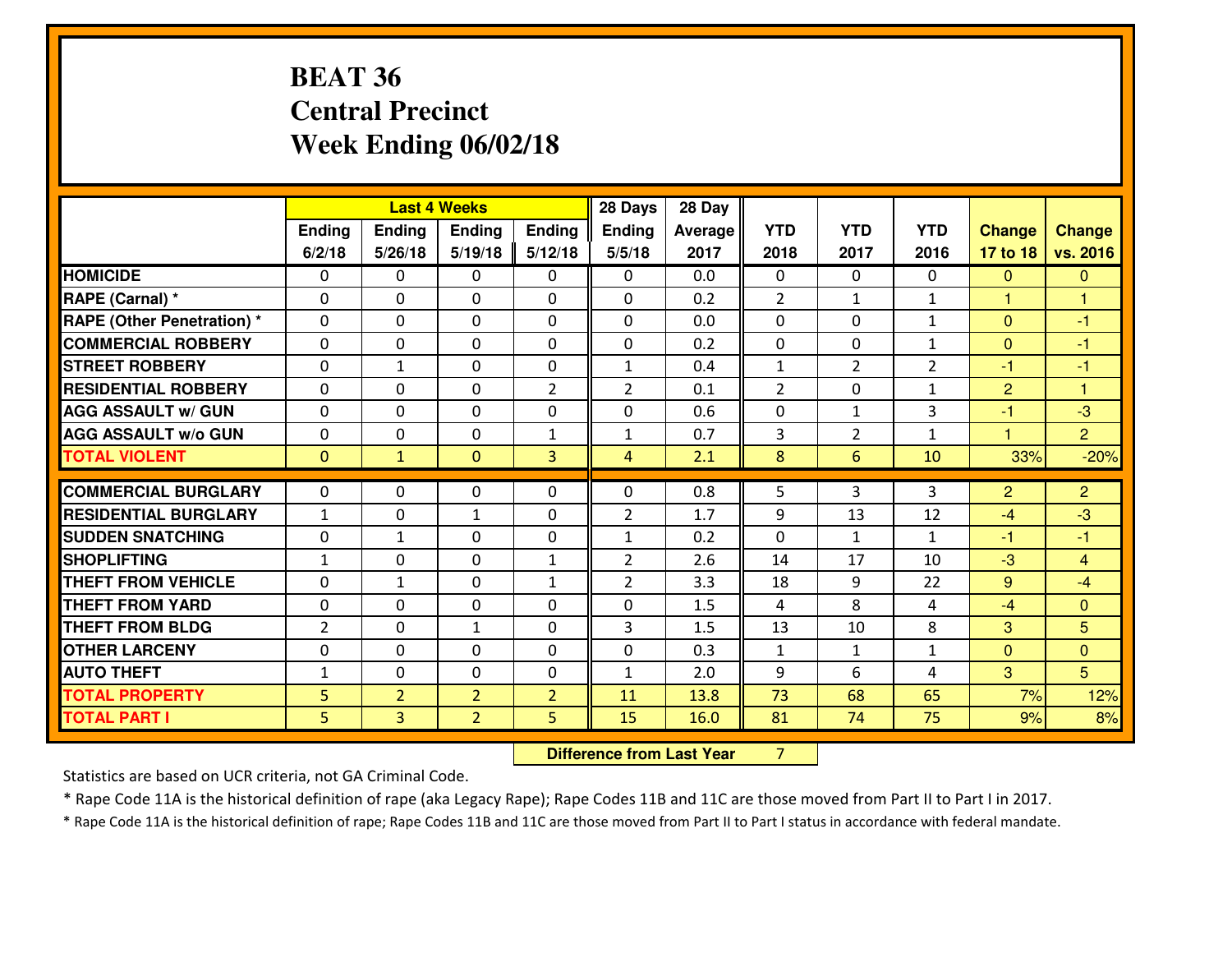# BEAT 36
## Central Precinct
## Week Ending 06/02/18

| | Last 4 Weeks | | | | 28 Days | 28 Day | | | | | |
|---|---|---|---|---|---|---|---|---|---|---|---|
| | Ending 6/2/18 | Ending 5/26/18 | Ending 5/19/18 | Ending 5/12/18 | Ending 5/5/18 | Average 2017 | YTD 2018 | YTD 2017 | YTD 2016 | Change 17 to 18 | Change vs. 2016 |
| **HOMICIDE** | 0 | 0 | 0 | 0 | 0 | 0.0 | 0 | 0 | 0 | 0 | 0 |
| **RAPE (Carnal) *** | 0 | 0 | 0 | 0 | 0 | 0.2 | 2 | 1 | 1 | 1 | 1 |
| **RAPE (Other Penetration) *** | 0 | 0 | 0 | 0 | 0 | 0.0 | 0 | 0 | 1 | 0 | -1 |
| **COMMERCIAL ROBBERY** | 0 | 0 | 0 | 0 | 0 | 0.2 | 0 | 0 | 1 | 0 | -1 |
| **STREET ROBBERY** | 0 | 1 | 0 | 0 | 1 | 0.4 | 1 | 2 | 2 | -1 | -1 |
| **RESIDENTIAL ROBBERY** | 0 | 0 | 0 | 2 | 2 | 0.1 | 2 | 0 | 1 | 2 | 1 |
| **AGG ASSAULT w/ GUN** | 0 | 0 | 0 | 0 | 0 | 0.6 | 0 | 1 | 3 | -1 | -3 |
| **AGG ASSAULT w/o GUN** | 0 | 0 | 0 | 1 | 1 | 0.7 | 3 | 2 | 1 | 1 | 2 |
| **TOTAL VIOLENT** | 0 | 1 | 0 | 3 | 4 | 2.1 | 8 | 6 | 10 | 33% | -20% |
| **COMMERCIAL BURGLARY** | 0 | 0 | 0 | 0 | 0 | 0.8 | 5 | 3 | 3 | 2 | 2 |
| **RESIDENTIAL BURGLARY** | 1 | 0 | 1 | 0 | 2 | 1.7 | 9 | 13 | 12 | -4 | -3 |
| **SUDDEN SNATCHING** | 0 | 1 | 0 | 0 | 1 | 0.2 | 0 | 1 | 1 | -1 | -1 |
| **SHOPLIFTING** | 1 | 0 | 0 | 1 | 2 | 2.6 | 14 | 17 | 10 | -3 | 4 |
| **THEFT FROM VEHICLE** | 0 | 1 | 0 | 1 | 2 | 3.3 | 18 | 9 | 22 | 9 | -4 |
| **THEFT FROM YARD** | 0 | 0 | 0 | 0 | 0 | 1.5 | 4 | 8 | 4 | -4 | 0 |
| **THEFT FROM BLDG** | 2 | 0 | 1 | 0 | 3 | 1.5 | 13 | 10 | 8 | 3 | 5 |
| **OTHER LARCENY** | 0 | 0 | 0 | 0 | 0 | 0.3 | 1 | 1 | 1 | 0 | 0 |
| **AUTO THEFT** | 1 | 0 | 0 | 0 | 1 | 2.0 | 9 | 6 | 4 | 3 | 5 |
| **TOTAL PROPERTY** | 5 | 2 | 2 | 2 | 11 | 13.8 | 73 | 68 | 65 | 7% | 12% |
| **TOTAL PART I** | 5 | 3 | 2 | 5 | 15 | 16.0 | 81 | 74 | 75 | 9% | 8% |

**Difference from Last Year** 7

Statistics are based on UCR criteria, not GA Criminal Code.

* Rape Code 11A is the historical definition of rape (aka Legacy Rape); Rape Codes 11B and 11C are those moved from Part II to Part I in 2017.

* Rape Code 11A is the historical definition of rape; Rape Codes 11B and 11C are those moved from Part II to Part I status in accordance with federal mandate.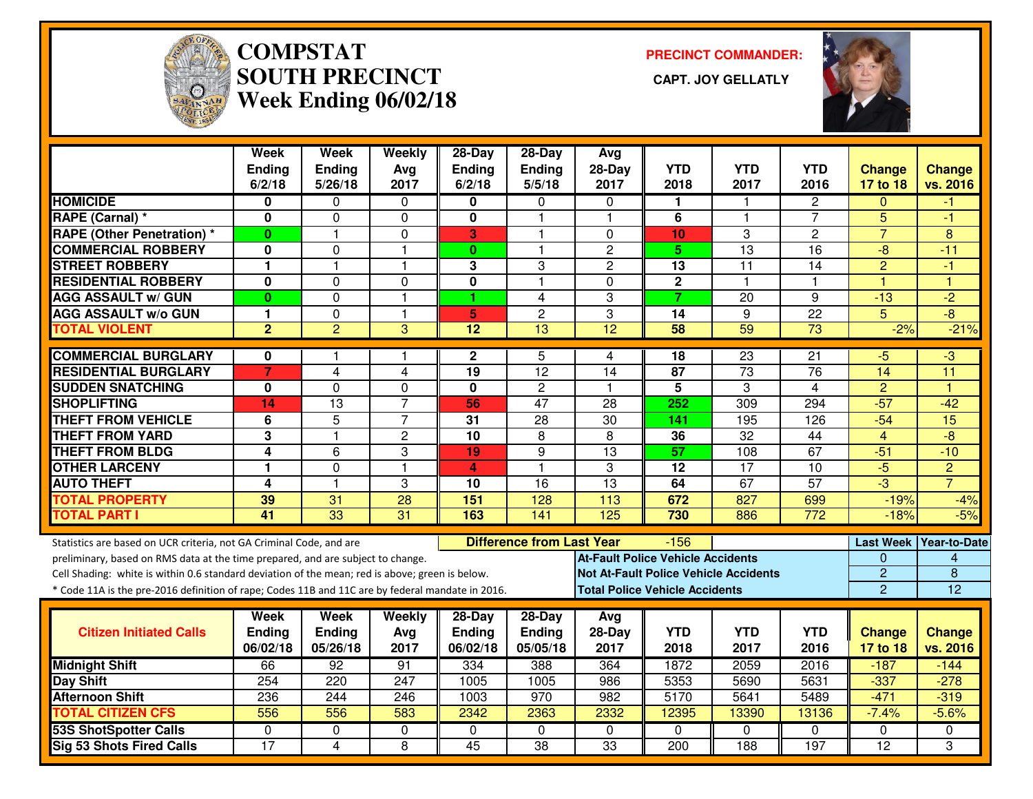# COMPSTAT SOUTH PRECINCT
## Week Ending 06/02/18

**PRECINCT COMMANDER:**

**CAPT. JOY GELLATLY**

| | Week Ending 6/2/18 | Week Ending 5/26/18 | Weekly Avg 2017 | 28-Day Ending 6/2/18 | 28-Day Ending 5/5/18 | Avg 28-Day 2017 | YTD 2018 | YTD 2017 | YTD 2016 | Change 17 to 18 | Change vs. 2016 |
|---|---|---|---|---|---|---|---|---|---|---|---|
| HOMICIDE | 0 | 0 | 0 | 0 | 0 | 0 | 1 | 1 | 2 | 0 | -1 |
| RAPE (Carnal) * | 0 | 0 | 0 | 0 | 1 | 1 | 6 | 1 | 7 | 5 | -1 |
| RAPE (Other Penetration) * | 0 | 1 | 0 | 3 | 1 | 0 | 10 | 3 | 2 | 7 | 8 |
| COMMERCIAL ROBBERY | 0 | 0 | 1 | 0 | 1 | 2 | 5 | 13 | 16 | -8 | -11 |
| STREET ROBBERY | 1 | 1 | 1 | 3 | 3 | 2 | 13 | 11 | 14 | 2 | -1 |
| RESIDENTIAL ROBBERY | 0 | 0 | 0 | 0 | 1 | 0 | 2 | 1 | 1 | 1 | 1 |
| AGG ASSAULT w/ GUN | 0 | 0 | 1 | 1 | 4 | 3 | 7 | 20 | 9 | -13 | -2 |
| AGG ASSAULT w/o GUN | 1 | 0 | 1 | 5 | 2 | 3 | 14 | 9 | 22 | 5 | -8 |
| TOTAL VIOLENT | 2 | 2 | 3 | 12 | 13 | 12 | 58 | 59 | 73 | -2% | -21% |
| COMMERCIAL BURGLARY | 0 | 1 | 1 | 2 | 5 | 4 | 18 | 23 | 21 | -5 | -3 |
| RESIDENTIAL BURGLARY | 7 | 4 | 4 | 19 | 12 | 14 | 87 | 73 | 76 | 14 | 11 |
| SUDDEN SNATCHING | 0 | 0 | 0 | 0 | 2 | 1 | 5 | 3 | 4 | 2 | 1 |
| SHOPLIFTING | 14 | 13 | 7 | 56 | 47 | 28 | 252 | 309 | 294 | -57 | -42 |
| THEFT FROM VEHICLE | 6 | 5 | 7 | 31 | 28 | 30 | 141 | 195 | 126 | -54 | 15 |
| THEFT FROM YARD | 3 | 1 | 2 | 10 | 8 | 8 | 36 | 32 | 44 | 4 | -8 |
| THEFT FROM BLDG | 4 | 6 | 3 | 19 | 9 | 13 | 57 | 108 | 67 | -51 | -10 |
| OTHER LARCENY | 1 | 0 | 1 | 4 | 1 | 3 | 12 | 17 | 10 | -5 | 2 |
| AUTO THEFT | 4 | 1 | 3 | 10 | 16 | 13 | 64 | 67 | 57 | -3 | 7 |
| TOTAL PROPERTY | 39 | 31 | 28 | 151 | 128 | 113 | 672 | 827 | 699 | -19% | -4% |
| TOTAL PART I | 41 | 33 | 31 | 163 | 141 | 125 | 730 | 886 | 772 | -18% | -5% |

Statistics are based on UCR criteria, not GA Criminal Code, and are preliminary, based on RMS data at the time prepared, and are subject to change.
Cell Shading: white is within 0.6 standard deviation of the mean; red is above; green is below.
* Code 11A is the pre-2016 definition of rape; Codes 11B and 11C are by federal mandate in 2016.

**Difference from Last Year:** -156

| | Last Week | Year-to-Date |
|---|---|---|
| At-Fault Police Vehicle Accidents | 0 | 4 |
| Not At-Fault Police Vehicle Accidents | 2 | 8 |
| Total Police Vehicle Accidents | 2 | 12 |

| Citizen Initiated Calls | Week Ending 06/02/18 | Week Ending 05/26/18 | Weekly Avg 2017 | 28-Day Ending 06/02/18 | 28-Day Ending 05/05/18 | Avg 28-Day 2017 | YTD 2018 | YTD 2017 | YTD 2016 | Change 17 to 18 | Change vs. 2016 |
|---|---|---|---|---|---|---|---|---|---|---|---|
| Midnight Shift | 66 | 92 | 91 | 334 | 388 | 364 | 1872 | 2059 | 2016 | -187 | -144 |
| Day Shift | 254 | 220 | 247 | 1005 | 1005 | 986 | 5353 | 5690 | 5631 | -337 | -278 |
| Afternoon Shift | 236 | 244 | 246 | 1003 | 970 | 982 | 5170 | 5641 | 5489 | -471 | -319 |
| TOTAL CITIZEN CFS | 556 | 556 | 583 | 2342 | 2363 | 2332 | 12395 | 13390 | 13136 | -7.4% | -5.6% |
| 53S ShotSpotter Calls | 0 | 0 | 0 | 0 | 0 | 0 | 0 | 0 | 0 | 0 | 0 |
| Sig 53 Shots Fired Calls | 17 | 4 | 8 | 45 | 38 | 33 | 200 | 188 | 197 | 12 | 3 |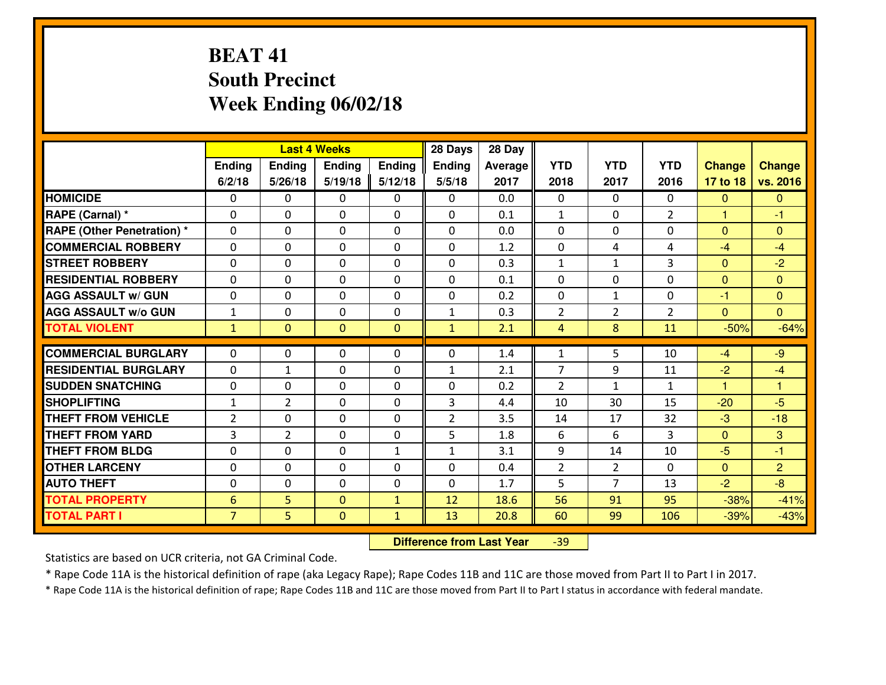# BEAT 41
## South Precinct
## Week Ending 06/02/18

| | Last 4 Weeks | | | | 28 Days | 28 Day | | | | | |
|---|---|---|---|---|---|---|---|---|---|---|---|
| | Ending 6/2/18 | Ending 5/26/18 | Ending 5/19/18 | Ending 5/12/18 | Ending 5/5/18 | Average 2017 | YTD 2018 | YTD 2017 | YTD 2016 | Change 17 to 18 | Change vs. 2016 |
| HOMICIDE | 0 | 0 | 0 | 0 | 0 | 0.0 | 0 | 0 | 0 | 0 | 0 |
| RAPE (Carnal) * | 0 | 0 | 0 | 0 | 0 | 0.1 | 1 | 0 | 2 | 1 | -1 |
| RAPE (Other Penetration) * | 0 | 0 | 0 | 0 | 0 | 0.0 | 0 | 0 | 0 | 0 | 0 |
| COMMERCIAL ROBBERY | 0 | 0 | 0 | 0 | 0 | 1.2 | 0 | 4 | 4 | -4 | -4 |
| STREET ROBBERY | 0 | 0 | 0 | 0 | 0 | 0.3 | 1 | 1 | 3 | 0 | -2 |
| RESIDENTIAL ROBBERY | 0 | 0 | 0 | 0 | 0 | 0.1 | 0 | 0 | 0 | 0 | 0 |
| AGG ASSAULT w/ GUN | 0 | 0 | 0 | 0 | 0 | 0.2 | 0 | 1 | 0 | -1 | 0 |
| AGG ASSAULT w/o GUN | 1 | 0 | 0 | 0 | 1 | 0.3 | 2 | 2 | 2 | 0 | 0 |
| TOTAL VIOLENT | 1 | 0 | 0 | 0 | 1 | 2.1 | 4 | 8 | 11 | -50% | -64% |
| COMMERCIAL BURGLARY | 0 | 0 | 0 | 0 | 0 | 1.4 | 1 | 5 | 10 | -4 | -9 |
| RESIDENTIAL BURGLARY | 0 | 1 | 0 | 0 | 1 | 2.1 | 7 | 9 | 11 | -2 | -4 |
| SUDDEN SNATCHING | 0 | 0 | 0 | 0 | 0 | 0.2 | 2 | 1 | 1 | 1 | 1 |
| SHOPLIFTING | 1 | 2 | 0 | 0 | 3 | 4.4 | 10 | 30 | 15 | -20 | -5 |
| THEFT FROM VEHICLE | 2 | 0 | 0 | 0 | 2 | 3.5 | 14 | 17 | 32 | -3 | -18 |
| THEFT FROM YARD | 3 | 2 | 0 | 0 | 5 | 1.8 | 6 | 6 | 3 | 0 | 3 |
| THEFT FROM BLDG | 0 | 0 | 0 | 1 | 1 | 3.1 | 9 | 14 | 10 | -5 | -1 |
| OTHER LARCENY | 0 | 0 | 0 | 0 | 0 | 0.4 | 2 | 2 | 0 | 0 | 2 |
| AUTO THEFT | 0 | 0 | 0 | 0 | 0 | 1.7 | 5 | 7 | 13 | -2 | -8 |
| TOTAL PROPERTY | 6 | 5 | 0 | 1 | 12 | 18.6 | 56 | 91 | 95 | -38% | -41% |
| TOTAL PART I | 7 | 5 | 0 | 1 | 13 | 20.8 | 60 | 99 | 106 | -39% | -43% |

**Difference from Last Year** -39

Statistics are based on UCR criteria, not GA Criminal Code.

* Rape Code 11A is the historical definition of rape (aka Legacy Rape); Rape Codes 11B and 11C are those moved from Part II to Part I in 2017.

* Rape Code 11A is the historical definition of rape; Rape Codes 11B and 11C are those moved from Part II to Part I status in accordance with federal mandate.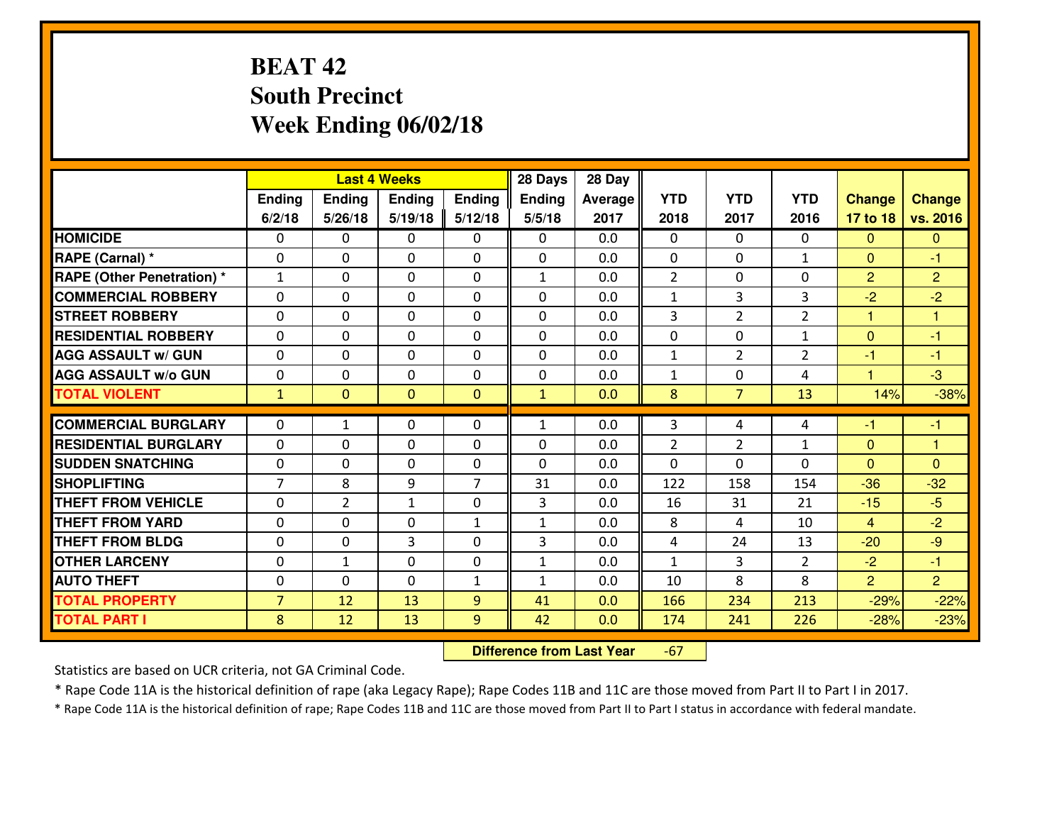# BEAT 42
## South Precinct
## Week Ending 06/02/18

| | Last 4 Weeks | | | | 28 Days | 28 Day | | | | | |
|---|---|---|---|---|---|---|---|---|---|---|---|
| | Ending 6/2/18 | Ending 5/26/18 | Ending 5/19/18 | Ending 5/12/18 | Ending 5/5/18 | Average 2017 | YTD 2018 | YTD 2017 | YTD 2016 | Change 17 to 18 | Change vs. 2016 |
| HOMICIDE | 0 | 0 | 0 | 0 | 0 | 0.0 | 0 | 0 | 0 | 0 | 0 |
| RAPE (Carnal) * | 0 | 0 | 0 | 0 | 0 | 0.0 | 0 | 0 | 1 | 0 | -1 |
| RAPE (Other Penetration) * | 1 | 0 | 0 | 0 | 1 | 0.0 | 2 | 0 | 0 | 2 | 2 |
| COMMERCIAL ROBBERY | 0 | 0 | 0 | 0 | 0 | 0.0 | 1 | 3 | 3 | -2 | -2 |
| STREET ROBBERY | 0 | 0 | 0 | 0 | 0 | 0.0 | 3 | 2 | 2 | 1 | 1 |
| RESIDENTIAL ROBBERY | 0 | 0 | 0 | 0 | 0 | 0.0 | 0 | 0 | 1 | 0 | -1 |
| AGG ASSAULT w/ GUN | 0 | 0 | 0 | 0 | 0 | 0.0 | 1 | 2 | 2 | -1 | -1 |
| AGG ASSAULT w/o GUN | 0 | 0 | 0 | 0 | 0 | 0.0 | 1 | 0 | 4 | 1 | -3 |
| TOTAL VIOLENT | 1 | 0 | 0 | 0 | 1 | 0.0 | 8 | 7 | 13 | 14% | -38% |
| COMMERCIAL BURGLARY | 0 | 1 | 0 | 0 | 1 | 0.0 | 3 | 4 | 4 | -1 | -1 |
| RESIDENTIAL BURGLARY | 0 | 0 | 0 | 0 | 0 | 0.0 | 2 | 2 | 1 | 0 | 1 |
| SUDDEN SNATCHING | 0 | 0 | 0 | 0 | 0 | 0.0 | 0 | 0 | 0 | 0 | 0 |
| SHOPLIFTING | 7 | 8 | 9 | 7 | 31 | 0.0 | 122 | 158 | 154 | -36 | -32 |
| THEFT FROM VEHICLE | 0 | 2 | 1 | 0 | 3 | 0.0 | 16 | 31 | 21 | -15 | -5 |
| THEFT FROM YARD | 0 | 0 | 0 | 1 | 1 | 0.0 | 8 | 4 | 10 | 4 | -2 |
| THEFT FROM BLDG | 0 | 0 | 3 | 0 | 3 | 0.0 | 4 | 24 | 13 | -20 | -9 |
| OTHER LARCENY | 0 | 1 | 0 | 0 | 1 | 0.0 | 1 | 3 | 2 | -2 | -1 |
| AUTO THEFT | 0 | 0 | 0 | 1 | 1 | 0.0 | 10 | 8 | 8 | 2 | 2 |
| TOTAL PROPERTY | 7 | 12 | 13 | 9 | 41 | 0.0 | 166 | 234 | 213 | -29% | -22% |
| TOTAL PART I | 8 | 12 | 13 | 9 | 42 | 0.0 | 174 | 241 | 226 | -28% | -23% |

**Difference from Last Year** -67

Statistics are based on UCR criteria, not GA Criminal Code.

* Rape Code 11A is the historical definition of rape (aka Legacy Rape); Rape Codes 11B and 11C are those moved from Part II to Part I in 2017.

* Rape Code 11A is the historical definition of rape; Rape Codes 11B and 11C are those moved from Part II to Part I status in accordance with federal mandate.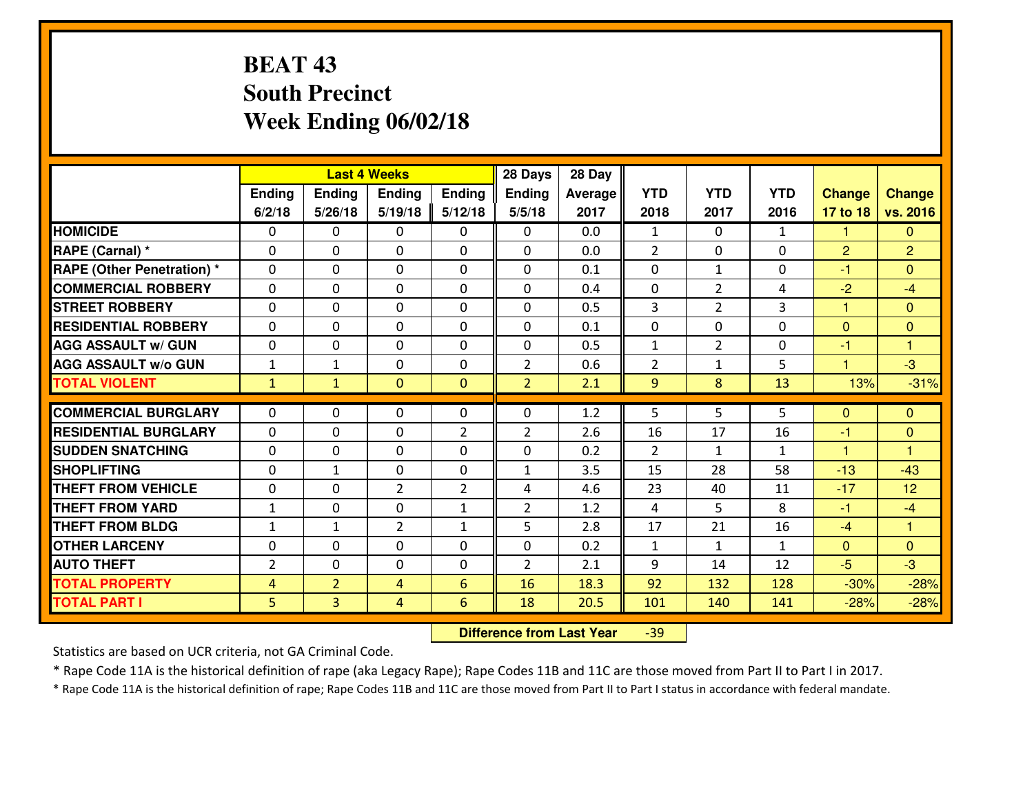# BEAT 43
## South Precinct
## Week Ending 06/02/18

| | Last 4 Weeks | | | | 28 Days | 28 Day | | | | | |
|---|---|---|---|---|---|---|---|---|---|---|---|
| | Ending 6/2/18 | Ending 5/26/18 | Ending 5/19/18 | Ending 5/12/18 | Ending 5/5/18 | Average 2017 | YTD 2018 | YTD 2017 | YTD 2016 | Change 17 to 18 | Change vs. 2016 |
| HOMICIDE | 0 | 0 | 0 | 0 | 0 | 0.0 | 1 | 0 | 1 | 1 | 0 |
| RAPE (Carnal) * | 0 | 0 | 0 | 0 | 0 | 0.0 | 2 | 0 | 0 | 2 | 2 |
| RAPE (Other Penetration) * | 0 | 0 | 0 | 0 | 0 | 0.1 | 0 | 1 | 0 | -1 | 0 |
| COMMERCIAL ROBBERY | 0 | 0 | 0 | 0 | 0 | 0.4 | 0 | 2 | 4 | -2 | -4 |
| STREET ROBBERY | 0 | 0 | 0 | 0 | 0 | 0.5 | 3 | 2 | 3 | 1 | 0 |
| RESIDENTIAL ROBBERY | 0 | 0 | 0 | 0 | 0 | 0.1 | 0 | 0 | 0 | 0 | 0 |
| AGG ASSAULT w/ GUN | 0 | 0 | 0 | 0 | 0 | 0.5 | 1 | 2 | 0 | -1 | 1 |
| AGG ASSAULT w/o GUN | 1 | 1 | 0 | 0 | 2 | 0.6 | 2 | 1 | 5 | 1 | -3 |
| TOTAL VIOLENT | 1 | 1 | 0 | 0 | 2 | 2.1 | 9 | 8 | 13 | 13% | -31% |
| COMMERCIAL BURGLARY | 0 | 0 | 0 | 0 | 0 | 1.2 | 5 | 5 | 5 | 0 | 0 |
| RESIDENTIAL BURGLARY | 0 | 0 | 0 | 2 | 2 | 2.6 | 16 | 17 | 16 | -1 | 0 |
| SUDDEN SNATCHING | 0 | 0 | 0 | 0 | 0 | 0.2 | 2 | 1 | 1 | 1 | 1 |
| SHOPLIFTING | 0 | 1 | 0 | 0 | 1 | 3.5 | 15 | 28 | 58 | -13 | -43 |
| THEFT FROM VEHICLE | 0 | 0 | 2 | 2 | 4 | 4.6 | 23 | 40 | 11 | -17 | 12 |
| THEFT FROM YARD | 1 | 0 | 0 | 1 | 2 | 1.2 | 4 | 5 | 8 | -1 | -4 |
| THEFT FROM BLDG | 1 | 1 | 2 | 1 | 5 | 2.8 | 17 | 21 | 16 | -4 | 1 |
| OTHER LARCENY | 0 | 0 | 0 | 0 | 0 | 0.2 | 1 | 1 | 1 | 0 | 0 |
| AUTO THEFT | 2 | 0 | 0 | 0 | 2 | 2.1 | 9 | 14 | 12 | -5 | -3 |
| TOTAL PROPERTY | 4 | 2 | 4 | 6 | 16 | 18.3 | 92 | 132 | 128 | -30% | -28% |
| TOTAL PART I | 5 | 3 | 4 | 6 | 18 | 20.5 | 101 | 140 | 141 | -28% | -28% |

**Difference from Last Year** -39

Statistics are based on UCR criteria, not GA Criminal Code.

* Rape Code 11A is the historical definition of rape (aka Legacy Rape); Rape Codes 11B and 11C are those moved from Part II to Part I in 2017.

* Rape Code 11A is the historical definition of rape; Rape Codes 11B and 11C are those moved from Part II to Part I status in accordance with federal mandate.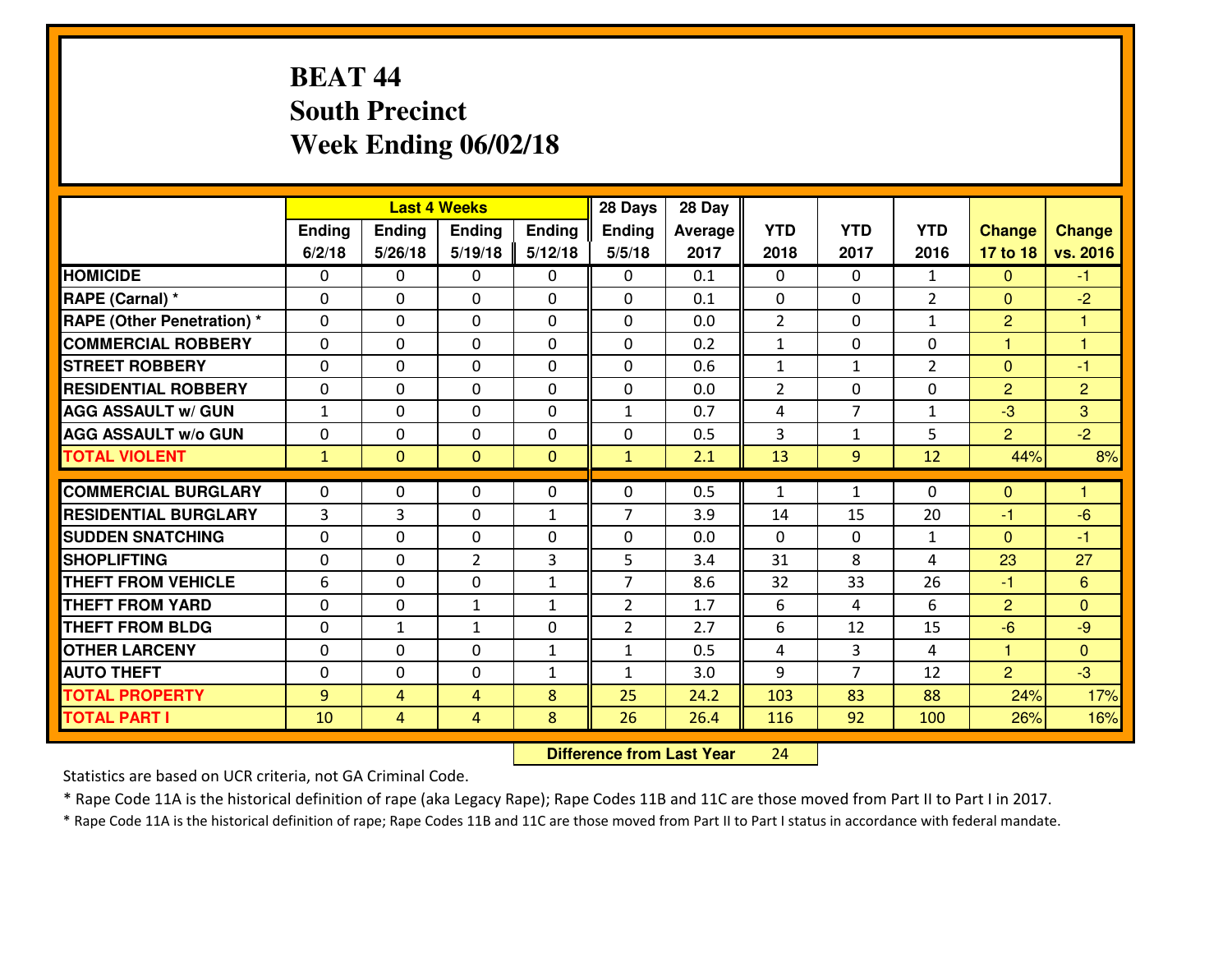# BEAT 44
# South Precinct
# Week Ending 06/02/18

| | Last 4 Weeks | | | | 28 Days | 28 Day | | | | | |
|---|---|---|---|---|---|---|---|---|---|---|---|
| | Ending 6/2/18 | Ending 5/26/18 | Ending 5/19/18 | Ending 5/12/18 | Ending 5/5/18 | Average 2017 | YTD 2018 | YTD 2017 | YTD 2016 | Change 17 to 18 | Change vs. 2016 |
| HOMICIDE | 0 | 0 | 0 | 0 | 0 | 0.1 | 0 | 0 | 1 | 0 | -1 |
| RAPE (Carnal) * | 0 | 0 | 0 | 0 | 0 | 0.1 | 0 | 0 | 2 | 0 | -2 |
| RAPE (Other Penetration) * | 0 | 0 | 0 | 0 | 0 | 0.0 | 2 | 0 | 1 | 2 | 1 |
| COMMERCIAL ROBBERY | 0 | 0 | 0 | 0 | 0 | 0.2 | 1 | 0 | 0 | 1 | 1 |
| STREET ROBBERY | 0 | 0 | 0 | 0 | 0 | 0.6 | 1 | 1 | 2 | 0 | -1 |
| RESIDENTIAL ROBBERY | 0 | 0 | 0 | 0 | 0 | 0.0 | 2 | 0 | 0 | 2 | 2 |
| AGG ASSAULT w/ GUN | 1 | 0 | 0 | 0 | 1 | 0.7 | 4 | 7 | 1 | -3 | 3 |
| AGG ASSAULT w/o GUN | 0 | 0 | 0 | 0 | 0 | 0.5 | 3 | 1 | 5 | 2 | -2 |
| TOTAL VIOLENT | 1 | 0 | 0 | 0 | 1 | 2.1 | 13 | 9 | 12 | 44% | 8% |
| COMMERCIAL BURGLARY | 0 | 0 | 0 | 0 | 0 | 0.5 | 1 | 1 | 0 | 0 | 1 |
| RESIDENTIAL BURGLARY | 3 | 3 | 0 | 1 | 7 | 3.9 | 14 | 15 | 20 | -1 | -6 |
| SUDDEN SNATCHING | 0 | 0 | 0 | 0 | 0 | 0.0 | 0 | 0 | 1 | 0 | -1 |
| SHOPLIFTING | 0 | 0 | 2 | 3 | 5 | 3.4 | 31 | 8 | 4 | 23 | 27 |
| THEFT FROM VEHICLE | 6 | 0 | 0 | 1 | 7 | 8.6 | 32 | 33 | 26 | -1 | 6 |
| THEFT FROM YARD | 0 | 0 | 1 | 1 | 2 | 1.7 | 6 | 4 | 6 | 2 | 0 |
| THEFT FROM BLDG | 0 | 1 | 1 | 0 | 2 | 2.7 | 6 | 12 | 15 | -6 | -9 |
| OTHER LARCENY | 0 | 0 | 0 | 1 | 1 | 0.5 | 4 | 3 | 4 | 1 | 0 |
| AUTO THEFT | 0 | 0 | 0 | 1 | 1 | 3.0 | 9 | 7 | 12 | 2 | -3 |
| TOTAL PROPERTY | 9 | 4 | 4 | 8 | 25 | 24.2 | 103 | 83 | 88 | 24% | 17% |
| TOTAL PART I | 10 | 4 | 4 | 8 | 26 | 26.4 | 116 | 92 | 100 | 26% | 16% |

**Difference from Last Year** 24

Statistics are based on UCR criteria, not GA Criminal Code.

* Rape Code 11A is the historical definition of rape (aka Legacy Rape); Rape Codes 11B and 11C are those moved from Part II to Part I in 2017.

* Rape Code 11A is the historical definition of rape; Rape Codes 11B and 11C are those moved from Part II to Part I status in accordance with federal mandate.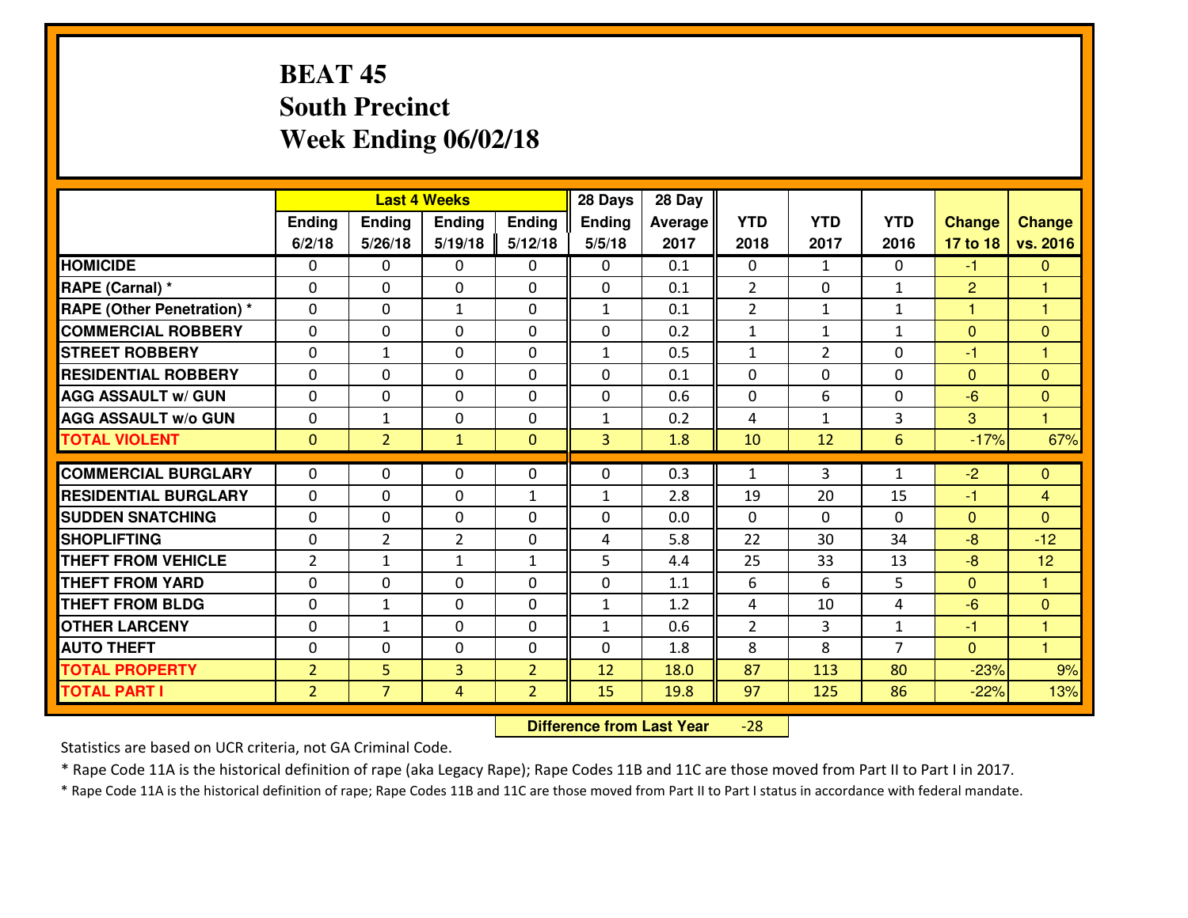# BEAT 45
## South Precinct
## Week Ending 06/02/18

| | Last 4 Weeks | | | | 28 Days | 28 Day | | | | | |
|---|---|---|---|---|---|---|---|---|---|---|---|
| | Ending 6/2/18 | Ending 5/26/18 | Ending 5/19/18 | Ending 5/12/18 | Ending 5/5/18 | Average 2017 | YTD 2018 | YTD 2017 | YTD 2016 | Change 17 to 18 | Change vs. 2016 |
| HOMICIDE | 0 | 0 | 0 | 0 | 0 | 0.1 | 0 | 1 | 0 | -1 | 0 |
| RAPE (Carnal) * | 0 | 0 | 0 | 0 | 0 | 0.1 | 2 | 0 | 1 | 2 | 1 |
| RAPE (Other Penetration) * | 0 | 0 | 1 | 0 | 1 | 0.1 | 2 | 1 | 1 | 1 | 1 |
| COMMERCIAL ROBBERY | 0 | 0 | 0 | 0 | 0 | 0.2 | 1 | 1 | 1 | 0 | 0 |
| STREET ROBBERY | 0 | 1 | 0 | 0 | 1 | 0.5 | 1 | 2 | 0 | -1 | 1 |
| RESIDENTIAL ROBBERY | 0 | 0 | 0 | 0 | 0 | 0.1 | 0 | 0 | 0 | 0 | 0 |
| AGG ASSAULT w/ GUN | 0 | 0 | 0 | 0 | 0 | 0.6 | 0 | 6 | 0 | -6 | 0 |
| AGG ASSAULT w/o GUN | 0 | 1 | 0 | 0 | 1 | 0.2 | 4 | 1 | 3 | 3 | 1 |
| TOTAL VIOLENT | 0 | 2 | 1 | 0 | 3 | 1.8 | 10 | 12 | 6 | -17% | 67% |
| COMMERCIAL BURGLARY | 0 | 0 | 0 | 0 | 0 | 0.3 | 1 | 3 | 1 | -2 | 0 |
| RESIDENTIAL BURGLARY | 0 | 0 | 0 | 1 | 1 | 2.8 | 19 | 20 | 15 | -1 | 4 |
| SUDDEN SNATCHING | 0 | 0 | 0 | 0 | 0 | 0.0 | 0 | 0 | 0 | 0 | 0 |
| SHOPLIFTING | 0 | 2 | 2 | 0 | 4 | 5.8 | 22 | 30 | 34 | -8 | -12 |
| THEFT FROM VEHICLE | 2 | 1 | 1 | 1 | 5 | 4.4 | 25 | 33 | 13 | -8 | 12 |
| THEFT FROM YARD | 0 | 0 | 0 | 0 | 0 | 1.1 | 6 | 6 | 5 | 0 | 1 |
| THEFT FROM BLDG | 0 | 1 | 0 | 0 | 1 | 1.2 | 4 | 10 | 4 | -6 | 0 |
| OTHER LARCENY | 0 | 1 | 0 | 0 | 1 | 0.6 | 2 | 3 | 1 | -1 | 1 |
| AUTO THEFT | 0 | 0 | 0 | 0 | 0 | 1.8 | 8 | 8 | 7 | 0 | 1 |
| TOTAL PROPERTY | 2 | 5 | 3 | 2 | 12 | 18.0 | 87 | 113 | 80 | -23% | 9% |
| TOTAL PART I | 2 | 7 | 4 | 2 | 15 | 19.8 | 97 | 125 | 86 | -22% | 13% |

**Difference from Last Year** -28

Statistics are based on UCR criteria, not GA Criminal Code.

* Rape Code 11A is the historical definition of rape (aka Legacy Rape); Rape Codes 11B and 11C are those moved from Part II to Part I in 2017.

* Rape Code 11A is the historical definition of rape; Rape Codes 11B and 11C are those moved from Part II to Part I status in accordance with federal mandate.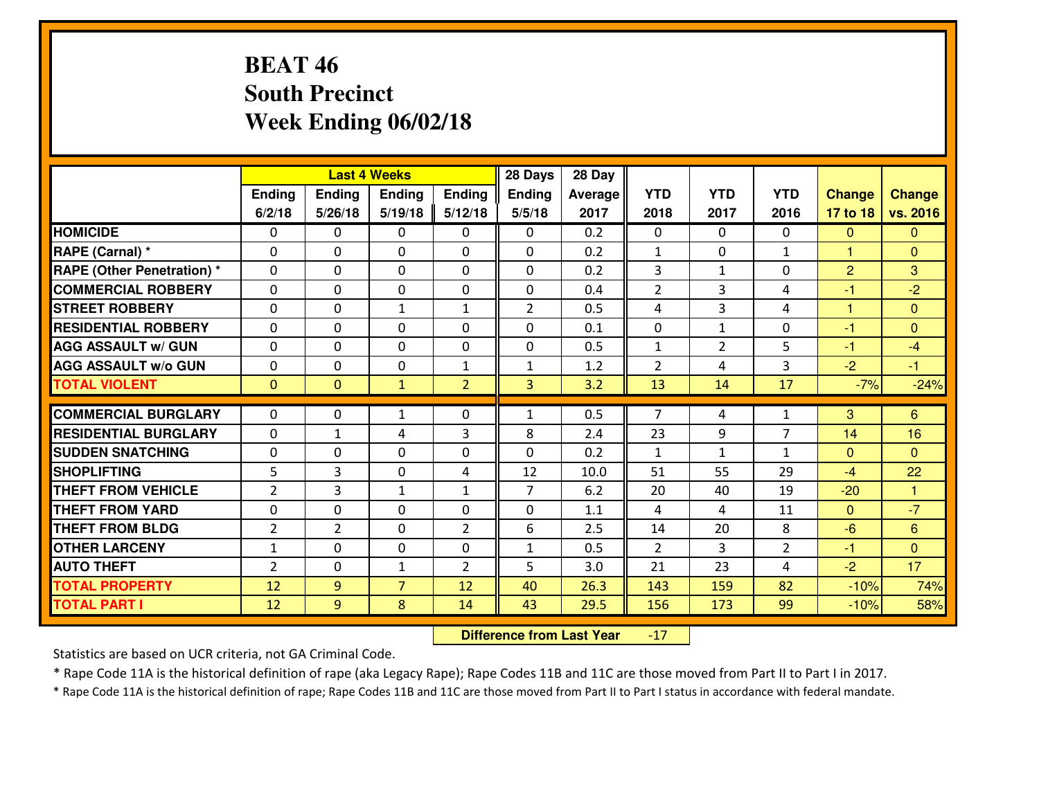# BEAT 46
## South Precinct
## Week Ending 06/02/18

| | Last 4 Weeks | | | | 28 Days | 28 Day | | | | | |
|---|---|---|---|---|---|---|---|---|---|---|---|
| | Ending 6/2/18 | Ending 5/26/18 | Ending 5/19/18 | Ending 5/12/18 | Ending 5/5/18 | Average 2017 | YTD 2018 | YTD 2017 | YTD 2016 | Change 17 to 18 | Change vs. 2016 |
| HOMICIDE | 0 | 0 | 0 | 0 | 0 | 0.2 | 0 | 0 | 0 | 0 | 0 |
| RAPE (Carnal) * | 0 | 0 | 0 | 0 | 0 | 0.2 | 1 | 0 | 1 | 1 | 0 |
| RAPE (Other Penetration) * | 0 | 0 | 0 | 0 | 0 | 0.2 | 3 | 1 | 0 | 2 | 3 |
| COMMERCIAL ROBBERY | 0 | 0 | 0 | 0 | 0 | 0.4 | 2 | 3 | 4 | -1 | -2 |
| STREET ROBBERY | 0 | 0 | 1 | 1 | 2 | 0.5 | 4 | 3 | 4 | 1 | 0 |
| RESIDENTIAL ROBBERY | 0 | 0 | 0 | 0 | 0 | 0.1 | 0 | 1 | 0 | -1 | 0 |
| AGG ASSAULT w/ GUN | 0 | 0 | 0 | 0 | 0 | 0.5 | 1 | 2 | 5 | -1 | -4 |
| AGG ASSAULT w/o GUN | 0 | 0 | 0 | 1 | 1 | 1.2 | 2 | 4 | 3 | -2 | -1 |
| TOTAL VIOLENT | 0 | 0 | 1 | 2 | 3 | 3.2 | 13 | 14 | 17 | -7% | -24% |
| COMMERCIAL BURGLARY | 0 | 0 | 1 | 0 | 1 | 0.5 | 7 | 4 | 1 | 3 | 6 |
| RESIDENTIAL BURGLARY | 0 | 1 | 4 | 3 | 8 | 2.4 | 23 | 9 | 7 | 14 | 16 |
| SUDDEN SNATCHING | 0 | 0 | 0 | 0 | 0 | 0.2 | 1 | 1 | 1 | 0 | 0 |
| SHOPLIFTING | 5 | 3 | 0 | 4 | 12 | 10.0 | 51 | 55 | 29 | -4 | 22 |
| THEFT FROM VEHICLE | 2 | 3 | 1 | 1 | 7 | 6.2 | 20 | 40 | 19 | -20 | 1 |
| THEFT FROM YARD | 0 | 0 | 0 | 0 | 0 | 1.1 | 4 | 4 | 11 | 0 | -7 |
| THEFT FROM BLDG | 2 | 2 | 0 | 2 | 6 | 2.5 | 14 | 20 | 8 | -6 | 6 |
| OTHER LARCENY | 1 | 0 | 0 | 0 | 1 | 0.5 | 2 | 3 | 2 | -1 | 0 |
| AUTO THEFT | 2 | 0 | 1 | 2 | 5 | 3.0 | 21 | 23 | 4 | -2 | 17 |
| TOTAL PROPERTY | 12 | 9 | 7 | 12 | 40 | 26.3 | 143 | 159 | 82 | -10% | 74% |
| TOTAL PART I | 12 | 9 | 8 | 14 | 43 | 29.5 | 156 | 173 | 99 | -10% | 58% |

**Difference from Last Year** -17

Statistics are based on UCR criteria, not GA Criminal Code.

* Rape Code 11A is the historical definition of rape (aka Legacy Rape); Rape Codes 11B and 11C are those moved from Part II to Part I in 2017.

* Rape Code 11A is the historical definition of rape; Rape Codes 11B and 11C are those moved from Part II to Part I status in accordance with federal mandate.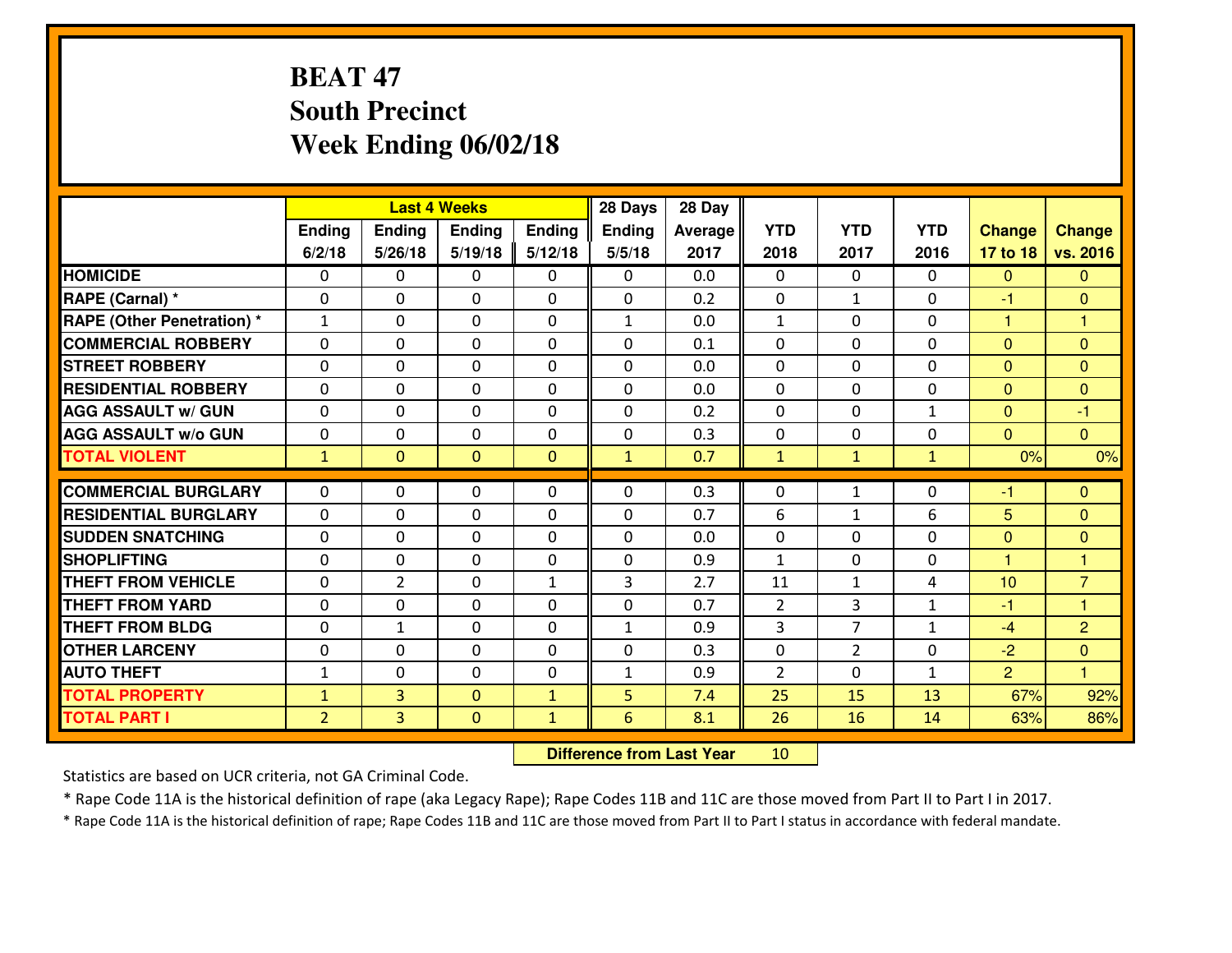# BEAT 47
## South Precinct
## Week Ending 06/02/18

| | Last 4 Weeks | | | | 28 Days | 28 Day | | | | | |
|---|---|---|---|---|---|---|---|---|---|---|---|
| | Ending 6/2/18 | Ending 5/26/18 | Ending 5/19/18 | Ending 5/12/18 | Ending 5/5/18 | Average 2017 | YTD 2018 | YTD 2017 | YTD 2016 | Change 17 to 18 | Change vs. 2016 |
| HOMICIDE | 0 | 0 | 0 | 0 | 0 | 0.0 | 0 | 0 | 0 | 0 | 0 |
| RAPE (Carnal) * | 0 | 0 | 0 | 0 | 0 | 0.2 | 0 | 1 | 0 | -1 | 0 |
| RAPE (Other Penetration) * | 1 | 0 | 0 | 0 | 1 | 0.0 | 1 | 0 | 0 | 1 | 1 |
| COMMERCIAL ROBBERY | 0 | 0 | 0 | 0 | 0 | 0.1 | 0 | 0 | 0 | 0 | 0 |
| STREET ROBBERY | 0 | 0 | 0 | 0 | 0 | 0.0 | 0 | 0 | 0 | 0 | 0 |
| RESIDENTIAL ROBBERY | 0 | 0 | 0 | 0 | 0 | 0.0 | 0 | 0 | 0 | 0 | 0 |
| AGG ASSAULT w/ GUN | 0 | 0 | 0 | 0 | 0 | 0.2 | 0 | 0 | 1 | 0 | -1 |
| AGG ASSAULT w/o GUN | 0 | 0 | 0 | 0 | 0 | 0.3 | 0 | 0 | 0 | 0 | 0 |
| TOTAL VIOLENT | 1 | 0 | 0 | 0 | 1 | 0.7 | 1 | 1 | 1 | 0% | 0% |
| COMMERCIAL BURGLARY | 0 | 0 | 0 | 0 | 0 | 0.3 | 0 | 1 | 0 | -1 | 0 |
| RESIDENTIAL BURGLARY | 0 | 0 | 0 | 0 | 0 | 0.7 | 6 | 1 | 6 | 5 | 0 |
| SUDDEN SNATCHING | 0 | 0 | 0 | 0 | 0 | 0.0 | 0 | 0 | 0 | 0 | 0 |
| SHOPLIFTING | 0 | 0 | 0 | 0 | 0 | 0.9 | 1 | 0 | 0 | 1 | 1 |
| THEFT FROM VEHICLE | 0 | 2 | 0 | 1 | 3 | 2.7 | 11 | 1 | 4 | 10 | 7 |
| THEFT FROM YARD | 0 | 0 | 0 | 0 | 0 | 0.7 | 2 | 3 | 1 | -1 | 1 |
| THEFT FROM BLDG | 0 | 1 | 0 | 0 | 1 | 0.9 | 3 | 7 | 1 | -4 | 2 |
| OTHER LARCENY | 0 | 0 | 0 | 0 | 0 | 0.3 | 0 | 2 | 0 | -2 | 0 |
| AUTO THEFT | 1 | 0 | 0 | 0 | 1 | 0.9 | 2 | 0 | 1 | 2 | 1 |
| TOTAL PROPERTY | 1 | 3 | 0 | 1 | 5 | 7.4 | 25 | 15 | 13 | 67% | 92% |
| TOTAL PART I | 2 | 3 | 0 | 1 | 6 | 8.1 | 26 | 16 | 14 | 63% | 86% |

**Difference from Last Year** 10

Statistics are based on UCR criteria, not GA Criminal Code.

* Rape Code 11A is the historical definition of rape (aka Legacy Rape); Rape Codes 11B and 11C are those moved from Part II to Part I in 2017.

* Rape Code 11A is the historical definition of rape; Rape Codes 11B and 11C are those moved from Part II to Part I status in accordance with federal mandate.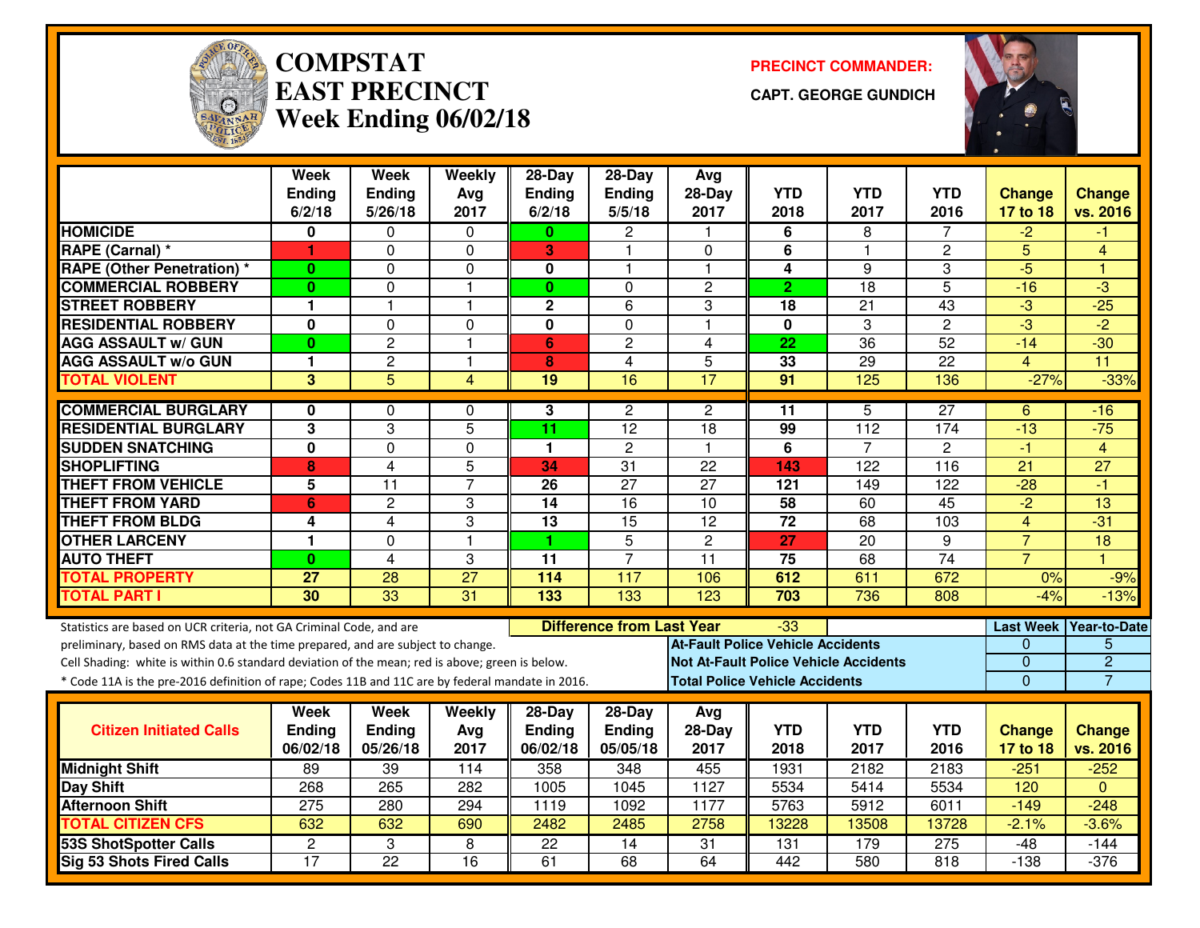# COMPSTAT
# EAST PRECINCT
# Week Ending 06/02/18

**PRECINCT COMMANDER:**

**CAPT. GEORGE GUNDICH**

| | Week Ending 6/2/18 | Week Ending 5/26/18 | Weekly Avg 2017 | 28-Day Ending 6/2/18 | 28-Day Ending 5/5/18 | Avg 28-Day 2017 | YTD 2018 | YTD 2017 | YTD 2016 | Change 17 to 18 | Change vs. 2016 |
|---|---|---|---|---|---|---|---|---|---|---|---|
| HOMICIDE | 0 | 0 | 0 | 0 | 2 | 1 | 6 | 8 | 7 | -2 | -1 |
| RAPE (Carnal) * | 1 | 0 | 0 | 3 | 1 | 0 | 6 | 1 | 2 | 5 | 4 |
| RAPE (Other Penetration) * | 0 | 0 | 0 | 0 | 1 | 1 | 4 | 9 | 3 | -5 | 1 |
| COMMERCIAL ROBBERY | 0 | 0 | 1 | 0 | 0 | 2 | 2 | 18 | 5 | -16 | -3 |
| STREET ROBBERY | 1 | 1 | 1 | 2 | 6 | 3 | 18 | 21 | 43 | -3 | -25 |
| RESIDENTIAL ROBBERY | 0 | 0 | 0 | 0 | 0 | 1 | 0 | 3 | 2 | -3 | -2 |
| AGG ASSAULT w/ GUN | 0 | 2 | 1 | 6 | 2 | 4 | 22 | 36 | 52 | -14 | -30 |
| AGG ASSAULT w/o GUN | 1 | 2 | 1 | 8 | 4 | 5 | 33 | 29 | 22 | 4 | 11 |
| TOTAL VIOLENT | 3 | 5 | 4 | 19 | 16 | 17 | 91 | 125 | 136 | -27% | -33% |
| COMMERCIAL BURGLARY | 0 | 0 | 0 | 3 | 2 | 2 | 11 | 5 | 27 | 6 | -16 |
| RESIDENTIAL BURGLARY | 3 | 3 | 5 | 11 | 12 | 18 | 99 | 112 | 174 | -13 | -75 |
| SUDDEN SNATCHING | 0 | 0 | 0 | 1 | 2 | 1 | 6 | 7 | 2 | -1 | 4 |
| SHOPLIFTING | 8 | 4 | 5 | 34 | 31 | 22 | 143 | 122 | 116 | 21 | 27 |
| THEFT FROM VEHICLE | 5 | 11 | 7 | 26 | 27 | 27 | 121 | 149 | 122 | -28 | -1 |
| THEFT FROM YARD | 6 | 2 | 3 | 14 | 16 | 10 | 58 | 60 | 45 | -2 | 13 |
| THEFT FROM BLDG | 4 | 4 | 3 | 13 | 15 | 12 | 72 | 68 | 103 | 4 | -31 |
| OTHER LARCENY | 1 | 0 | 1 | 1 | 5 | 2 | 27 | 20 | 9 | 7 | 18 |
| AUTO THEFT | 0 | 4 | 3 | 11 | 7 | 11 | 75 | 68 | 74 | 7 | 1 |
| TOTAL PROPERTY | 27 | 28 | 27 | 114 | 117 | 106 | 612 | 611 | 672 | 0% | -9% |
| TOTAL PART I | 30 | 33 | 31 | 133 | 133 | 123 | 703 | 736 | 808 | -4% | -13% |

Statistics are based on UCR criteria, not GA Criminal Code, and are preliminary, based on RMS data at the time prepared, and are subject to change.

Cell Shading: white is within 0.6 standard deviation of the mean; red is above; green is below.

* Code 11A is the pre-2016 definition of rape; Codes 11B and 11C are by federal mandate in 2016.

**Difference from Last Year:** -33

| | Last Week | Year-to-Date |
|---|---|---|
| At-Fault Police Vehicle Accidents | 0 | 5 |
| Not At-Fault Police Vehicle Accidents | 0 | 2 |
| Total Police Vehicle Accidents | 0 | 7 |

| Citizen Initiated Calls | Week Ending 06/02/18 | Week Ending 05/26/18 | Weekly Avg 2017 | 28-Day Ending 06/02/18 | 28-Day Ending 05/05/18 | Avg 28-Day 2017 | YTD 2018 | YTD 2017 | YTD 2016 | Change 17 to 18 | Change vs. 2016 |
|---|---|---|---|---|---|---|---|---|---|---|---|
| Midnight Shift | 89 | 39 | 114 | 358 | 348 | 455 | 1931 | 2182 | 2183 | -251 | -252 |
| Day Shift | 268 | 265 | 282 | 1005 | 1045 | 1127 | 5534 | 5414 | 5534 | 120 | 0 |
| Afternoon Shift | 275 | 280 | 294 | 1119 | 1092 | 1177 | 5763 | 5912 | 6011 | -149 | -248 |
| TOTAL CITIZEN CFS | 632 | 632 | 690 | 2482 | 2485 | 2758 | 13228 | 13508 | 13728 | -2.1% | -3.6% |
| 53S ShotSpotter Calls | 2 | 3 | 8 | 22 | 14 | 31 | 131 | 179 | 275 | -48 | -144 |
| Sig 53 Shots Fired Calls | 17 | 22 | 16 | 61 | 68 | 64 | 442 | 580 | 818 | -138 | -376 |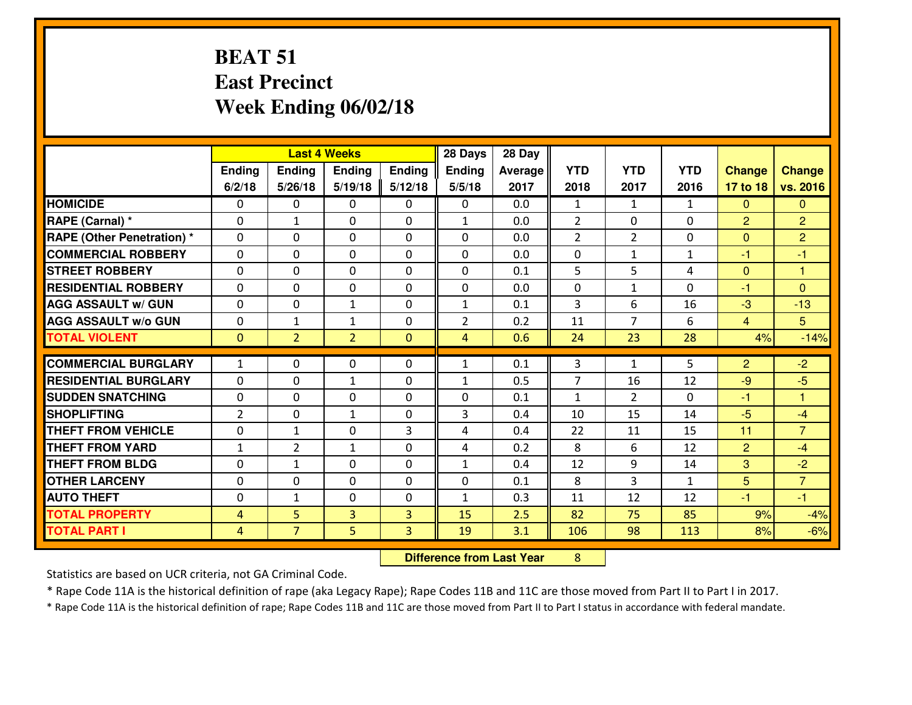# BEAT 51
## East Precinct
## Week Ending 06/02/18

| | Last 4 Weeks | | | | 28 Days | 28 Day | | | | | |
|---|---|---|---|---|---|---|---|---|---|---|---|
| | Ending 6/2/18 | Ending 5/26/18 | Ending 5/19/18 | Ending 5/12/18 | Ending 5/5/18 | Average 2017 | YTD 2018 | YTD 2017 | YTD 2016 | Change 17 to 18 | Change vs. 2016 |
| HOMICIDE | 0 | 0 | 0 | 0 | 0 | 0.0 | 1 | 1 | 1 | 0 | 0 |
| RAPE (Carnal) * | 0 | 1 | 0 | 0 | 1 | 0.0 | 2 | 0 | 0 | 2 | 2 |
| RAPE (Other Penetration) * | 0 | 0 | 0 | 0 | 0 | 0.0 | 2 | 2 | 0 | 0 | 2 |
| COMMERCIAL ROBBERY | 0 | 0 | 0 | 0 | 0 | 0.0 | 0 | 1 | 1 | -1 | -1 |
| STREET ROBBERY | 0 | 0 | 0 | 0 | 0 | 0.1 | 5 | 5 | 4 | 0 | 1 |
| RESIDENTIAL ROBBERY | 0 | 0 | 0 | 0 | 0 | 0.0 | 0 | 1 | 0 | -1 | 0 |
| AGG ASSAULT w/ GUN | 0 | 0 | 1 | 0 | 1 | 0.1 | 3 | 6 | 16 | -3 | -13 |
| AGG ASSAULT w/o GUN | 0 | 1 | 1 | 0 | 2 | 0.2 | 11 | 7 | 6 | 4 | 5 |
| TOTAL VIOLENT | 0 | 2 | 2 | 0 | 4 | 0.6 | 24 | 23 | 28 | 4% | -14% |
| COMMERCIAL BURGLARY | 1 | 0 | 0 | 0 | 1 | 0.1 | 3 | 1 | 5 | 2 | -2 |
| RESIDENTIAL BURGLARY | 0 | 0 | 1 | 0 | 1 | 0.5 | 7 | 16 | 12 | -9 | -5 |
| SUDDEN SNATCHING | 0 | 0 | 0 | 0 | 0 | 0.1 | 1 | 2 | 0 | -1 | 1 |
| SHOPLIFTING | 2 | 0 | 1 | 0 | 3 | 0.4 | 10 | 15 | 14 | -5 | -4 |
| THEFT FROM VEHICLE | 0 | 1 | 0 | 3 | 4 | 0.4 | 22 | 11 | 15 | 11 | 7 |
| THEFT FROM YARD | 1 | 2 | 1 | 0 | 4 | 0.2 | 8 | 6 | 12 | 2 | -4 |
| THEFT FROM BLDG | 0 | 1 | 0 | 0 | 1 | 0.4 | 12 | 9 | 14 | 3 | -2 |
| OTHER LARCENY | 0 | 0 | 0 | 0 | 0 | 0.1 | 8 | 3 | 1 | 5 | 7 |
| AUTO THEFT | 0 | 1 | 0 | 0 | 1 | 0.3 | 11 | 12 | 12 | -1 | -1 |
| TOTAL PROPERTY | 4 | 5 | 3 | 3 | 15 | 2.5 | 82 | 75 | 85 | 9% | -4% |
| TOTAL PART I | 4 | 7 | 5 | 3 | 19 | 3.1 | 106 | 98 | 113 | 8% | -6% |

**Difference from Last Year** 8

Statistics are based on UCR criteria, not GA Criminal Code.

* Rape Code 11A is the historical definition of rape (aka Legacy Rape); Rape Codes 11B and 11C are those moved from Part II to Part I in 2017.

* Rape Code 11A is the historical definition of rape; Rape Codes 11B and 11C are those moved from Part II to Part I status in accordance with federal mandate.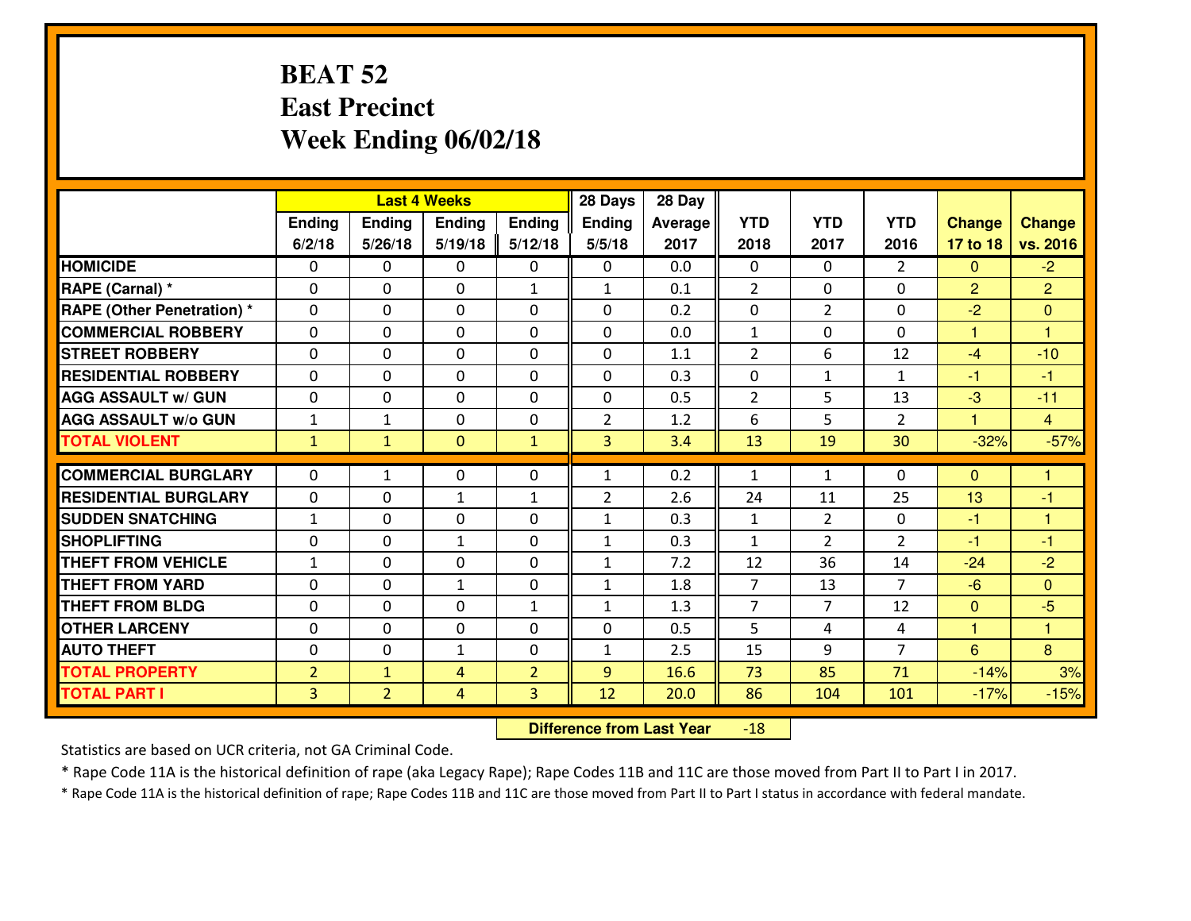# BEAT 52
## East Precinct
## Week Ending 06/02/18

| | Last 4 Weeks | | | | 28 Days | 28 Day | | | | | |
|---|---|---|---|---|---|---|---|---|---|---|---|
| | Ending 6/2/18 | Ending 5/26/18 | Ending 5/19/18 | Ending 5/12/18 | Ending 5/5/18 | Average 2017 | YTD 2018 | YTD 2017 | YTD 2016 | Change 17 to 18 | Change vs. 2016 |
| HOMICIDE | 0 | 0 | 0 | 0 | 0 | 0.0 | 0 | 0 | 2 | 0 | -2 |
| RAPE (Carnal) * | 0 | 0 | 0 | 1 | 1 | 0.1 | 2 | 0 | 0 | 2 | 2 |
| RAPE (Other Penetration) * | 0 | 0 | 0 | 0 | 0 | 0.2 | 0 | 2 | 0 | -2 | 0 |
| COMMERCIAL ROBBERY | 0 | 0 | 0 | 0 | 0 | 0.0 | 1 | 0 | 0 | 1 | 1 |
| STREET ROBBERY | 0 | 0 | 0 | 0 | 0 | 1.1 | 2 | 6 | 12 | -4 | -10 |
| RESIDENTIAL ROBBERY | 0 | 0 | 0 | 0 | 0 | 0.3 | 0 | 1 | 1 | -1 | -1 |
| AGG ASSAULT w/ GUN | 0 | 0 | 0 | 0 | 0 | 0.5 | 2 | 5 | 13 | -3 | -11 |
| AGG ASSAULT w/o GUN | 1 | 1 | 0 | 0 | 2 | 1.2 | 6 | 5 | 2 | 1 | 4 |
| TOTAL VIOLENT | 1 | 1 | 0 | 1 | 3 | 3.4 | 13 | 19 | 30 | -32% | -57% |
| COMMERCIAL BURGLARY | 0 | 1 | 0 | 0 | 1 | 0.2 | 1 | 1 | 0 | 0 | 1 |
| RESIDENTIAL BURGLARY | 0 | 0 | 1 | 1 | 2 | 2.6 | 24 | 11 | 25 | 13 | -1 |
| SUDDEN SNATCHING | 1 | 0 | 0 | 0 | 1 | 0.3 | 1 | 2 | 0 | -1 | 1 |
| SHOPLIFTING | 0 | 0 | 1 | 0 | 1 | 0.3 | 1 | 2 | 2 | -1 | -1 |
| THEFT FROM VEHICLE | 1 | 0 | 0 | 0 | 1 | 7.2 | 12 | 36 | 14 | -24 | -2 |
| THEFT FROM YARD | 0 | 0 | 1 | 0 | 1 | 1.8 | 7 | 13 | 7 | -6 | 0 |
| THEFT FROM BLDG | 0 | 0 | 0 | 1 | 1 | 1.3 | 7 | 7 | 12 | 0 | -5 |
| OTHER LARCENY | 0 | 0 | 0 | 0 | 0 | 0.5 | 5 | 4 | 4 | 1 | 1 |
| AUTO THEFT | 0 | 0 | 1 | 0 | 1 | 2.5 | 15 | 9 | 7 | 6 | 8 |
| TOTAL PROPERTY | 2 | 1 | 4 | 2 | 9 | 16.6 | 73 | 85 | 71 | -14% | 3% |
| TOTAL PART I | 3 | 2 | 4 | 3 | 12 | 20.0 | 86 | 104 | 101 | -17% | -15% |

**Difference from Last Year** -18

Statistics are based on UCR criteria, not GA Criminal Code.

* Rape Code 11A is the historical definition of rape (aka Legacy Rape); Rape Codes 11B and 11C are those moved from Part II to Part I in 2017.

* Rape Code 11A is the historical definition of rape; Rape Codes 11B and 11C are those moved from Part II to Part I status in accordance with federal mandate.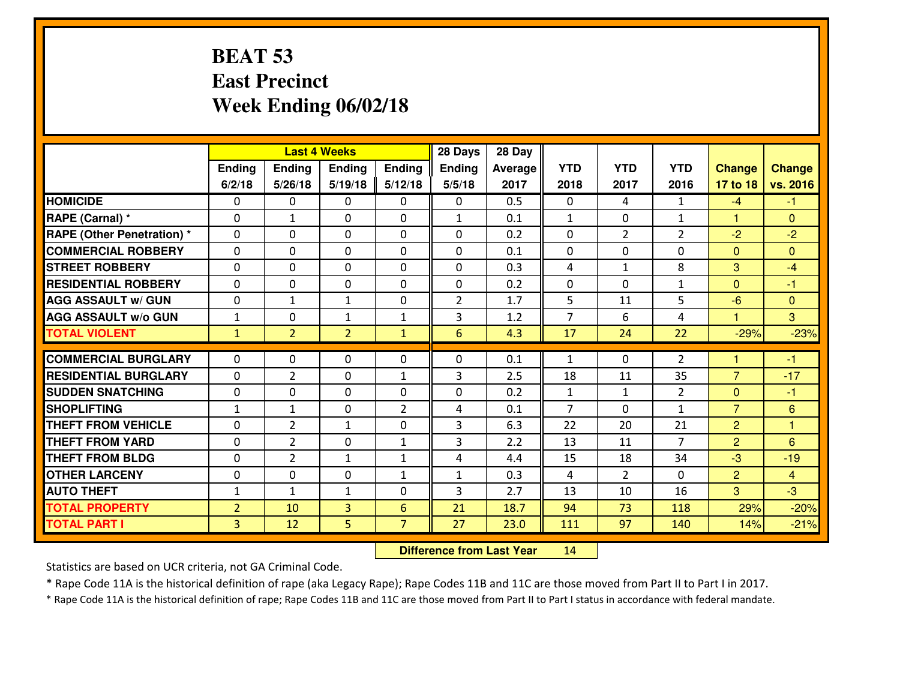# BEAT 53
## East Precinct
## Week Ending 06/02/18

| | Last 4 Weeks | | | | 28 Days | 28 Day | | | | | |
|---|---|---|---|---|---|---|---|---|---|---|---|
| | Ending 6/2/18 | Ending 5/26/18 | Ending 5/19/18 | Ending 5/12/18 | Ending 5/5/18 | Average 2017 | YTD 2018 | YTD 2017 | YTD 2016 | Change 17 to 18 | Change vs. 2016 |
| HOMICIDE | 0 | 0 | 0 | 0 | 0 | 0.5 | 0 | 4 | 1 | -4 | -1 |
| RAPE (Carnal) * | 0 | 1 | 0 | 0 | 1 | 0.1 | 1 | 0 | 1 | 1 | 0 |
| RAPE (Other Penetration) * | 0 | 0 | 0 | 0 | 0 | 0.2 | 0 | 2 | 2 | -2 | -2 |
| COMMERCIAL ROBBERY | 0 | 0 | 0 | 0 | 0 | 0.1 | 0 | 0 | 0 | 0 | 0 |
| STREET ROBBERY | 0 | 0 | 0 | 0 | 0 | 0.3 | 4 | 1 | 8 | 3 | -4 |
| RESIDENTIAL ROBBERY | 0 | 0 | 0 | 0 | 0 | 0.2 | 0 | 0 | 1 | 0 | -1 |
| AGG ASSAULT w/ GUN | 0 | 1 | 1 | 0 | 2 | 1.7 | 5 | 11 | 5 | -6 | 0 |
| AGG ASSAULT w/o GUN | 1 | 0 | 1 | 1 | 3 | 1.2 | 7 | 6 | 4 | 1 | 3 |
| TOTAL VIOLENT | 1 | 2 | 2 | 1 | 6 | 4.3 | 17 | 24 | 22 | -29% | -23% |
| COMMERCIAL BURGLARY | 0 | 0 | 0 | 0 | 0 | 0.1 | 1 | 0 | 2 | 1 | -1 |
| RESIDENTIAL BURGLARY | 0 | 2 | 0 | 1 | 3 | 2.5 | 18 | 11 | 35 | 7 | -17 |
| SUDDEN SNATCHING | 0 | 0 | 0 | 0 | 0 | 0.2 | 1 | 1 | 2 | 0 | -1 |
| SHOPLIFTING | 1 | 1 | 0 | 2 | 4 | 0.1 | 7 | 0 | 1 | 7 | 6 |
| THEFT FROM VEHICLE | 0 | 2 | 1 | 0 | 3 | 6.3 | 22 | 20 | 21 | 2 | 1 |
| THEFT FROM YARD | 0 | 2 | 0 | 1 | 3 | 2.2 | 13 | 11 | 7 | 2 | 6 |
| THEFT FROM BLDG | 0 | 2 | 1 | 1 | 4 | 4.4 | 15 | 18 | 34 | -3 | -19 |
| OTHER LARCENY | 0 | 0 | 0 | 1 | 1 | 0.3 | 4 | 2 | 0 | 2 | 4 |
| AUTO THEFT | 1 | 1 | 1 | 0 | 3 | 2.7 | 13 | 10 | 16 | 3 | -3 |
| TOTAL PROPERTY | 2 | 10 | 3 | 6 | 21 | 18.7 | 94 | 73 | 118 | 29% | -20% |
| TOTAL PART I | 3 | 12 | 5 | 7 | 27 | 23.0 | 111 | 97 | 140 | 14% | -21% |

**Difference from Last Year** 14

Statistics are based on UCR criteria, not GA Criminal Code.

* Rape Code 11A is the historical definition of rape (aka Legacy Rape); Rape Codes 11B and 11C are those moved from Part II to Part I in 2017.

* Rape Code 11A is the historical definition of rape; Rape Codes 11B and 11C are those moved from Part II to Part I status in accordance with federal mandate.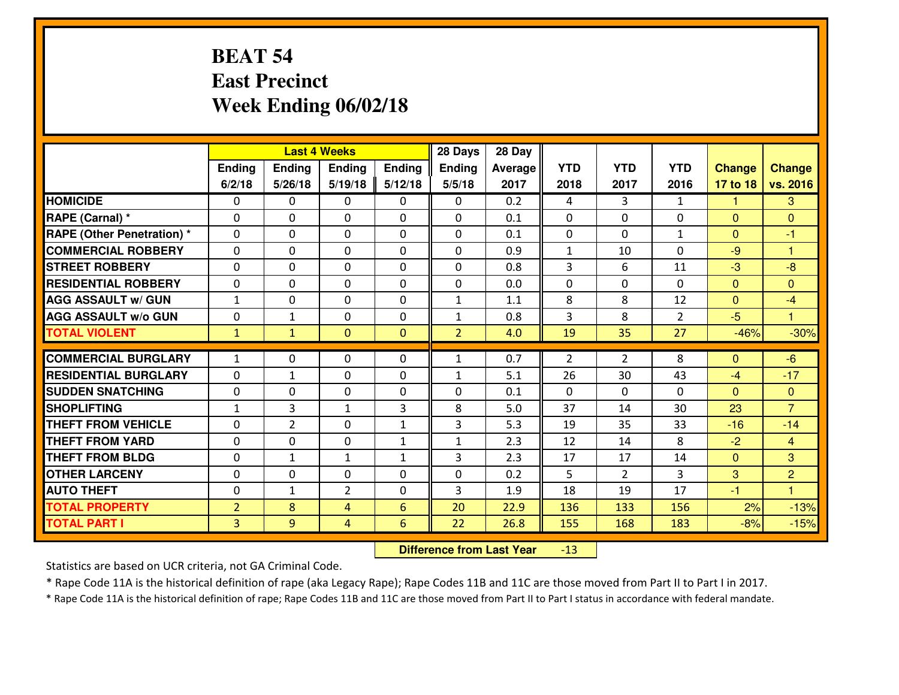# BEAT 54
## East Precinct
## Week Ending 06/02/18

| | Last 4 Weeks | | | | 28 Days | 28 Day | | | | | |
|---|---|---|---|---|---|---|---|---|---|---|---|
| | Ending 6/2/18 | Ending 5/26/18 | Ending 5/19/18 | Ending 5/12/18 | Ending 5/5/18 | Average 2017 | YTD 2018 | YTD 2017 | YTD 2016 | Change 17 to 18 | Change vs. 2016 |
| HOMICIDE | 0 | 0 | 0 | 0 | 0 | 0.2 | 4 | 3 | 1 | 1 | 3 |
| RAPE (Carnal) * | 0 | 0 | 0 | 0 | 0 | 0.1 | 0 | 0 | 0 | 0 | 0 |
| RAPE (Other Penetration) * | 0 | 0 | 0 | 0 | 0 | 0.1 | 0 | 0 | 1 | 0 | -1 |
| COMMERCIAL ROBBERY | 0 | 0 | 0 | 0 | 0 | 0.9 | 1 | 10 | 0 | -9 | 1 |
| STREET ROBBERY | 0 | 0 | 0 | 0 | 0 | 0.8 | 3 | 6 | 11 | -3 | -8 |
| RESIDENTIAL ROBBERY | 0 | 0 | 0 | 0 | 0 | 0.0 | 0 | 0 | 0 | 0 | 0 |
| AGG ASSAULT w/ GUN | 1 | 0 | 0 | 0 | 1 | 1.1 | 8 | 8 | 12 | 0 | -4 |
| AGG ASSAULT w/o GUN | 0 | 1 | 0 | 0 | 1 | 0.8 | 3 | 8 | 2 | -5 | 1 |
| TOTAL VIOLENT | 1 | 1 | 0 | 0 | 2 | 4.0 | 19 | 35 | 27 | -46% | -30% |
| COMMERCIAL BURGLARY | 1 | 0 | 0 | 0 | 1 | 0.7 | 2 | 2 | 8 | 0 | -6 |
| RESIDENTIAL BURGLARY | 0 | 1 | 0 | 0 | 1 | 5.1 | 26 | 30 | 43 | -4 | -17 |
| SUDDEN SNATCHING | 0 | 0 | 0 | 0 | 0 | 0.1 | 0 | 0 | 0 | 0 | 0 |
| SHOPLIFTING | 1 | 3 | 1 | 3 | 8 | 5.0 | 37 | 14 | 30 | 23 | 7 |
| THEFT FROM VEHICLE | 0 | 2 | 0 | 1 | 3 | 5.3 | 19 | 35 | 33 | -16 | -14 |
| THEFT FROM YARD | 0 | 0 | 0 | 1 | 1 | 2.3 | 12 | 14 | 8 | -2 | 4 |
| THEFT FROM BLDG | 0 | 1 | 1 | 1 | 3 | 2.3 | 17 | 17 | 14 | 0 | 3 |
| OTHER LARCENY | 0 | 0 | 0 | 0 | 0 | 0.2 | 5 | 2 | 3 | 3 | 2 |
| AUTO THEFT | 0 | 1 | 2 | 0 | 3 | 1.9 | 18 | 19 | 17 | -1 | 1 |
| TOTAL PROPERTY | 2 | 8 | 4 | 6 | 20 | 22.9 | 136 | 133 | 156 | 2% | -13% |
| TOTAL PART I | 3 | 9 | 4 | 6 | 22 | 26.8 | 155 | 168 | 183 | -8% | -15% |

**Difference from Last Year** -13

Statistics are based on UCR criteria, not GA Criminal Code.

* Rape Code 11A is the historical definition of rape (aka Legacy Rape); Rape Codes 11B and 11C are those moved from Part II to Part I in 2017.

* Rape Code 11A is the historical definition of rape; Rape Codes 11B and 11C are those moved from Part II to Part I status in accordance with federal mandate.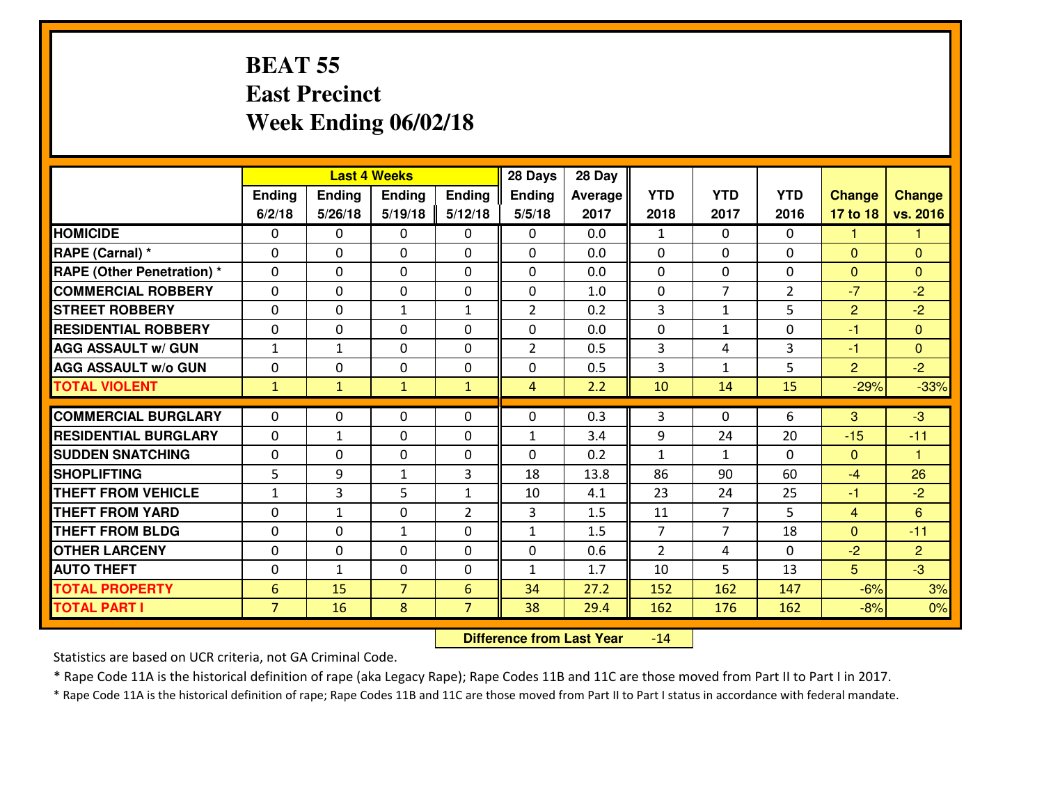# BEAT 55
## East Precinct
## Week Ending 06/02/18

| | Last 4 Weeks | | | | 28 Days | 28 Day | | | | | |
|---|---|---|---|---|---|---|---|---|---|---|---|
| | Ending 6/2/18 | Ending 5/26/18 | Ending 5/19/18 | Ending 5/12/18 | Ending 5/5/18 | Average 2017 | YTD 2018 | YTD 2017 | YTD 2016 | Change 17 to 18 | Change vs. 2016 |
| HOMICIDE | 0 | 0 | 0 | 0 | 0 | 0.0 | 1 | 0 | 0 | 1 | 1 |
| RAPE (Carnal) * | 0 | 0 | 0 | 0 | 0 | 0.0 | 0 | 0 | 0 | 0 | 0 |
| RAPE (Other Penetration) * | 0 | 0 | 0 | 0 | 0 | 0.0 | 0 | 0 | 0 | 0 | 0 |
| COMMERCIAL ROBBERY | 0 | 0 | 0 | 0 | 0 | 1.0 | 0 | 7 | 2 | -7 | -2 |
| STREET ROBBERY | 0 | 0 | 1 | 1 | 2 | 0.2 | 3 | 1 | 5 | 2 | -2 |
| RESIDENTIAL ROBBERY | 0 | 0 | 0 | 0 | 0 | 0.0 | 0 | 1 | 0 | -1 | 0 |
| AGG ASSAULT w/ GUN | 1 | 1 | 0 | 0 | 2 | 0.5 | 3 | 4 | 3 | -1 | 0 |
| AGG ASSAULT w/o GUN | 0 | 0 | 0 | 0 | 0 | 0.5 | 3 | 1 | 5 | 2 | -2 |
| TOTAL VIOLENT | 1 | 1 | 1 | 1 | 4 | 2.2 | 10 | 14 | 15 | -29% | -33% |
| COMMERCIAL BURGLARY | 0 | 0 | 0 | 0 | 0 | 0.3 | 3 | 0 | 6 | 3 | -3 |
| RESIDENTIAL BURGLARY | 0 | 1 | 0 | 0 | 1 | 3.4 | 9 | 24 | 20 | -15 | -11 |
| SUDDEN SNATCHING | 0 | 0 | 0 | 0 | 0 | 0.2 | 1 | 1 | 0 | 0 | 1 |
| SHOPLIFTING | 5 | 9 | 1 | 3 | 18 | 13.8 | 86 | 90 | 60 | -4 | 26 |
| THEFT FROM VEHICLE | 1 | 3 | 5 | 1 | 10 | 4.1 | 23 | 24 | 25 | -1 | -2 |
| THEFT FROM YARD | 0 | 1 | 0 | 2 | 3 | 1.5 | 11 | 7 | 5 | 4 | 6 |
| THEFT FROM BLDG | 0 | 0 | 1 | 0 | 1 | 1.5 | 7 | 7 | 18 | 0 | -11 |
| OTHER LARCENY | 0 | 0 | 0 | 0 | 0 | 0.6 | 2 | 4 | 0 | -2 | 2 |
| AUTO THEFT | 0 | 1 | 0 | 0 | 1 | 1.7 | 10 | 5 | 13 | 5 | -3 |
| TOTAL PROPERTY | 6 | 15 | 7 | 6 | 34 | 27.2 | 152 | 162 | 147 | -6% | 3% |
| TOTAL PART I | 7 | 16 | 8 | 7 | 38 | 29.4 | 162 | 176 | 162 | -8% | 0% |

**Difference from Last Year** -14

Statistics are based on UCR criteria, not GA Criminal Code.

* Rape Code 11A is the historical definition of rape (aka Legacy Rape); Rape Codes 11B and 11C are those moved from Part II to Part I in 2017.

* Rape Code 11A is the historical definition of rape; Rape Codes 11B and 11C are those moved from Part II to Part I status in accordance with federal mandate.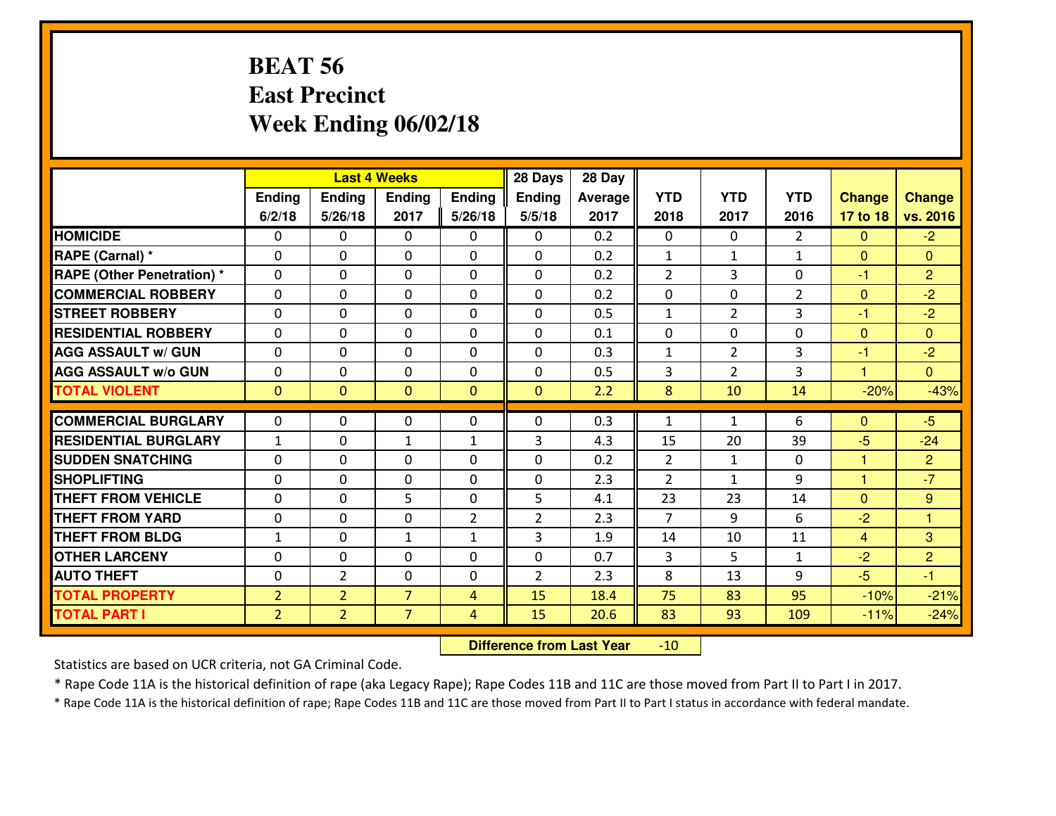# BEAT 56
# East Precinct
# Week Ending 06/02/18

| | Last 4 Weeks | | | | 28 Days | 28 Day | | | | | |
|---|---|---|---|---|---|---|---|---|---|---|---|
| | Ending 6/2/18 | Ending 5/26/18 | Ending 2017 | Ending 5/26/18 | Ending 5/5/18 | Average 2017 | YTD 2018 | YTD 2017 | YTD 2016 | Change 17 to 18 | Change vs. 2016 |
| **HOMICIDE** | 0 | 0 | 0 | 0 | 0 | 0.2 | 0 | 0 | 2 | 0 | -2 |
| **RAPE (Carnal) *** | 0 | 0 | 0 | 0 | 0 | 0.2 | 1 | 1 | 1 | 0 | 0 |
| **RAPE (Other Penetration) *** | 0 | 0 | 0 | 0 | 0 | 0.2 | 2 | 3 | 0 | -1 | 2 |
| **COMMERCIAL ROBBERY** | 0 | 0 | 0 | 0 | 0 | 0.2 | 0 | 0 | 2 | 0 | -2 |
| **STREET ROBBERY** | 0 | 0 | 0 | 0 | 0 | 0.5 | 1 | 2 | 3 | -1 | -2 |
| **RESIDENTIAL ROBBERY** | 0 | 0 | 0 | 0 | 0 | 0.1 | 0 | 0 | 0 | 0 | 0 |
| **AGG ASSAULT w/ GUN** | 0 | 0 | 0 | 0 | 0 | 0.3 | 1 | 2 | 3 | -1 | -2 |
| **AGG ASSAULT w/o GUN** | 0 | 0 | 0 | 0 | 0 | 0.5 | 3 | 2 | 3 | 1 | 0 |
| **TOTAL VIOLENT** | 0 | 0 | 0 | 0 | 0 | 2.2 | 8 | 10 | 14 | -20% | -43% |
| **COMMERCIAL BURGLARY** | 0 | 0 | 0 | 0 | 0 | 0.3 | 1 | 1 | 6 | 0 | -5 |
| **RESIDENTIAL BURGLARY** | 1 | 0 | 1 | 1 | 3 | 4.3 | 15 | 20 | 39 | -5 | -24 |
| **SUDDEN SNATCHING** | 0 | 0 | 0 | 0 | 0 | 0.2 | 2 | 1 | 0 | 1 | 2 |
| **SHOPLIFTING** | 0 | 0 | 0 | 0 | 0 | 2.3 | 2 | 1 | 9 | 1 | -7 |
| **THEFT FROM VEHICLE** | 0 | 0 | 5 | 0 | 5 | 4.1 | 23 | 23 | 14 | 0 | 9 |
| **THEFT FROM YARD** | 0 | 0 | 0 | 2 | 2 | 2.3 | 7 | 9 | 6 | -2 | 1 |
| **THEFT FROM BLDG** | 1 | 0 | 1 | 1 | 3 | 1.9 | 14 | 10 | 11 | 4 | 3 |
| **OTHER LARCENY** | 0 | 0 | 0 | 0 | 0 | 0.7 | 3 | 5 | 1 | -2 | 2 |
| **AUTO THEFT** | 0 | 2 | 0 | 0 | 2 | 2.3 | 8 | 13 | 9 | -5 | -1 |
| **TOTAL PROPERTY** | 2 | 2 | 7 | 4 | 15 | 18.4 | 75 | 83 | 95 | -10% | -21% |
| **TOTAL PART I** | 2 | 2 | 7 | 4 | 15 | 20.6 | 83 | 93 | 109 | -11% | -24% |

**Difference from Last Year** -10

Statistics are based on UCR criteria, not GA Criminal Code.

* Rape Code 11A is the historical definition of rape (aka Legacy Rape); Rape Codes 11B and 11C are those moved from Part II to Part I in 2017.

* Rape Code 11A is the historical definition of rape; Rape Codes 11B and 11C are those moved from Part II to Part I status in accordance with federal mandate.